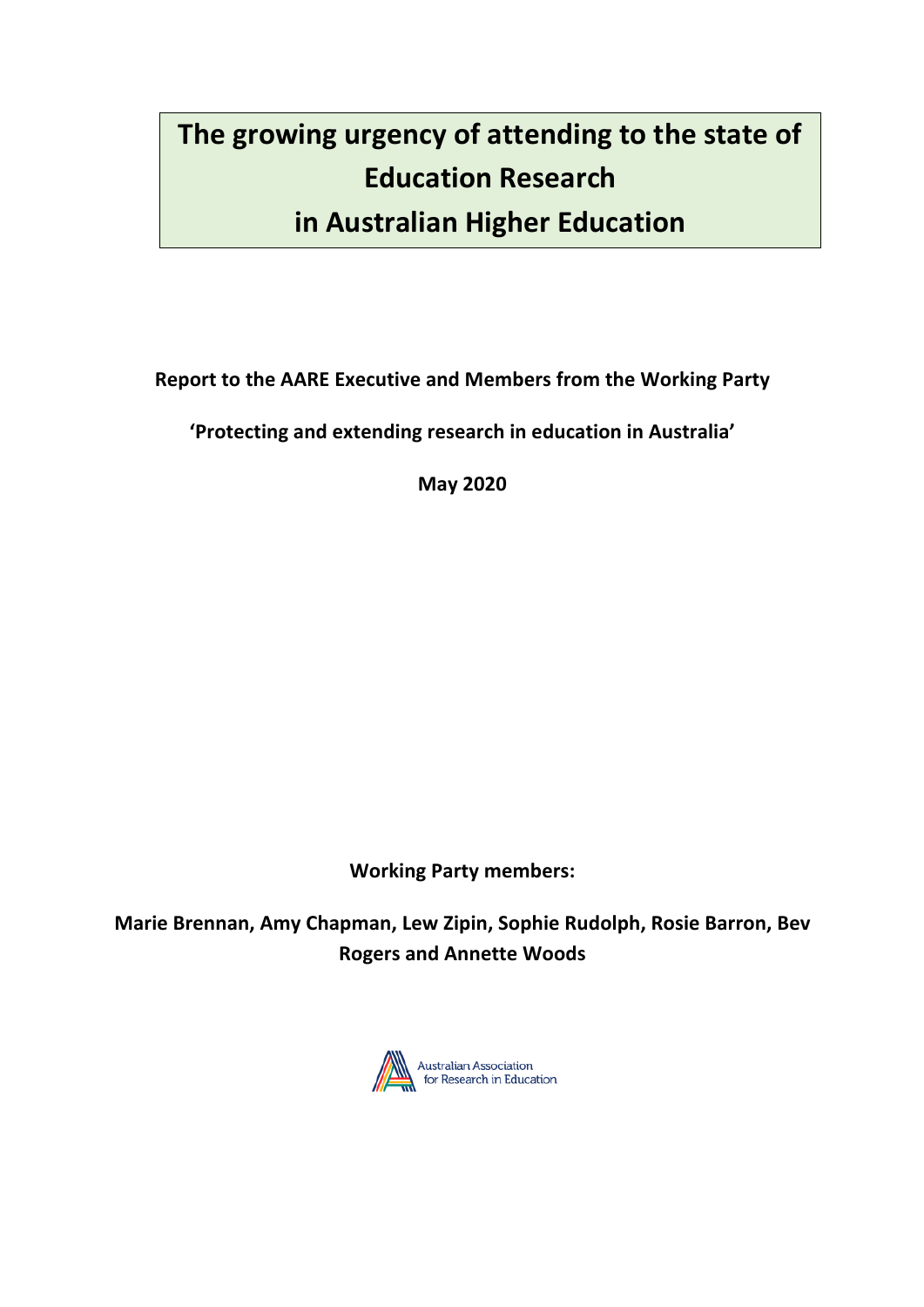# The growing urgency of attending to the state of Education Research in Australian Higher Education

**Report to the AARE Executive and Members from the Working Party**

**'Protecting and extending research in education in Australia'**

**May 2020**

**Working Party members:**

**Marie Brennan, Amy Chapman, Lew Zipin, Sophie Rudolph, Rosie Barron, Bev Rogers and Annette Woods**

Australian Association for Research in Education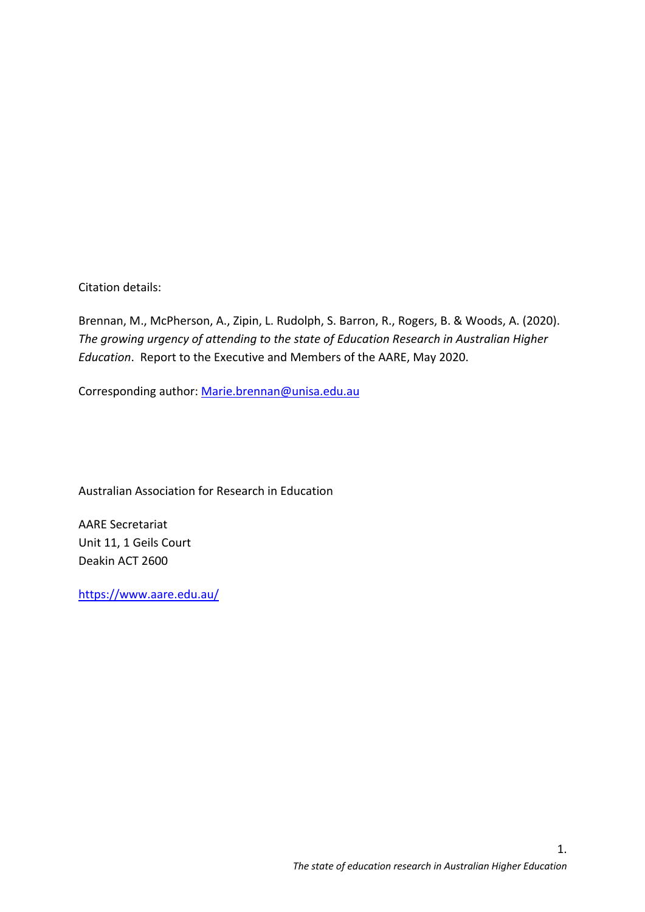Citation details:

Brennan, M., McPherson, A., Zipin, L. Rudolph, S. Barron, R., Rogers, B. & Woods, A. (2020). *The growing urgency of attending to the state of Education Research in Australian Higher Education*. Report to the Executive and Members of the AARE, May 2020.

Corresponding author: Marie.brennan@unisa.edu.au

Australian Association for Research in Education

AARE Secretariat
Unit 11, 1 Geils Court
Deakin ACT 2600

https://www.aare.edu.au/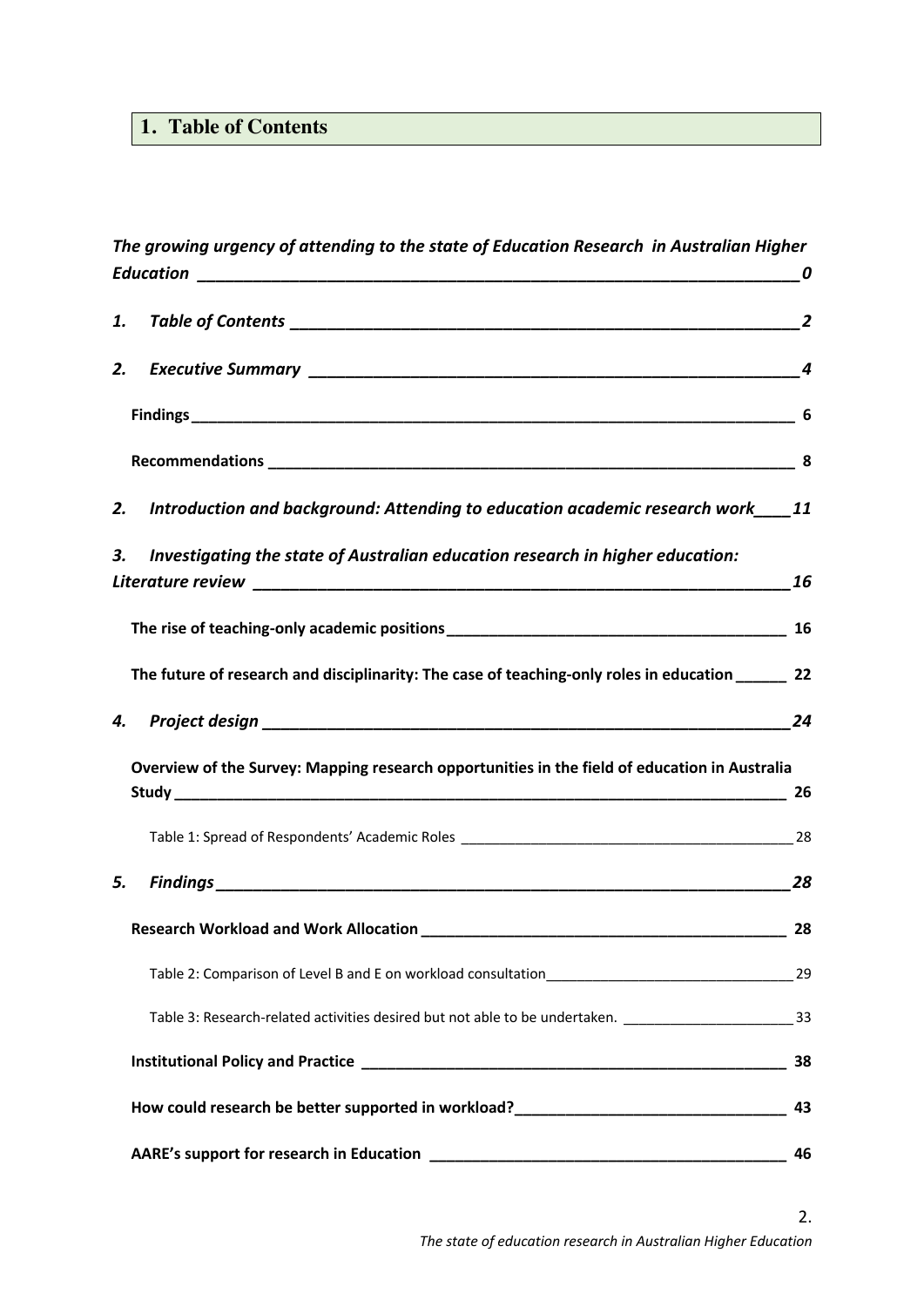## 1. Table of Contents

*The growing urgency of attending to the state of Education Research in Australian Higher Education* ______ *0*

*1. Table of Contents* ______ *2*

*2. Executive Summary* ______ *4*

**Findings** ______ **6**

**Recommendations** ______ **8**

*2. Introduction and background: Attending to education academic research work* ______ *11*

*3. Investigating the state of Australian education research in higher education: Literature review* ______ *16*

**The rise of teaching-only academic positions** ______ **16**

**The future of research and disciplinarity: The case of teaching-only roles in education** ______ **22**

*4. Project design* ______ *24*

**Overview of the Survey: Mapping research opportunities in the field of education in Australia Study** ______ **26**

Table 1: Spread of Respondents' Academic Roles ______ 28

*5. Findings* ______ *28*

**Research Workload and Work Allocation** ______ **28**

Table 2: Comparison of Level B and E on workload consultation ______ 29

Table 3: Research-related activities desired but not able to be undertaken. ______ 33

**Institutional Policy and Practice** ______ **38**

**How could research be better supported in workload?** ______ **43**

**AARE's support for research in Education** ______ **46**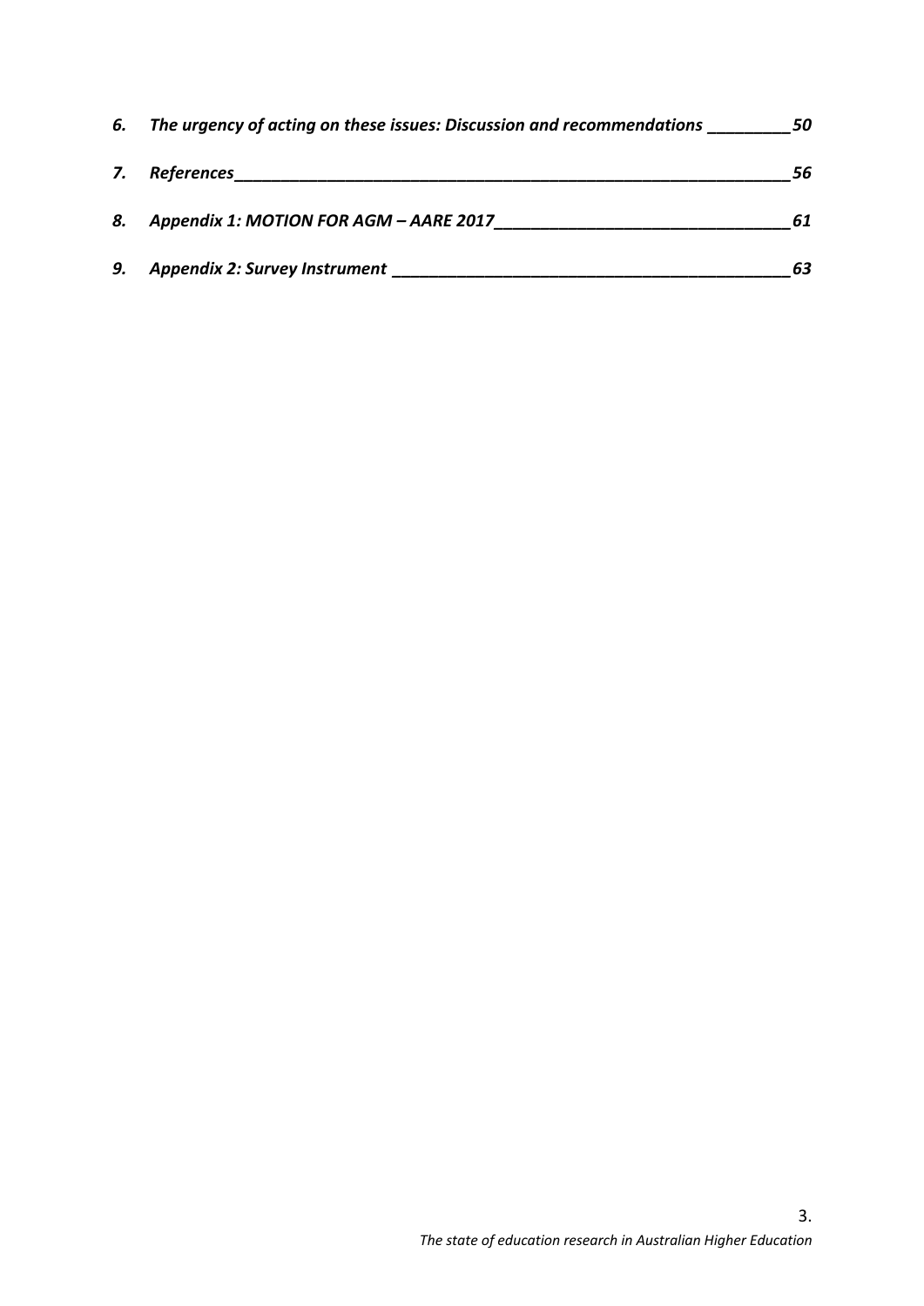*6. The urgency of acting on these issues: Discussion and recommendations ____________ 50*

*7. References_______________________________________________________________ 56*

*8. Appendix 1: MOTION FOR AGM – AARE 2017__________________________________ 61*

*9. Appendix 2: Survey Instrument ____________________________________________ 63*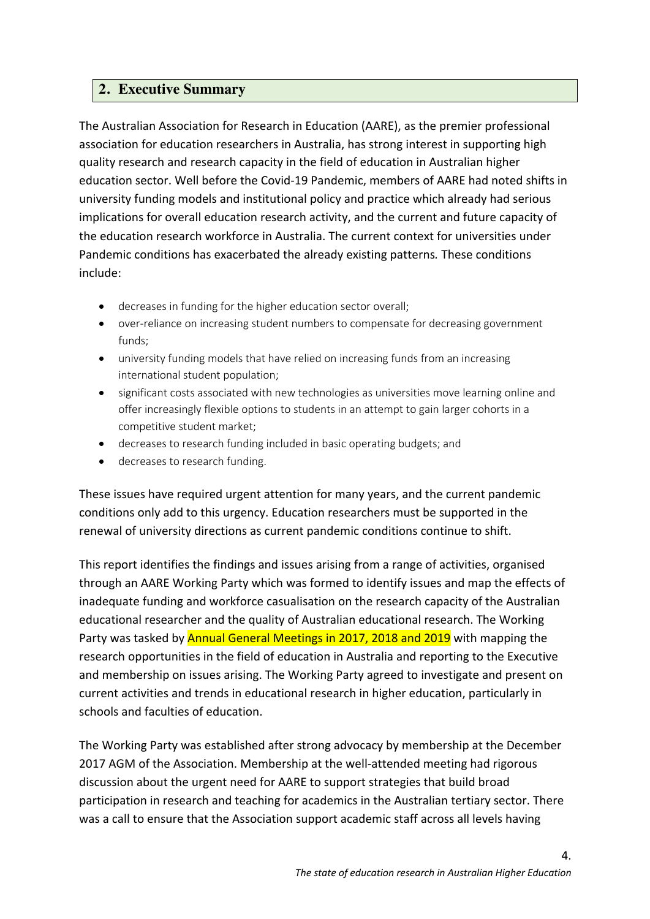## 2. Executive Summary

The Australian Association for Research in Education (AARE), as the premier professional association for education researchers in Australia, has strong interest in supporting high quality research and research capacity in the field of education in Australian higher education sector. Well before the Covid-19 Pandemic, members of AARE had noted shifts in university funding models and institutional policy and practice which already had serious implications for overall education research activity, and the current and future capacity of the education research workforce in Australia. The current context for universities under Pandemic conditions has exacerbated the already existing patterns. These conditions include:

- decreases in funding for the higher education sector overall;
- over-reliance on increasing student numbers to compensate for decreasing government funds;
- university funding models that have relied on increasing funds from an increasing international student population;
- significant costs associated with new technologies as universities move learning online and offer increasingly flexible options to students in an attempt to gain larger cohorts in a competitive student market;
- decreases to research funding included in basic operating budgets; and
- decreases to research funding.

These issues have required urgent attention for many years, and the current pandemic conditions only add to this urgency. Education researchers must be supported in the renewal of university directions as current pandemic conditions continue to shift.

This report identifies the findings and issues arising from a range of activities, organised through an AARE Working Party which was formed to identify issues and map the effects of inadequate funding and workforce casualisation on the research capacity of the Australian educational researcher and the quality of Australian educational research. The Working Party was tasked by Annual General Meetings in 2017, 2018 and 2019 with mapping the research opportunities in the field of education in Australia and reporting to the Executive and membership on issues arising. The Working Party agreed to investigate and present on current activities and trends in educational research in higher education, particularly in schools and faculties of education.

The Working Party was established after strong advocacy by membership at the December 2017 AGM of the Association. Membership at the well-attended meeting had rigorous discussion about the urgent need for AARE to support strategies that build broad participation in research and teaching for academics in the Australian tertiary sector. There was a call to ensure that the Association support academic staff across all levels having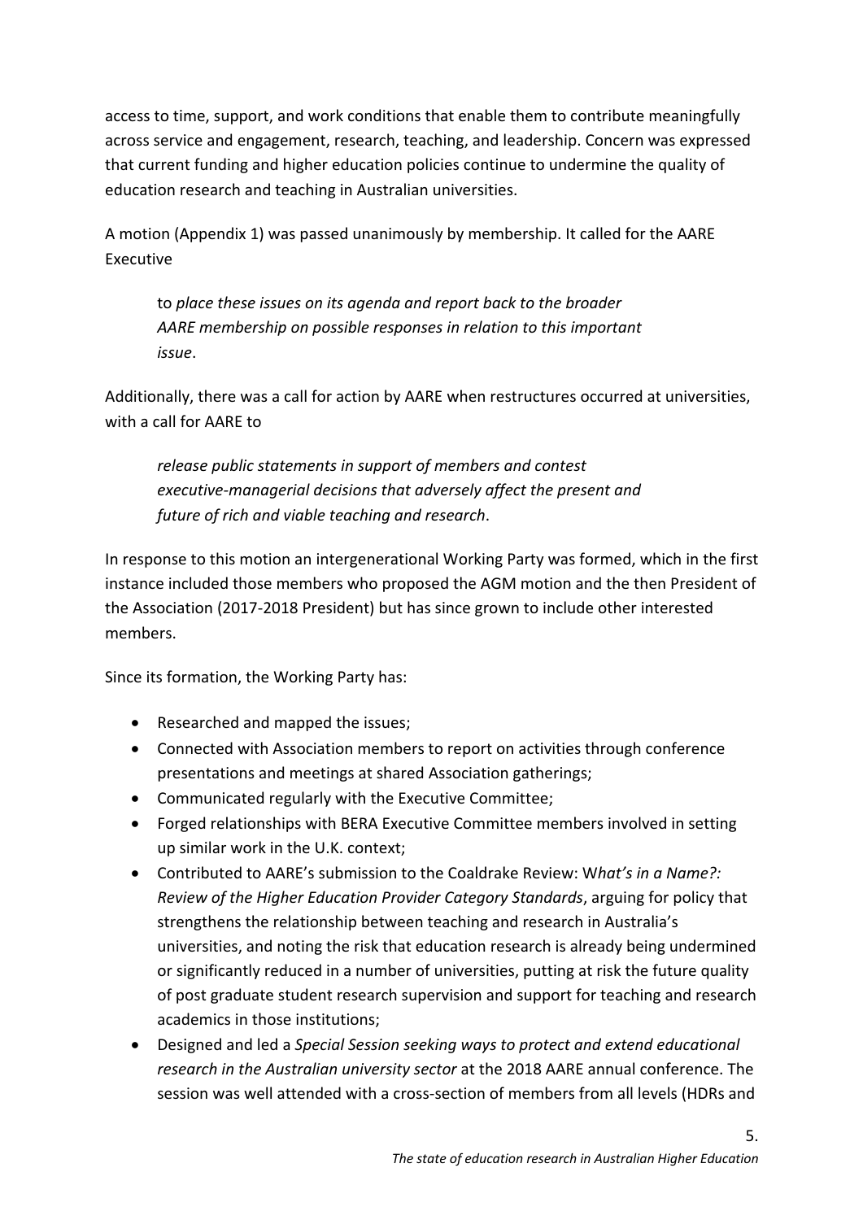access to time, support, and work conditions that enable them to contribute meaningfully across service and engagement, research, teaching, and leadership. Concern was expressed that current funding and higher education policies continue to undermine the quality of education research and teaching in Australian universities.

A motion (Appendix 1) was passed unanimously by membership. It called for the AARE Executive

> to *place these issues on its agenda and report back to the broader AARE membership on possible responses in relation to this important issue*.

Additionally, there was a call for action by AARE when restructures occurred at universities, with a call for AARE to

> *release public statements in support of members and contest executive-managerial decisions that adversely affect the present and future of rich and viable teaching and research*.

In response to this motion an intergenerational Working Party was formed, which in the first instance included those members who proposed the AGM motion and the then President of the Association (2017-2018 President) but has since grown to include other interested members.

Since its formation, the Working Party has:

- Researched and mapped the issues;
- Connected with Association members to report on activities through conference presentations and meetings at shared Association gatherings;
- Communicated regularly with the Executive Committee;
- Forged relationships with BERA Executive Committee members involved in setting up similar work in the U.K. context;
- Contributed to AARE's submission to the Coaldrake Review: W*hat's in a Name?: Review of the Higher Education Provider Category Standards*, arguing for policy that strengthens the relationship between teaching and research in Australia's universities, and noting the risk that education research is already being undermined or significantly reduced in a number of universities, putting at risk the future quality of post graduate student research supervision and support for teaching and research academics in those institutions;
- Designed and led a *Special Session seeking ways to protect and extend educational research in the Australian university sector* at the 2018 AARE annual conference. The session was well attended with a cross-section of members from all levels (HDRs and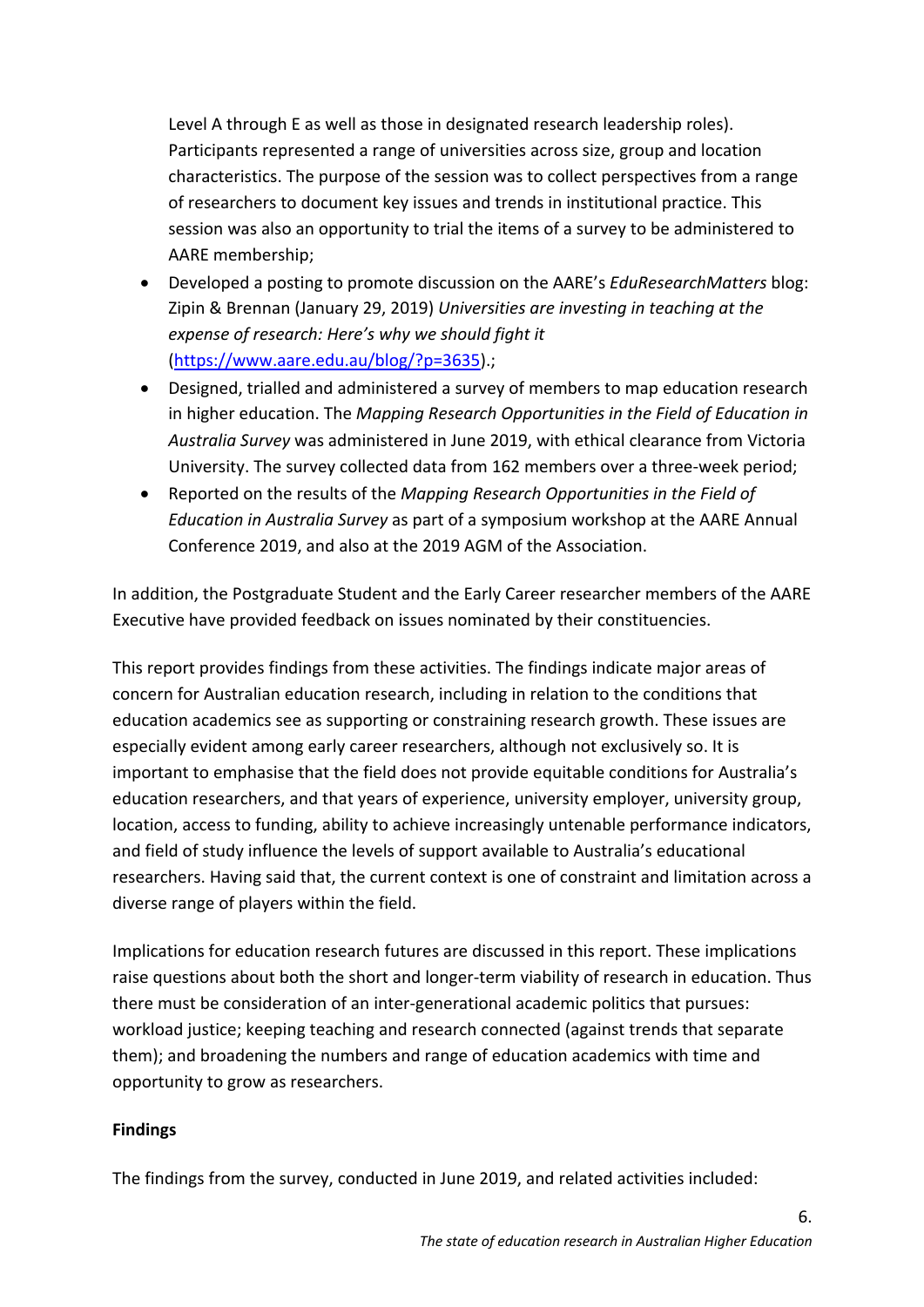Level A through E as well as those in designated research leadership roles). Participants represented a range of universities across size, group and location characteristics. The purpose of the session was to collect perspectives from a range of researchers to document key issues and trends in institutional practice. This session was also an opportunity to trial the items of a survey to be administered to AARE membership;

- Developed a posting to promote discussion on the AARE's *EduResearchMatters* blog: Zipin & Brennan (January 29, 2019) *Universities are investing in teaching at the expense of research: Here's why we should fight it* (https://www.aare.edu.au/blog/?p=3635).;
- Designed, trialled and administered a survey of members to map education research in higher education. The *Mapping Research Opportunities in the Field of Education in Australia Survey* was administered in June 2019, with ethical clearance from Victoria University. The survey collected data from 162 members over a three-week period;
- Reported on the results of the *Mapping Research Opportunities in the Field of Education in Australia Survey* as part of a symposium workshop at the AARE Annual Conference 2019, and also at the 2019 AGM of the Association.

In addition, the Postgraduate Student and the Early Career researcher members of the AARE Executive have provided feedback on issues nominated by their constituencies.

This report provides findings from these activities. The findings indicate major areas of concern for Australian education research, including in relation to the conditions that education academics see as supporting or constraining research growth. These issues are especially evident among early career researchers, although not exclusively so. It is important to emphasise that the field does not provide equitable conditions for Australia's education researchers, and that years of experience, university employer, university group, location, access to funding, ability to achieve increasingly untenable performance indicators, and field of study influence the levels of support available to Australia's educational researchers. Having said that, the current context is one of constraint and limitation across a diverse range of players within the field.

Implications for education research futures are discussed in this report. These implications raise questions about both the short and longer-term viability of research in education. Thus there must be consideration of an inter-generational academic politics that pursues: workload justice; keeping teaching and research connected (against trends that separate them); and broadening the numbers and range of education academics with time and opportunity to grow as researchers.

**Findings**

The findings from the survey, conducted in June 2019, and related activities included: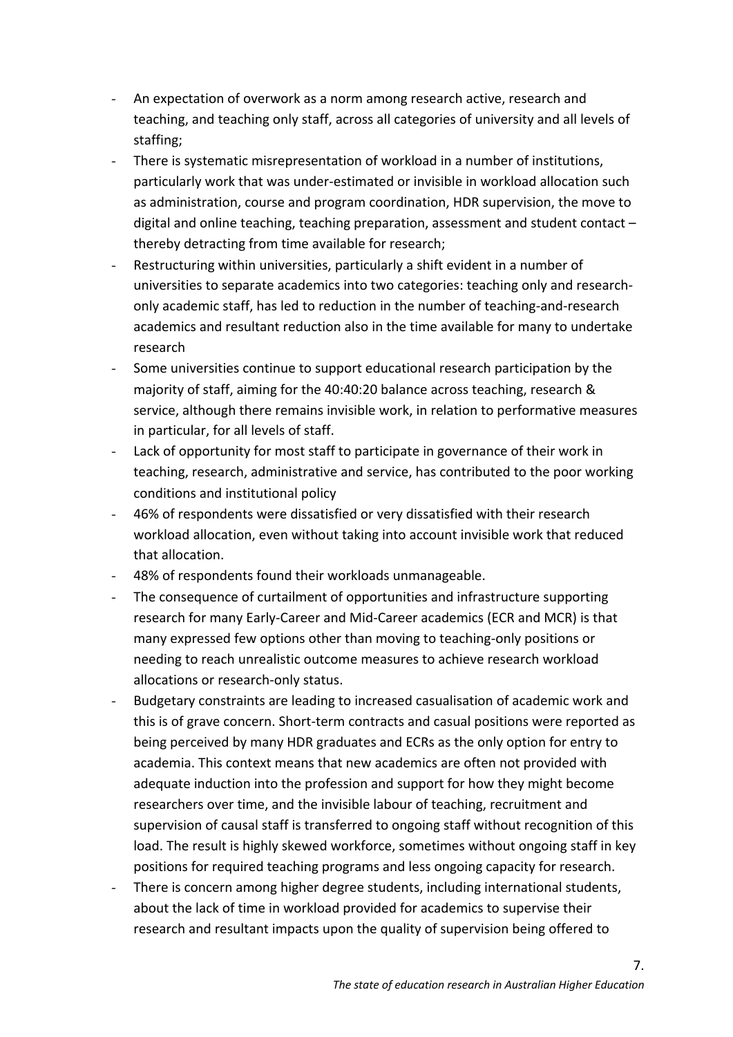- An expectation of overwork as a norm among research active, research and teaching, and teaching only staff, across all categories of university and all levels of staffing;
- There is systematic misrepresentation of workload in a number of institutions, particularly work that was under-estimated or invisible in workload allocation such as administration, course and program coordination, HDR supervision, the move to digital and online teaching, teaching preparation, assessment and student contact – thereby detracting from time available for research;
- Restructuring within universities, particularly a shift evident in a number of universities to separate academics into two categories: teaching only and research-only academic staff, has led to reduction in the number of teaching-and-research academics and resultant reduction also in the time available for many to undertake research
- Some universities continue to support educational research participation by the majority of staff, aiming for the 40:40:20 balance across teaching, research & service, although there remains invisible work, in relation to performative measures in particular, for all levels of staff.
- Lack of opportunity for most staff to participate in governance of their work in teaching, research, administrative and service, has contributed to the poor working conditions and institutional policy
- 46% of respondents were dissatisfied or very dissatisfied with their research workload allocation, even without taking into account invisible work that reduced that allocation.
- 48% of respondents found their workloads unmanageable.
- The consequence of curtailment of opportunities and infrastructure supporting research for many Early-Career and Mid-Career academics (ECR and MCR) is that many expressed few options other than moving to teaching-only positions or needing to reach unrealistic outcome measures to achieve research workload allocations or research-only status.
- Budgetary constraints are leading to increased casualisation of academic work and this is of grave concern. Short-term contracts and casual positions were reported as being perceived by many HDR graduates and ECRs as the only option for entry to academia. This context means that new academics are often not provided with adequate induction into the profession and support for how they might become researchers over time, and the invisible labour of teaching, recruitment and supervision of causal staff is transferred to ongoing staff without recognition of this load. The result is highly skewed workforce, sometimes without ongoing staff in key positions for required teaching programs and less ongoing capacity for research.
- There is concern among higher degree students, including international students, about the lack of time in workload provided for academics to supervise their research and resultant impacts upon the quality of supervision being offered to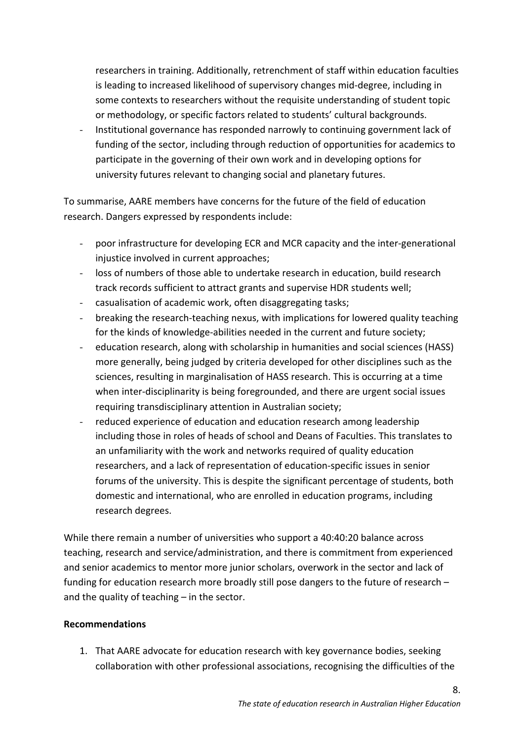researchers in training. Additionally, retrenchment of staff within education faculties is leading to increased likelihood of supervisory changes mid-degree, including in some contexts to researchers without the requisite understanding of student topic or methodology, or specific factors related to students' cultural backgrounds.

- Institutional governance has responded narrowly to continuing government lack of funding of the sector, including through reduction of opportunities for academics to participate in the governing of their own work and in developing options for university futures relevant to changing social and planetary futures.

To summarise, AARE members have concerns for the future of the field of education research. Dangers expressed by respondents include:

- poor infrastructure for developing ECR and MCR capacity and the inter-generational injustice involved in current approaches;
- loss of numbers of those able to undertake research in education, build research track records sufficient to attract grants and supervise HDR students well;
- casualisation of academic work, often disaggregating tasks;
- breaking the research-teaching nexus, with implications for lowered quality teaching for the kinds of knowledge-abilities needed in the current and future society;
- education research, along with scholarship in humanities and social sciences (HASS) more generally, being judged by criteria developed for other disciplines such as the sciences, resulting in marginalisation of HASS research. This is occurring at a time when inter-disciplinarity is being foregrounded, and there are urgent social issues requiring transdisciplinary attention in Australian society;
- reduced experience of education and education research among leadership including those in roles of heads of school and Deans of Faculties. This translates to an unfamiliarity with the work and networks required of quality education researchers, and a lack of representation of education-specific issues in senior forums of the university. This is despite the significant percentage of students, both domestic and international, who are enrolled in education programs, including research degrees.

While there remain a number of universities who support a 40:40:20 balance across teaching, research and service/administration, and there is commitment from experienced and senior academics to mentor more junior scholars, overwork in the sector and lack of funding for education research more broadly still pose dangers to the future of research – and the quality of teaching – in the sector.

**Recommendations**

1. That AARE advocate for education research with key governance bodies, seeking collaboration with other professional associations, recognising the difficulties of the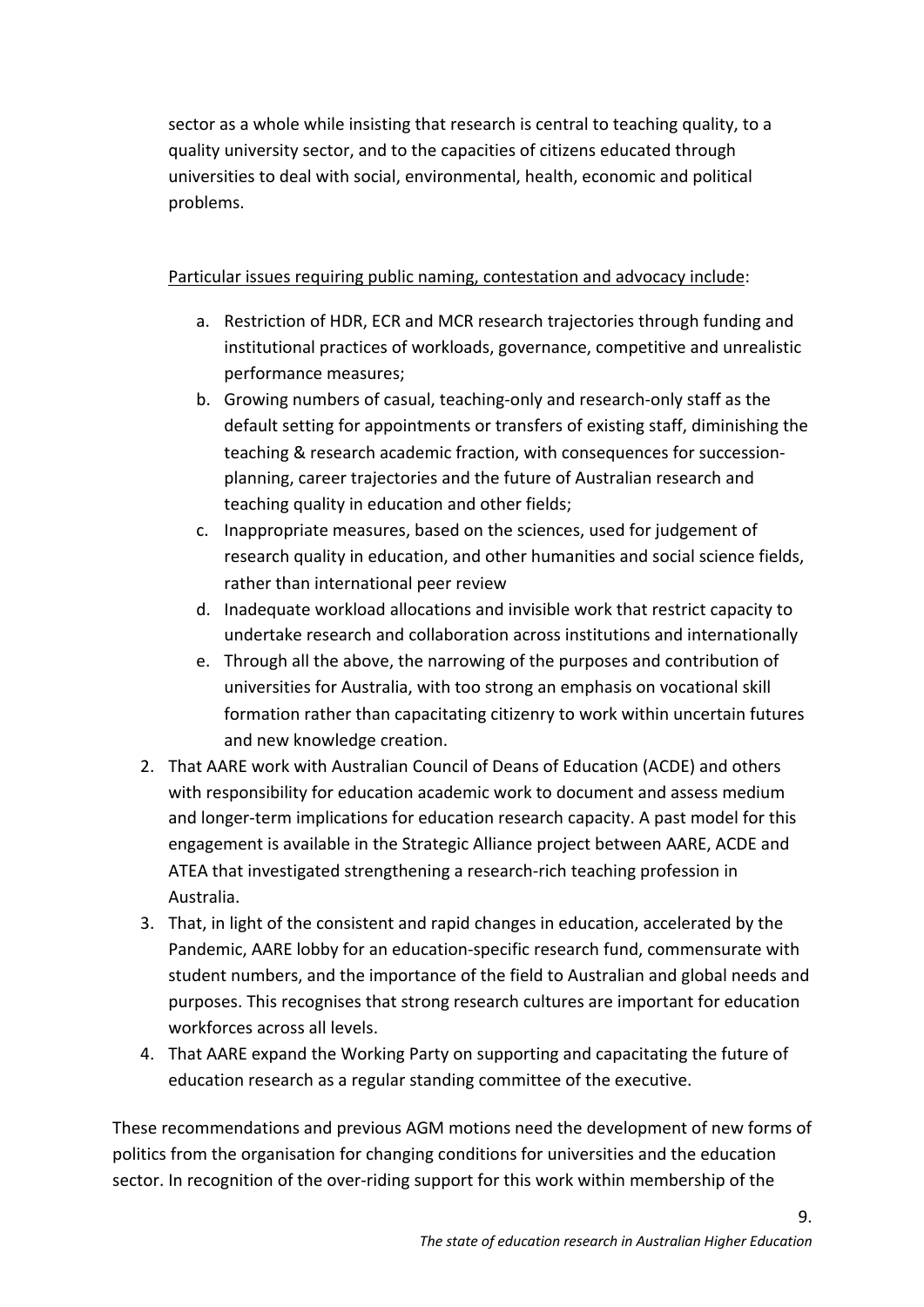sector as a whole while insisting that research is central to teaching quality, to a quality university sector, and to the capacities of citizens educated through universities to deal with social, environmental, health, economic and political problems.

<u>Particular issues requiring public naming, contestation and advocacy include</u>:

a. Restriction of HDR, ECR and MCR research trajectories through funding and institutional practices of workloads, governance, competitive and unrealistic performance measures;
b. Growing numbers of casual, teaching-only and research-only staff as the default setting for appointments or transfers of existing staff, diminishing the teaching & research academic fraction, with consequences for succession-planning, career trajectories and the future of Australian research and teaching quality in education and other fields;
c. Inappropriate measures, based on the sciences, used for judgement of research quality in education, and other humanities and social science fields, rather than international peer review
d. Inadequate workload allocations and invisible work that restrict capacity to undertake research and collaboration across institutions and internationally
e. Through all the above, the narrowing of the purposes and contribution of universities for Australia, with too strong an emphasis on vocational skill formation rather than capacitating citizenry to work within uncertain futures and new knowledge creation.

2. That AARE work with Australian Council of Deans of Education (ACDE) and others with responsibility for education academic work to document and assess medium and longer-term implications for education research capacity. A past model for this engagement is available in the Strategic Alliance project between AARE, ACDE and ATEA that investigated strengthening a research-rich teaching profession in Australia.
3. That, in light of the consistent and rapid changes in education, accelerated by the Pandemic, AARE lobby for an education-specific research fund, commensurate with student numbers, and the importance of the field to Australian and global needs and purposes. This recognises that strong research cultures are important for education workforces across all levels.
4. That AARE expand the Working Party on supporting and capacitating the future of education research as a regular standing committee of the executive.

These recommendations and previous AGM motions need the development of new forms of politics from the organisation for changing conditions for universities and the education sector. In recognition of the over-riding support for this work within membership of the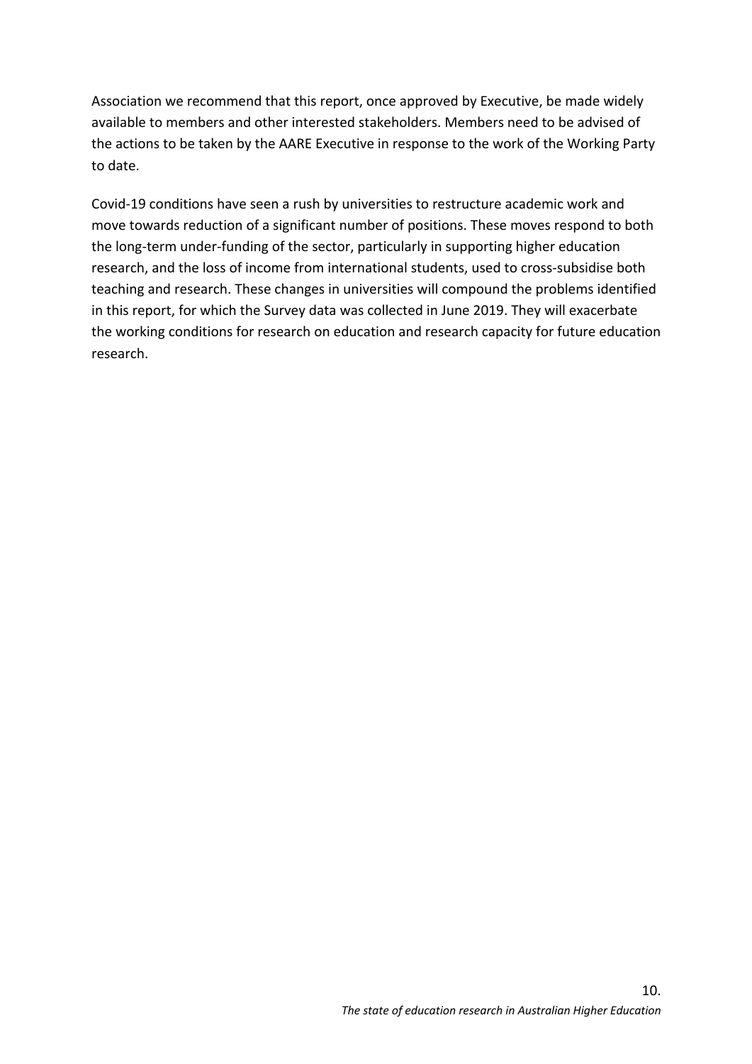Association we recommend that this report, once approved by Executive, be made widely available to members and other interested stakeholders. Members need to be advised of the actions to be taken by the AARE Executive in response to the work of the Working Party to date.

Covid-19 conditions have seen a rush by universities to restructure academic work and move towards reduction of a significant number of positions. These moves respond to both the long-term under-funding of the sector, particularly in supporting higher education research, and the loss of income from international students, used to cross-subsidise both teaching and research. These changes in universities will compound the problems identified in this report, for which the Survey data was collected in June 2019. They will exacerbate the working conditions for research on education and research capacity for future education research.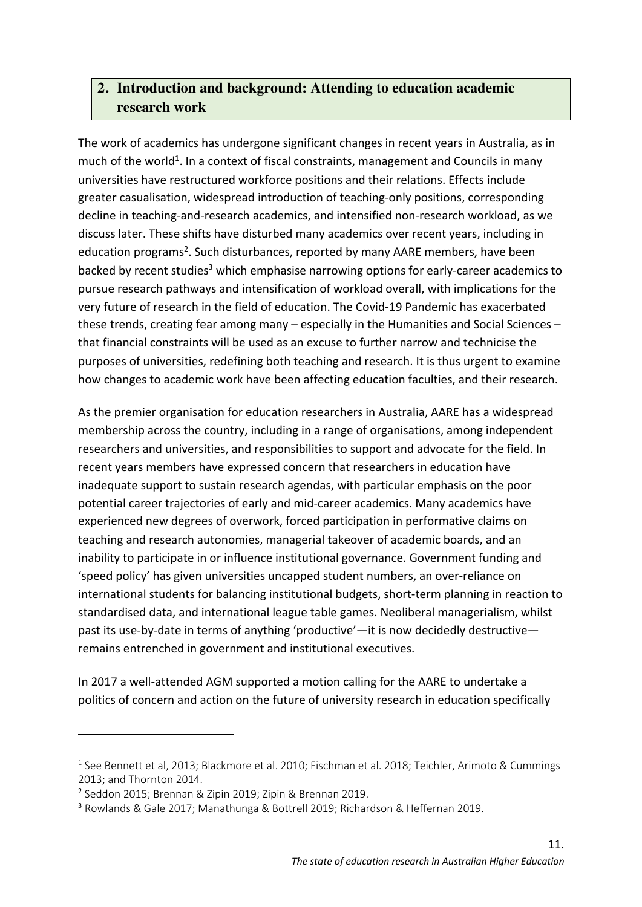## 2. Introduction and background: Attending to education academic research work

The work of academics has undergone significant changes in recent years in Australia, as in much of the world[1]. In a context of fiscal constraints, management and Councils in many universities have restructured workforce positions and their relations. Effects include greater casualisation, widespread introduction of teaching-only positions, corresponding decline in teaching-and-research academics, and intensified non-research workload, as we discuss later. These shifts have disturbed many academics over recent years, including in education programs[2]. Such disturbances, reported by many AARE members, have been backed by recent studies[3] which emphasise narrowing options for early-career academics to pursue research pathways and intensification of workload overall, with implications for the very future of research in the field of education. The Covid-19 Pandemic has exacerbated these trends, creating fear among many – especially in the Humanities and Social Sciences – that financial constraints will be used as an excuse to further narrow and technicise the purposes of universities, redefining both teaching and research. It is thus urgent to examine how changes to academic work have been affecting education faculties, and their research.

As the premier organisation for education researchers in Australia, AARE has a widespread membership across the country, including in a range of organisations, among independent researchers and universities, and responsibilities to support and advocate for the field. In recent years members have expressed concern that researchers in education have inadequate support to sustain research agendas, with particular emphasis on the poor potential career trajectories of early and mid-career academics. Many academics have experienced new degrees of overwork, forced participation in performative claims on teaching and research autonomies, managerial takeover of academic boards, and an inability to participate in or influence institutional governance. Government funding and 'speed policy' has given universities uncapped student numbers, an over-reliance on international students for balancing institutional budgets, short-term planning in reaction to standardised data, and international league table games. Neoliberal managerialism, whilst past its use-by-date in terms of anything 'productive'—it is now decidedly destructive—remains entrenched in government and institutional executives.

In 2017 a well-attended AGM supported a motion calling for the AARE to undertake a politics of concern and action on the future of university research in education specifically

[1] See Bennett et al, 2013; Blackmore et al. 2010; Fischman et al. 2018; Teichler, Arimoto & Cummings 2013; and Thornton 2014.

[2] Seddon 2015; Brennan & Zipin 2019; Zipin & Brennan 2019.

[3] Rowlands & Gale 2017; Manathunga & Bottrell 2019; Richardson & Heffernan 2019.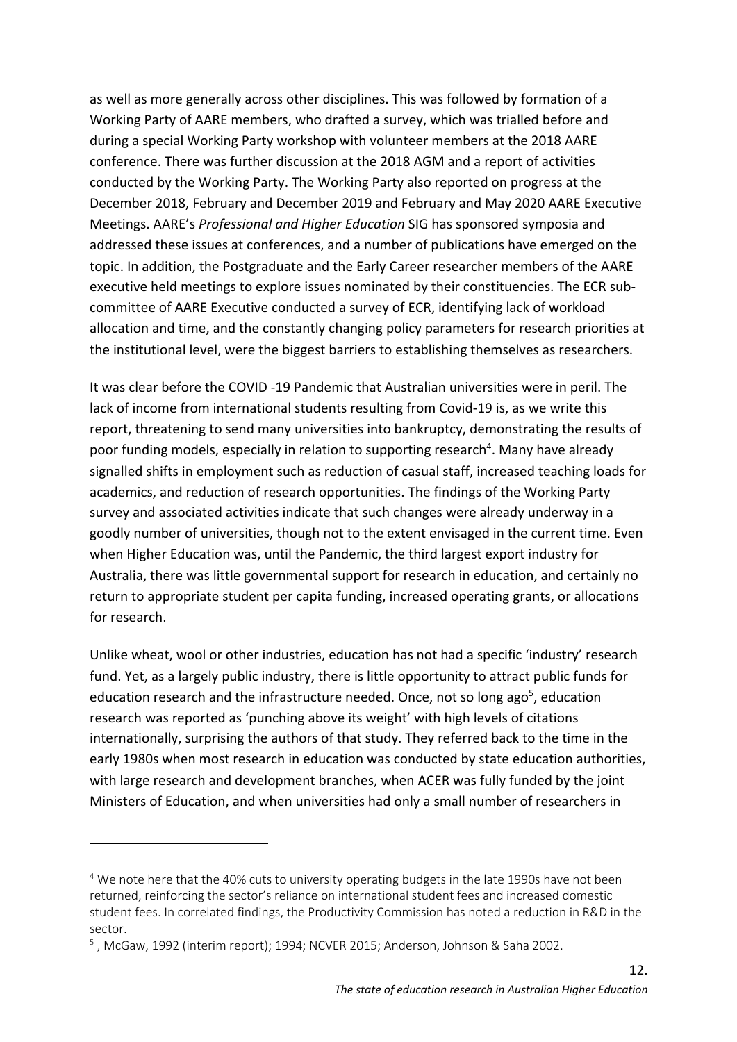as well as more generally across other disciplines. This was followed by formation of a Working Party of AARE members, who drafted a survey, which was trialled before and during a special Working Party workshop with volunteer members at the 2018 AARE conference. There was further discussion at the 2018 AGM and a report of activities conducted by the Working Party. The Working Party also reported on progress at the December 2018, February and December 2019 and February and May 2020 AARE Executive Meetings. AARE's *Professional and Higher Education* SIG has sponsored symposia and addressed these issues at conferences, and a number of publications have emerged on the topic. In addition, the Postgraduate and the Early Career researcher members of the AARE executive held meetings to explore issues nominated by their constituencies. The ECR sub-committee of AARE Executive conducted a survey of ECR, identifying lack of workload allocation and time, and the constantly changing policy parameters for research priorities at the institutional level, were the biggest barriers to establishing themselves as researchers.

It was clear before the COVID -19 Pandemic that Australian universities were in peril. The lack of income from international students resulting from Covid-19 is, as we write this report, threatening to send many universities into bankruptcy, demonstrating the results of poor funding models, especially in relation to supporting research[4]. Many have already signalled shifts in employment such as reduction of casual staff, increased teaching loads for academics, and reduction of research opportunities. The findings of the Working Party survey and associated activities indicate that such changes were already underway in a goodly number of universities, though not to the extent envisaged in the current time. Even when Higher Education was, until the Pandemic, the third largest export industry for Australia, there was little governmental support for research in education, and certainly no return to appropriate student per capita funding, increased operating grants, or allocations for research.

Unlike wheat, wool or other industries, education has not had a specific 'industry' research fund. Yet, as a largely public industry, there is little opportunity to attract public funds for education research and the infrastructure needed. Once, not so long ago[5], education research was reported as 'punching above its weight' with high levels of citations internationally, surprising the authors of that study. They referred back to the time in the early 1980s when most research in education was conducted by state education authorities, with large research and development branches, when ACER was fully funded by the joint Ministers of Education, and when universities had only a small number of researchers in

[4] We note here that the 40% cuts to university operating budgets in the late 1990s have not been returned, reinforcing the sector's reliance on international student fees and increased domestic student fees. In correlated findings, the Productivity Commission has noted a reduction in R&D in the sector.

[5] , McGaw, 1992 (interim report); 1994; NCVER 2015; Anderson, Johnson & Saha 2002.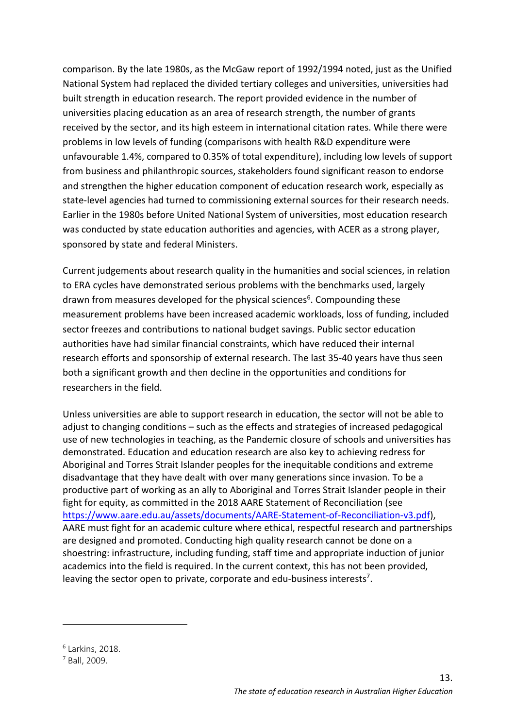comparison. By the late 1980s, as the McGaw report of 1992/1994 noted, just as the Unified National System had replaced the divided tertiary colleges and universities, universities had built strength in education research. The report provided evidence in the number of universities placing education as an area of research strength, the number of grants received by the sector, and its high esteem in international citation rates. While there were problems in low levels of funding (comparisons with health R&D expenditure were unfavourable 1.4%, compared to 0.35% of total expenditure), including low levels of support from business and philanthropic sources, stakeholders found significant reason to endorse and strengthen the higher education component of education research work, especially as state-level agencies had turned to commissioning external sources for their research needs. Earlier in the 1980s before United National System of universities, most education research was conducted by state education authorities and agencies, with ACER as a strong player, sponsored by state and federal Ministers.

Current judgements about research quality in the humanities and social sciences, in relation to ERA cycles have demonstrated serious problems with the benchmarks used, largely drawn from measures developed for the physical sciences[6]. Compounding these measurement problems have been increased academic workloads, loss of funding, included sector freezes and contributions to national budget savings. Public sector education authorities have had similar financial constraints, which have reduced their internal research efforts and sponsorship of external research. The last 35-40 years have thus seen both a significant growth and then decline in the opportunities and conditions for researchers in the field.

Unless universities are able to support research in education, the sector will not be able to adjust to changing conditions – such as the effects and strategies of increased pedagogical use of new technologies in teaching, as the Pandemic closure of schools and universities has demonstrated. Education and education research are also key to achieving redress for Aboriginal and Torres Strait Islander peoples for the inequitable conditions and extreme disadvantage that they have dealt with over many generations since invasion. To be a productive part of working as an ally to Aboriginal and Torres Strait Islander people in their fight for equity, as committed in the 2018 AARE Statement of Reconciliation (see https://www.aare.edu.au/assets/documents/AARE-Statement-of-Reconciliation-v3.pdf), AARE must fight for an academic culture where ethical, respectful research and partnerships are designed and promoted. Conducting high quality research cannot be done on a shoestring: infrastructure, including funding, staff time and appropriate induction of junior academics into the field is required. In the current context, this has not been provided, leaving the sector open to private, corporate and edu-business interests[7].

[6] Larkins, 2018.

[7] Ball, 2009.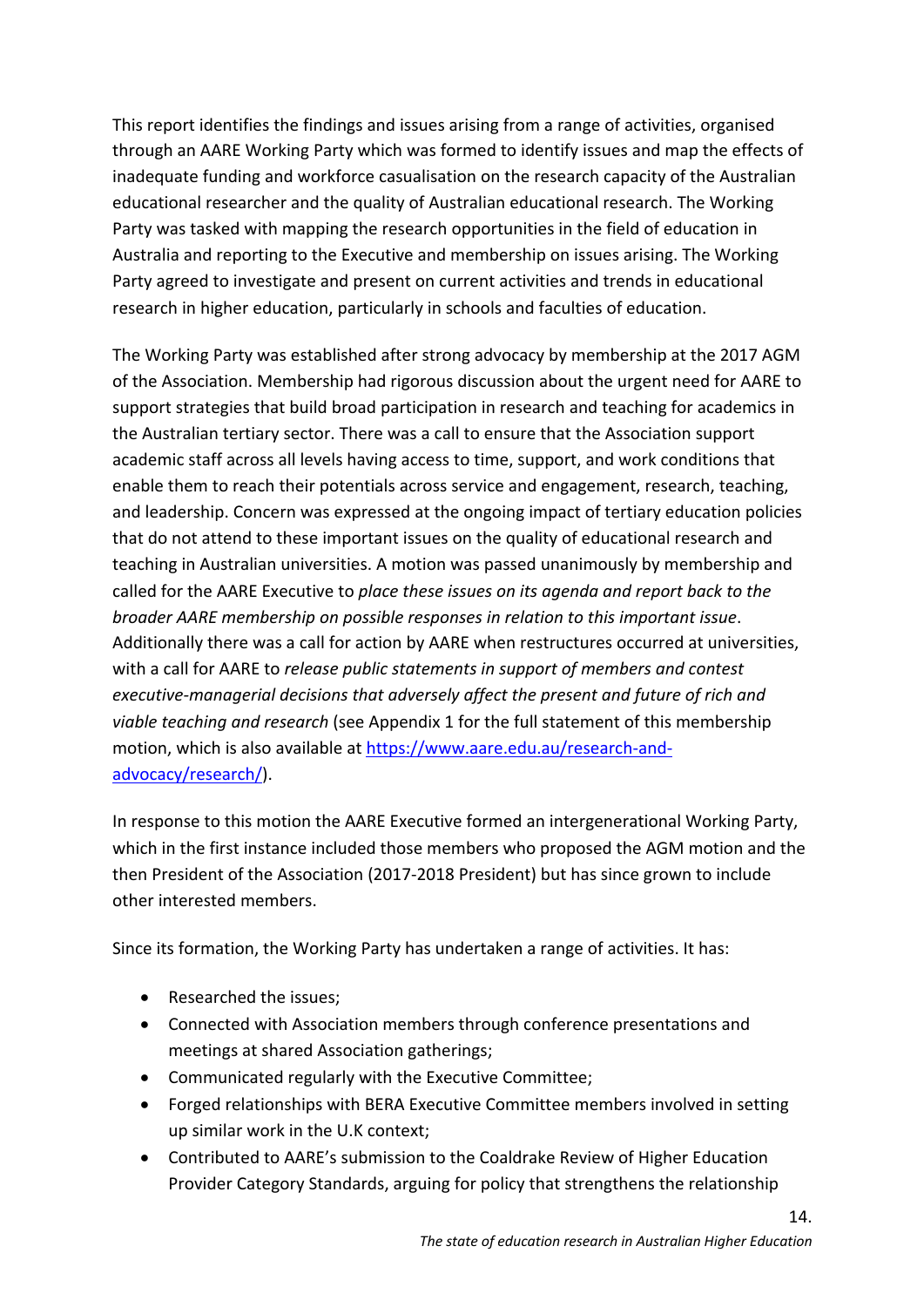This report identifies the findings and issues arising from a range of activities, organised through an AARE Working Party which was formed to identify issues and map the effects of inadequate funding and workforce casualisation on the research capacity of the Australian educational researcher and the quality of Australian educational research. The Working Party was tasked with mapping the research opportunities in the field of education in Australia and reporting to the Executive and membership on issues arising. The Working Party agreed to investigate and present on current activities and trends in educational research in higher education, particularly in schools and faculties of education.

The Working Party was established after strong advocacy by membership at the 2017 AGM of the Association. Membership had rigorous discussion about the urgent need for AARE to support strategies that build broad participation in research and teaching for academics in the Australian tertiary sector. There was a call to ensure that the Association support academic staff across all levels having access to time, support, and work conditions that enable them to reach their potentials across service and engagement, research, teaching, and leadership. Concern was expressed at the ongoing impact of tertiary education policies that do not attend to these important issues on the quality of educational research and teaching in Australian universities. A motion was passed unanimously by membership and called for the AARE Executive to *place these issues on its agenda and report back to the broader AARE membership on possible responses in relation to this important issue*. Additionally there was a call for action by AARE when restructures occurred at universities, with a call for AARE to *release public statements in support of members and contest executive-managerial decisions that adversely affect the present and future of rich and viable teaching and research* (see Appendix 1 for the full statement of this membership motion, which is also available at [https://www.aare.edu.au/research-and-advocacy/research/](https://www.aare.edu.au/research-and-advocacy/research/)).

In response to this motion the AARE Executive formed an intergenerational Working Party, which in the first instance included those members who proposed the AGM motion and the then President of the Association (2017-2018 President) but has since grown to include other interested members.

Since its formation, the Working Party has undertaken a range of activities. It has:

- Researched the issues;
- Connected with Association members through conference presentations and meetings at shared Association gatherings;
- Communicated regularly with the Executive Committee;
- Forged relationships with BERA Executive Committee members involved in setting up similar work in the U.K context;
- Contributed to AARE's submission to the Coaldrake Review of Higher Education Provider Category Standards, arguing for policy that strengthens the relationship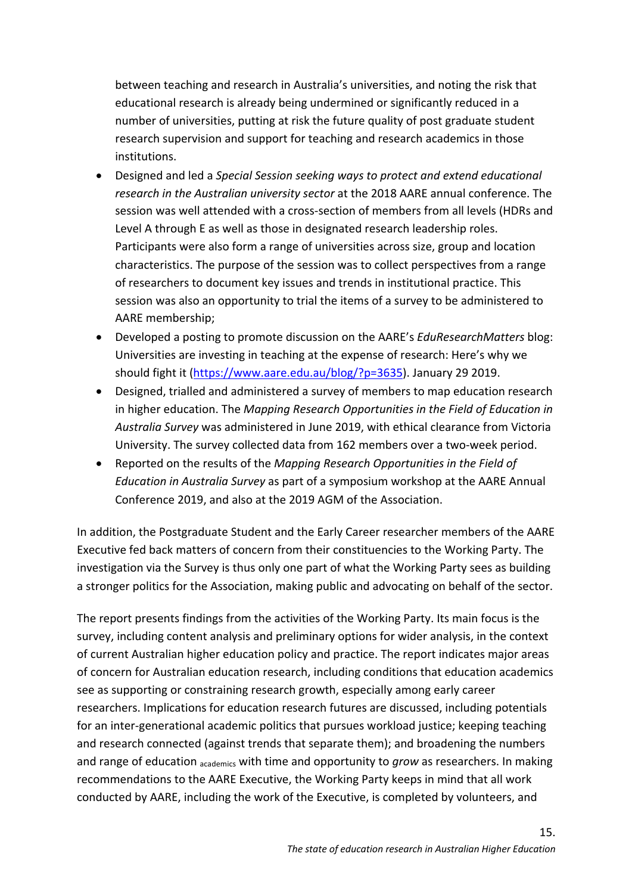between teaching and research in Australia's universities, and noting the risk that educational research is already being undermined or significantly reduced in a number of universities, putting at risk the future quality of post graduate student research supervision and support for teaching and research academics in those institutions.

- Designed and led a *Special Session seeking ways to protect and extend educational research in the Australian university sector* at the 2018 AARE annual conference. The session was well attended with a cross-section of members from all levels (HDRs and Level A through E as well as those in designated research leadership roles. Participants were also form a range of universities across size, group and location characteristics. The purpose of the session was to collect perspectives from a range of researchers to document key issues and trends in institutional practice. This session was also an opportunity to trial the items of a survey to be administered to AARE membership;
- Developed a posting to promote discussion on the AARE's *EduResearchMatters* blog: Universities are investing in teaching at the expense of research: Here's why we should fight it (https://www.aare.edu.au/blog/?p=3635). January 29 2019.
- Designed, trialled and administered a survey of members to map education research in higher education. The *Mapping Research Opportunities in the Field of Education in Australia Survey* was administered in June 2019, with ethical clearance from Victoria University. The survey collected data from 162 members over a two-week period.
- Reported on the results of the *Mapping Research Opportunities in the Field of Education in Australia Survey* as part of a symposium workshop at the AARE Annual Conference 2019, and also at the 2019 AGM of the Association.

In addition, the Postgraduate Student and the Early Career researcher members of the AARE Executive fed back matters of concern from their constituencies to the Working Party. The investigation via the Survey is thus only one part of what the Working Party sees as building a stronger politics for the Association, making public and advocating on behalf of the sector.

The report presents findings from the activities of the Working Party. Its main focus is the survey, including content analysis and preliminary options for wider analysis, in the context of current Australian higher education policy and practice. The report indicates major areas of concern for Australian education research, including conditions that education academics see as supporting or constraining research growth, especially among early career researchers. Implications for education research futures are discussed, including potentials for an inter-generational academic politics that pursues workload justice; keeping teaching and research connected (against trends that separate them); and broadening the numbers and range of education academics with time and opportunity to *grow* as researchers. In making recommendations to the AARE Executive, the Working Party keeps in mind that all work conducted by AARE, including the work of the Executive, is completed by volunteers, and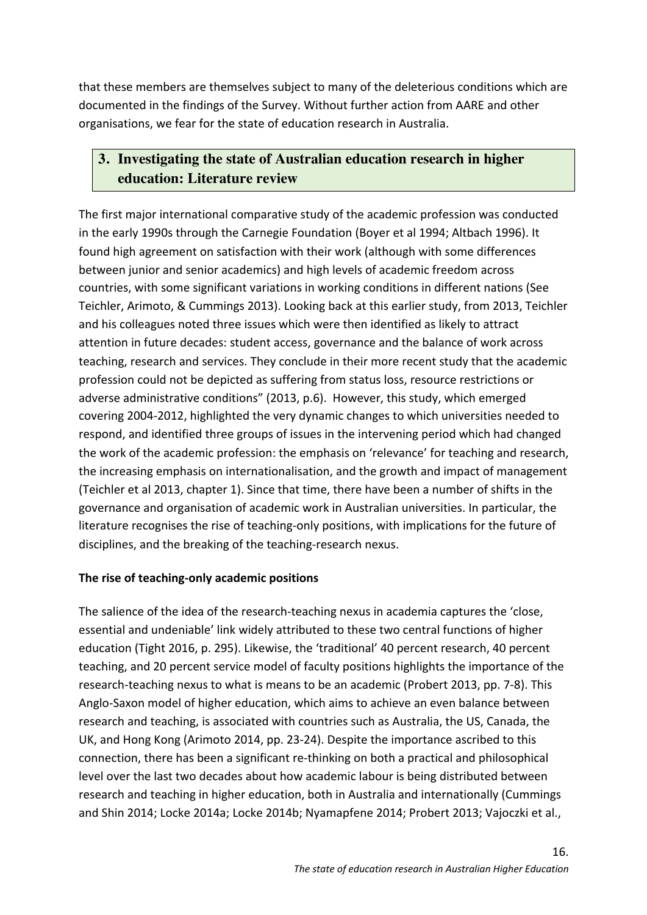that these members are themselves subject to many of the deleterious conditions which are documented in the findings of the Survey. Without further action from AARE and other organisations, we fear for the state of education research in Australia.

## 3. Investigating the state of Australian education research in higher education: Literature review

The first major international comparative study of the academic profession was conducted in the early 1990s through the Carnegie Foundation (Boyer et al 1994; Altbach 1996). It found high agreement on satisfaction with their work (although with some differences between junior and senior academics) and high levels of academic freedom across countries, with some significant variations in working conditions in different nations (See Teichler, Arimoto, & Cummings 2013). Looking back at this earlier study, from 2013, Teichler and his colleagues noted three issues which were then identified as likely to attract attention in future decades: student access, governance and the balance of work across teaching, research and services. They conclude in their more recent study that the academic profession could not be depicted as suffering from status loss, resource restrictions or adverse administrative conditions" (2013, p.6). However, this study, which emerged covering 2004-2012, highlighted the very dynamic changes to which universities needed to respond, and identified three groups of issues in the intervening period which had changed the work of the academic profession: the emphasis on 'relevance' for teaching and research, the increasing emphasis on internationalisation, and the growth and impact of management (Teichler et al 2013, chapter 1). Since that time, there have been a number of shifts in the governance and organisation of academic work in Australian universities. In particular, the literature recognises the rise of teaching-only positions, with implications for the future of disciplines, and the breaking of the teaching-research nexus.

**The rise of teaching-only academic positions**

The salience of the idea of the research-teaching nexus in academia captures the 'close, essential and undeniable' link widely attributed to these two central functions of higher education (Tight 2016, p. 295). Likewise, the 'traditional' 40 percent research, 40 percent teaching, and 20 percent service model of faculty positions highlights the importance of the research-teaching nexus to what is means to be an academic (Probert 2013, pp. 7-8). This Anglo-Saxon model of higher education, which aims to achieve an even balance between research and teaching, is associated with countries such as Australia, the US, Canada, the UK, and Hong Kong (Arimoto 2014, pp. 23-24). Despite the importance ascribed to this connection, there has been a significant re-thinking on both a practical and philosophical level over the last two decades about how academic labour is being distributed between research and teaching in higher education, both in Australia and internationally (Cummings and Shin 2014; Locke 2014a; Locke 2014b; Nyamapfene 2014; Probert 2013; Vajoczki et al.,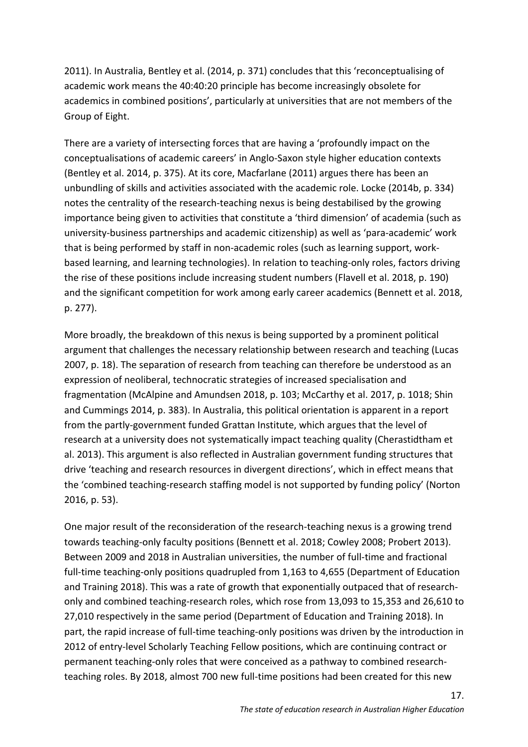2011). In Australia, Bentley et al. (2014, p. 371) concludes that this 'reconceptualising of academic work means the 40:40:20 principle has become increasingly obsolete for academics in combined positions', particularly at universities that are not members of the Group of Eight.

There are a variety of intersecting forces that are having a 'profoundly impact on the conceptualisations of academic careers' in Anglo-Saxon style higher education contexts (Bentley et al. 2014, p. 375). At its core, Macfarlane (2011) argues there has been an unbundling of skills and activities associated with the academic role. Locke (2014b, p. 334) notes the centrality of the research-teaching nexus is being destabilised by the growing importance being given to activities that constitute a 'third dimension' of academia (such as university-business partnerships and academic citizenship) as well as 'para-academic' work that is being performed by staff in non-academic roles (such as learning support, work-based learning, and learning technologies). In relation to teaching-only roles, factors driving the rise of these positions include increasing student numbers (Flavell et al. 2018, p. 190) and the significant competition for work among early career academics (Bennett et al. 2018, p. 277).

More broadly, the breakdown of this nexus is being supported by a prominent political argument that challenges the necessary relationship between research and teaching (Lucas 2007, p. 18). The separation of research from teaching can therefore be understood as an expression of neoliberal, technocratic strategies of increased specialisation and fragmentation (McAlpine and Amundsen 2018, p. 103; McCarthy et al. 2017, p. 1018; Shin and Cummings 2014, p. 383). In Australia, this political orientation is apparent in a report from the partly-government funded Grattan Institute, which argues that the level of research at a university does not systematically impact teaching quality (Cherastidtham et al. 2013). This argument is also reflected in Australian government funding structures that drive 'teaching and research resources in divergent directions', which in effect means that the 'combined teaching-research staffing model is not supported by funding policy' (Norton 2016, p. 53).

One major result of the reconsideration of the research-teaching nexus is a growing trend towards teaching-only faculty positions (Bennett et al. 2018; Cowley 2008; Probert 2013). Between 2009 and 2018 in Australian universities, the number of full-time and fractional full-time teaching-only positions quadrupled from 1,163 to 4,655 (Department of Education and Training 2018). This was a rate of growth that exponentially outpaced that of research-only and combined teaching-research roles, which rose from 13,093 to 15,353 and 26,610 to 27,010 respectively in the same period (Department of Education and Training 2018). In part, the rapid increase of full-time teaching-only positions was driven by the introduction in 2012 of entry-level Scholarly Teaching Fellow positions, which are continuing contract or permanent teaching-only roles that were conceived as a pathway to combined research-teaching roles. By 2018, almost 700 new full-time positions had been created for this new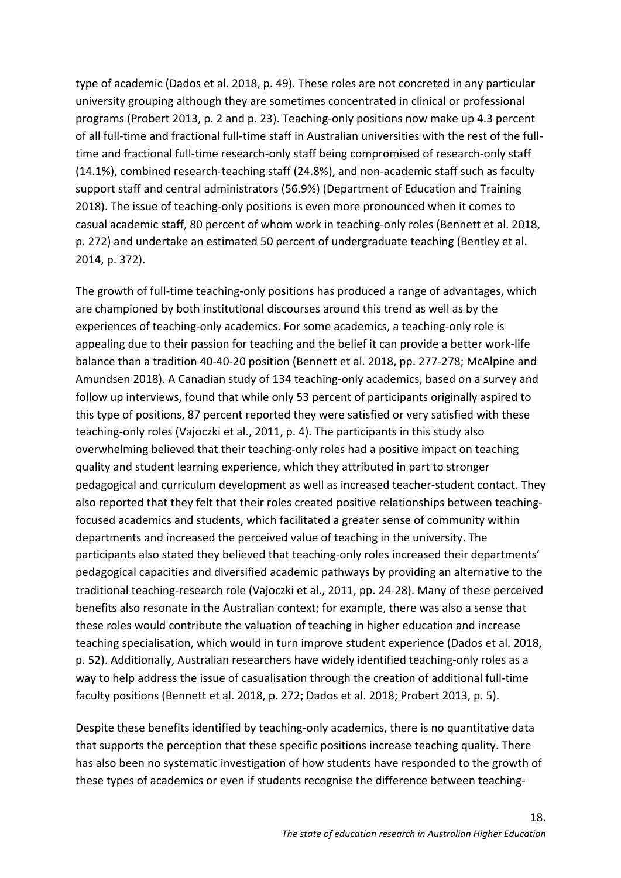type of academic (Dados et al. 2018, p. 49). These roles are not concreted in any particular university grouping although they are sometimes concentrated in clinical or professional programs (Probert 2013, p. 2 and p. 23). Teaching-only positions now make up 4.3 percent of all full-time and fractional full-time staff in Australian universities with the rest of the full-time and fractional full-time research-only staff being compromised of research-only staff (14.1%), combined research-teaching staff (24.8%), and non-academic staff such as faculty support staff and central administrators (56.9%) (Department of Education and Training 2018). The issue of teaching-only positions is even more pronounced when it comes to casual academic staff, 80 percent of whom work in teaching-only roles (Bennett et al. 2018, p. 272) and undertake an estimated 50 percent of undergraduate teaching (Bentley et al. 2014, p. 372).

The growth of full-time teaching-only positions has produced a range of advantages, which are championed by both institutional discourses around this trend as well as by the experiences of teaching-only academics. For some academics, a teaching-only role is appealing due to their passion for teaching and the belief it can provide a better work-life balance than a tradition 40-40-20 position (Bennett et al. 2018, pp. 277-278; McAlpine and Amundsen 2018). A Canadian study of 134 teaching-only academics, based on a survey and follow up interviews, found that while only 53 percent of participants originally aspired to this type of positions, 87 percent reported they were satisfied or very satisfied with these teaching-only roles (Vajoczki et al., 2011, p. 4). The participants in this study also overwhelming believed that their teaching-only roles had a positive impact on teaching quality and student learning experience, which they attributed in part to stronger pedagogical and curriculum development as well as increased teacher-student contact. They also reported that they felt that their roles created positive relationships between teaching-focused academics and students, which facilitated a greater sense of community within departments and increased the perceived value of teaching in the university. The participants also stated they believed that teaching-only roles increased their departments' pedagogical capacities and diversified academic pathways by providing an alternative to the traditional teaching-research role (Vajoczki et al., 2011, pp. 24-28). Many of these perceived benefits also resonate in the Australian context; for example, there was also a sense that these roles would contribute the valuation of teaching in higher education and increase teaching specialisation, which would in turn improve student experience (Dados et al. 2018, p. 52). Additionally, Australian researchers have widely identified teaching-only roles as a way to help address the issue of casualisation through the creation of additional full-time faculty positions (Bennett et al. 2018, p. 272; Dados et al. 2018; Probert 2013, p. 5).

Despite these benefits identified by teaching-only academics, there is no quantitative data that supports the perception that these specific positions increase teaching quality. There has also been no systematic investigation of how students have responded to the growth of these types of academics or even if students recognise the difference between teaching-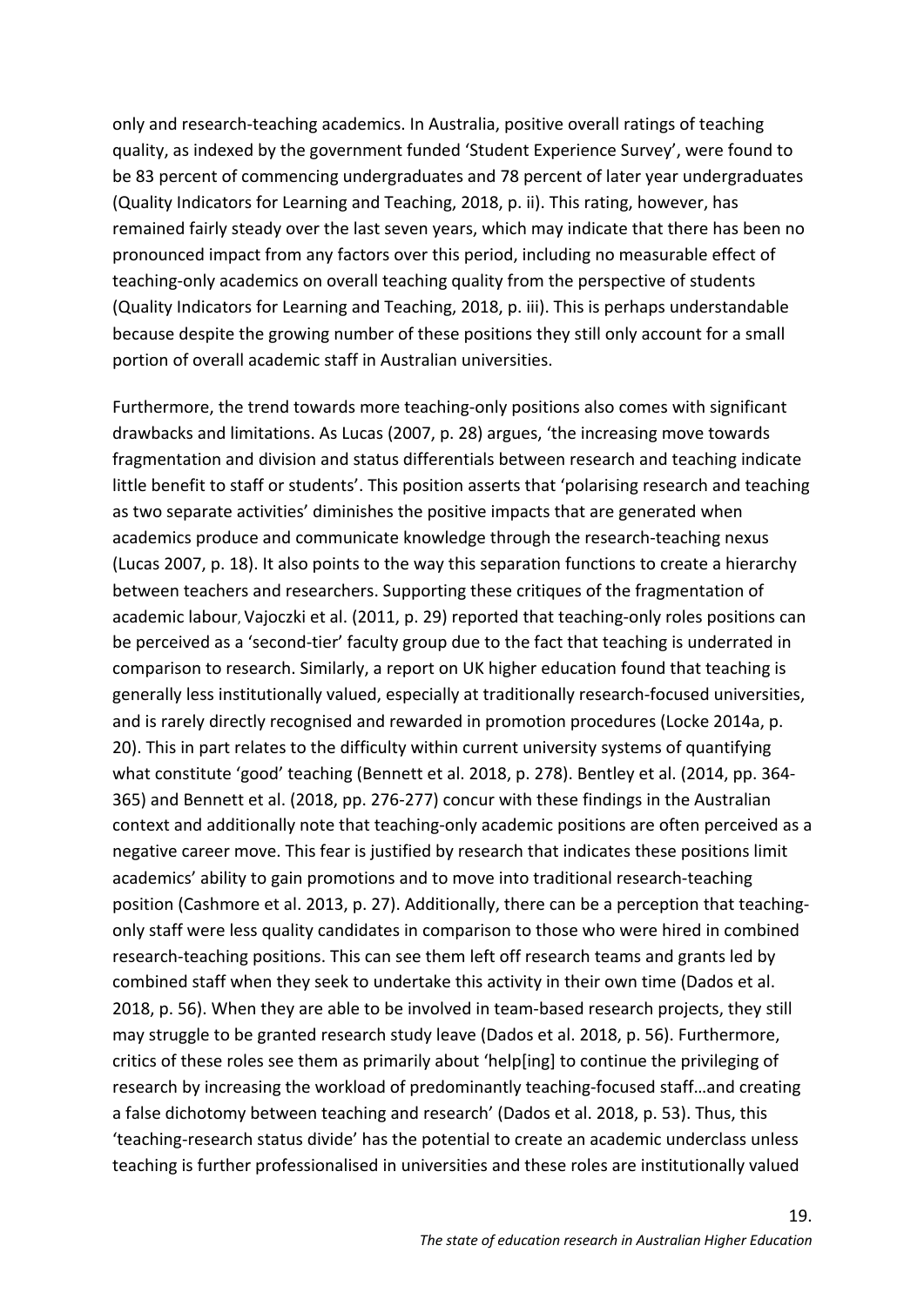only and research-teaching academics. In Australia, positive overall ratings of teaching quality, as indexed by the government funded 'Student Experience Survey', were found to be 83 percent of commencing undergraduates and 78 percent of later year undergraduates (Quality Indicators for Learning and Teaching, 2018, p. ii). This rating, however, has remained fairly steady over the last seven years, which may indicate that there has been no pronounced impact from any factors over this period, including no measurable effect of teaching-only academics on overall teaching quality from the perspective of students (Quality Indicators for Learning and Teaching, 2018, p. iii). This is perhaps understandable because despite the growing number of these positions they still only account for a small portion of overall academic staff in Australian universities.

Furthermore, the trend towards more teaching-only positions also comes with significant drawbacks and limitations. As Lucas (2007, p. 28) argues, 'the increasing move towards fragmentation and division and status differentials between research and teaching indicate little benefit to staff or students'. This position asserts that 'polarising research and teaching as two separate activities' diminishes the positive impacts that are generated when academics produce and communicate knowledge through the research-teaching nexus (Lucas 2007, p. 18). It also points to the way this separation functions to create a hierarchy between teachers and researchers. Supporting these critiques of the fragmentation of academic labour, Vajoczki et al. (2011, p. 29) reported that teaching-only roles positions can be perceived as a 'second-tier' faculty group due to the fact that teaching is underrated in comparison to research. Similarly, a report on UK higher education found that teaching is generally less institutionally valued, especially at traditionally research-focused universities, and is rarely directly recognised and rewarded in promotion procedures (Locke 2014a, p. 20). This in part relates to the difficulty within current university systems of quantifying what constitute 'good' teaching (Bennett et al. 2018, p. 278). Bentley et al. (2014, pp. 364-365) and Bennett et al. (2018, pp. 276-277) concur with these findings in the Australian context and additionally note that teaching-only academic positions are often perceived as a negative career move. This fear is justified by research that indicates these positions limit academics' ability to gain promotions and to move into traditional research-teaching position (Cashmore et al. 2013, p. 27). Additionally, there can be a perception that teaching-only staff were less quality candidates in comparison to those who were hired in combined research-teaching positions. This can see them left off research teams and grants led by combined staff when they seek to undertake this activity in their own time (Dados et al. 2018, p. 56). When they are able to be involved in team-based research projects, they still may struggle to be granted research study leave (Dados et al. 2018, p. 56). Furthermore, critics of these roles see them as primarily about 'help[ing] to continue the privileging of research by increasing the workload of predominantly teaching-focused staff…and creating a false dichotomy between teaching and research' (Dados et al. 2018, p. 53). Thus, this 'teaching-research status divide' has the potential to create an academic underclass unless teaching is further professionalised in universities and these roles are institutionally valued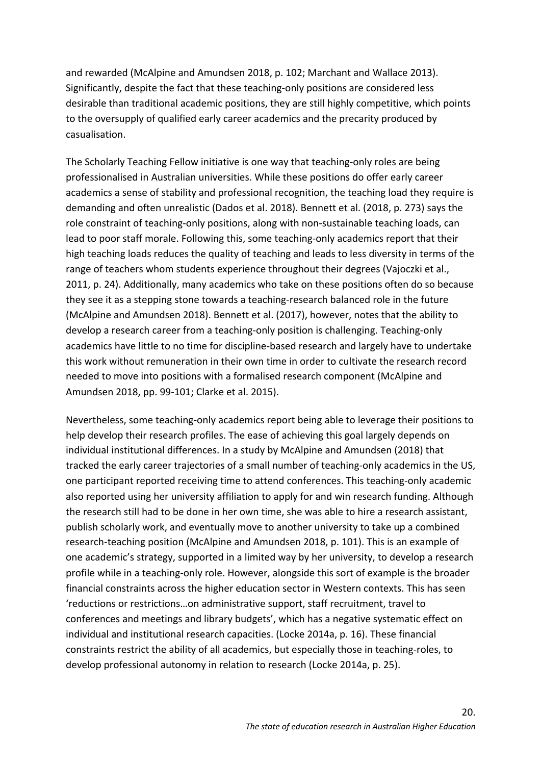and rewarded (McAlpine and Amundsen 2018, p. 102; Marchant and Wallace 2013). Significantly, despite the fact that these teaching-only positions are considered less desirable than traditional academic positions, they are still highly competitive, which points to the oversupply of qualified early career academics and the precarity produced by casualisation.

The Scholarly Teaching Fellow initiative is one way that teaching-only roles are being professionalised in Australian universities. While these positions do offer early career academics a sense of stability and professional recognition, the teaching load they require is demanding and often unrealistic (Dados et al. 2018). Bennett et al. (2018, p. 273) says the role constraint of teaching-only positions, along with non-sustainable teaching loads, can lead to poor staff morale. Following this, some teaching-only academics report that their high teaching loads reduces the quality of teaching and leads to less diversity in terms of the range of teachers whom students experience throughout their degrees (Vajoczki et al., 2011, p. 24). Additionally, many academics who take on these positions often do so because they see it as a stepping stone towards a teaching-research balanced role in the future (McAlpine and Amundsen 2018). Bennett et al. (2017), however, notes that the ability to develop a research career from a teaching-only position is challenging. Teaching-only academics have little to no time for discipline-based research and largely have to undertake this work without remuneration in their own time in order to cultivate the research record needed to move into positions with a formalised research component (McAlpine and Amundsen 2018, pp. 99-101; Clarke et al. 2015).

Nevertheless, some teaching-only academics report being able to leverage their positions to help develop their research profiles. The ease of achieving this goal largely depends on individual institutional differences. In a study by McAlpine and Amundsen (2018) that tracked the early career trajectories of a small number of teaching-only academics in the US, one participant reported receiving time to attend conferences. This teaching-only academic also reported using her university affiliation to apply for and win research funding. Although the research still had to be done in her own time, she was able to hire a research assistant, publish scholarly work, and eventually move to another university to take up a combined research-teaching position (McAlpine and Amundsen 2018, p. 101). This is an example of one academic's strategy, supported in a limited way by her university, to develop a research profile while in a teaching-only role. However, alongside this sort of example is the broader financial constraints across the higher education sector in Western contexts. This has seen 'reductions or restrictions…on administrative support, staff recruitment, travel to conferences and meetings and library budgets', which has a negative systematic effect on individual and institutional research capacities. (Locke 2014a, p. 16). These financial constraints restrict the ability of all academics, but especially those in teaching-roles, to develop professional autonomy in relation to research (Locke 2014a, p. 25).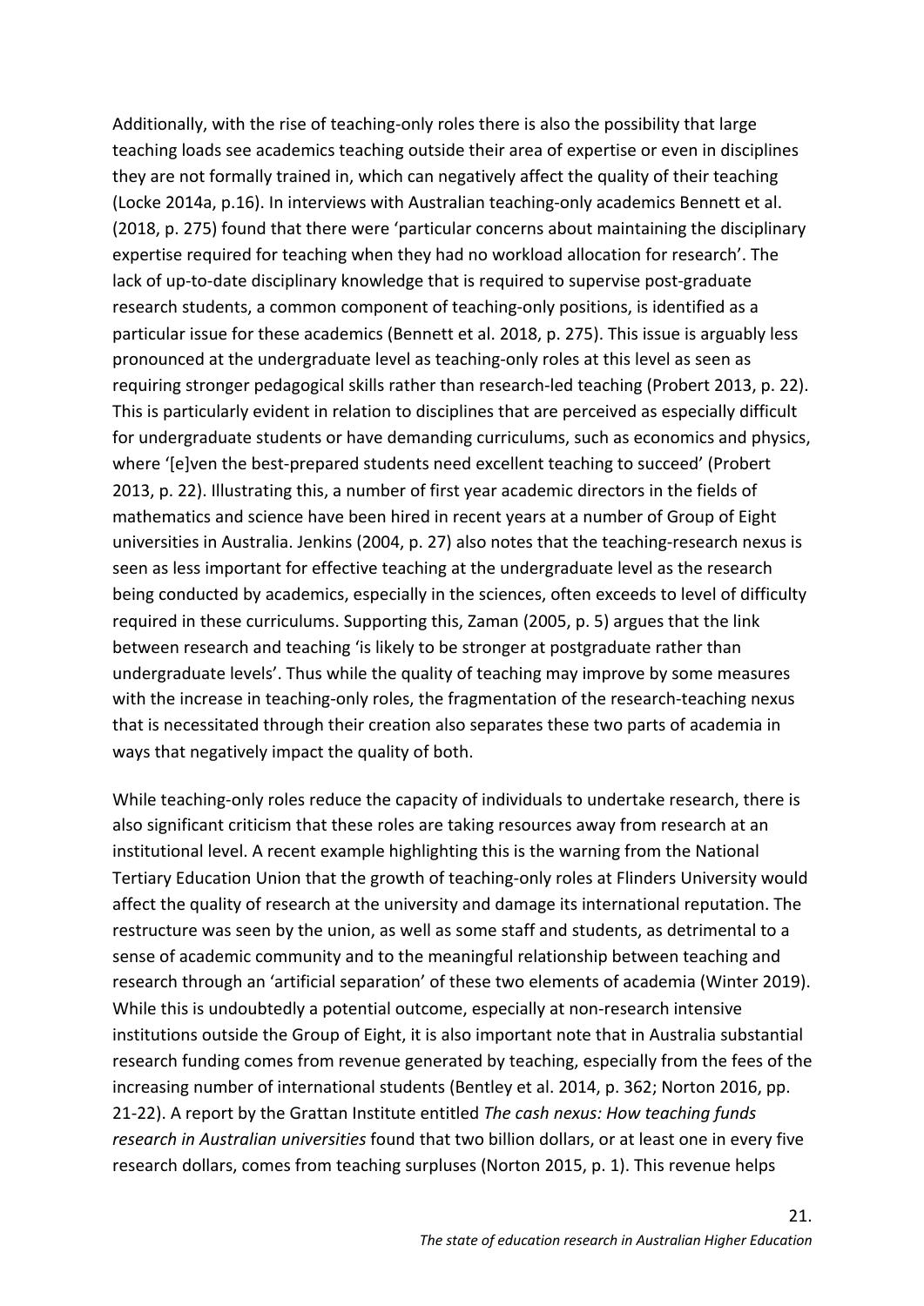Additionally, with the rise of teaching-only roles there is also the possibility that large teaching loads see academics teaching outside their area of expertise or even in disciplines they are not formally trained in, which can negatively affect the quality of their teaching (Locke 2014a, p.16). In interviews with Australian teaching-only academics Bennett et al. (2018, p. 275) found that there were 'particular concerns about maintaining the disciplinary expertise required for teaching when they had no workload allocation for research'. The lack of up-to-date disciplinary knowledge that is required to supervise post-graduate research students, a common component of teaching-only positions, is identified as a particular issue for these academics (Bennett et al. 2018, p. 275). This issue is arguably less pronounced at the undergraduate level as teaching-only roles at this level as seen as requiring stronger pedagogical skills rather than research-led teaching (Probert 2013, p. 22). This is particularly evident in relation to disciplines that are perceived as especially difficult for undergraduate students or have demanding curriculums, such as economics and physics, where '[e]ven the best-prepared students need excellent teaching to succeed' (Probert 2013, p. 22). Illustrating this, a number of first year academic directors in the fields of mathematics and science have been hired in recent years at a number of Group of Eight universities in Australia. Jenkins (2004, p. 27) also notes that the teaching-research nexus is seen as less important for effective teaching at the undergraduate level as the research being conducted by academics, especially in the sciences, often exceeds to level of difficulty required in these curriculums. Supporting this, Zaman (2005, p. 5) argues that the link between research and teaching 'is likely to be stronger at postgraduate rather than undergraduate levels'. Thus while the quality of teaching may improve by some measures with the increase in teaching-only roles, the fragmentation of the research-teaching nexus that is necessitated through their creation also separates these two parts of academia in ways that negatively impact the quality of both.

While teaching-only roles reduce the capacity of individuals to undertake research, there is also significant criticism that these roles are taking resources away from research at an institutional level. A recent example highlighting this is the warning from the National Tertiary Education Union that the growth of teaching-only roles at Flinders University would affect the quality of research at the university and damage its international reputation. The restructure was seen by the union, as well as some staff and students, as detrimental to a sense of academic community and to the meaningful relationship between teaching and research through an 'artificial separation' of these two elements of academia (Winter 2019). While this is undoubtedly a potential outcome, especially at non-research intensive institutions outside the Group of Eight, it is also important note that in Australia substantial research funding comes from revenue generated by teaching, especially from the fees of the increasing number of international students (Bentley et al. 2014, p. 362; Norton 2016, pp. 21-22). A report by the Grattan Institute entitled *The cash nexus: How teaching funds research in Australian universities* found that two billion dollars, or at least one in every five research dollars, comes from teaching surpluses (Norton 2015, p. 1). This revenue helps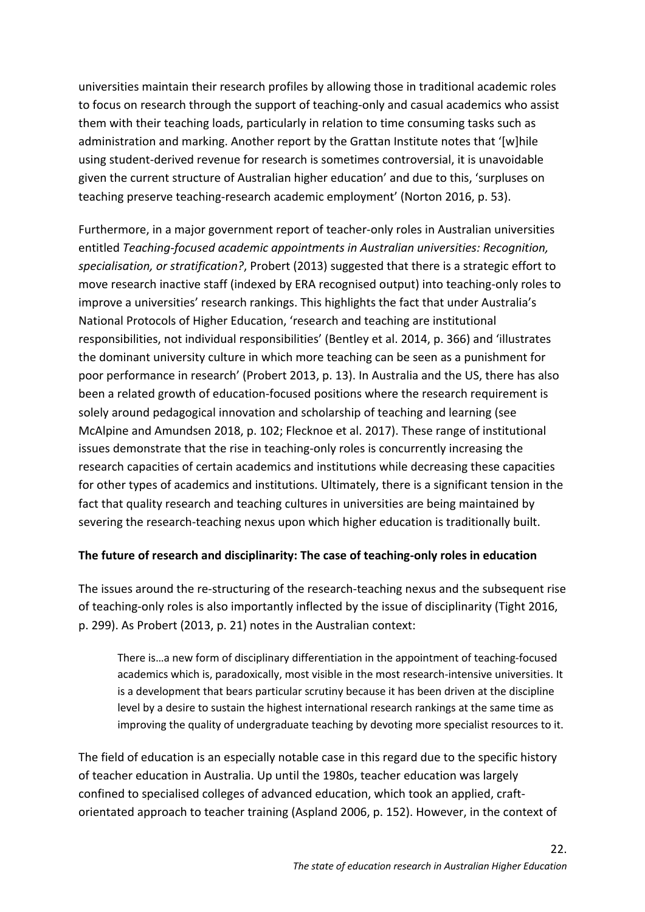universities maintain their research profiles by allowing those in traditional academic roles to focus on research through the support of teaching-only and casual academics who assist them with their teaching loads, particularly in relation to time consuming tasks such as administration and marking. Another report by the Grattan Institute notes that '[w]hile using student-derived revenue for research is sometimes controversial, it is unavoidable given the current structure of Australian higher education' and due to this, 'surpluses on teaching preserve teaching-research academic employment' (Norton 2016, p. 53).

Furthermore, in a major government report of teacher-only roles in Australian universities entitled *Teaching-focused academic appointments in Australian universities: Recognition, specialisation, or stratification?*, Probert (2013) suggested that there is a strategic effort to move research inactive staff (indexed by ERA recognised output) into teaching-only roles to improve a universities' research rankings. This highlights the fact that under Australia's National Protocols of Higher Education, 'research and teaching are institutional responsibilities, not individual responsibilities' (Bentley et al. 2014, p. 366) and 'illustrates the dominant university culture in which more teaching can be seen as a punishment for poor performance in research' (Probert 2013, p. 13). In Australia and the US, there has also been a related growth of education-focused positions where the research requirement is solely around pedagogical innovation and scholarship of teaching and learning (see McAlpine and Amundsen 2018, p. 102; Flecknoe et al. 2017). These range of institutional issues demonstrate that the rise in teaching-only roles is concurrently increasing the research capacities of certain academics and institutions while decreasing these capacities for other types of academics and institutions. Ultimately, there is a significant tension in the fact that quality research and teaching cultures in universities are being maintained by severing the research-teaching nexus upon which higher education is traditionally built.

**The future of research and disciplinarity: The case of teaching-only roles in education**

The issues around the re-structuring of the research-teaching nexus and the subsequent rise of teaching-only roles is also importantly inflected by the issue of disciplinarity (Tight 2016, p. 299). As Probert (2013, p. 21) notes in the Australian context:

> There is…a new form of disciplinary differentiation in the appointment of teaching-focused academics which is, paradoxically, most visible in the most research-intensive universities. It is a development that bears particular scrutiny because it has been driven at the discipline level by a desire to sustain the highest international research rankings at the same time as improving the quality of undergraduate teaching by devoting more specialist resources to it.

The field of education is an especially notable case in this regard due to the specific history of teacher education in Australia. Up until the 1980s, teacher education was largely confined to specialised colleges of advanced education, which took an applied, craft-orientated approach to teacher training (Aspland 2006, p. 152). However, in the context of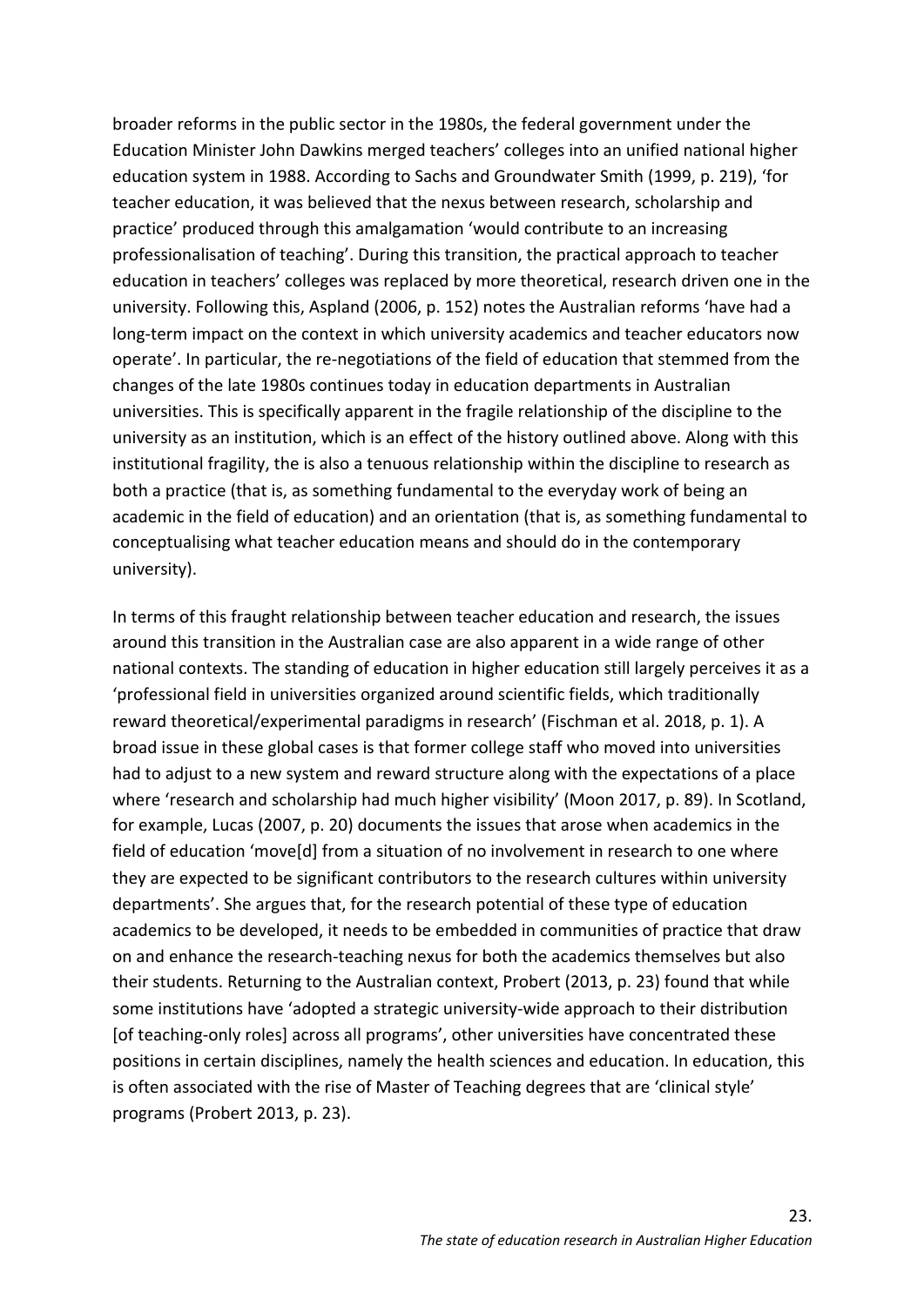broader reforms in the public sector in the 1980s, the federal government under the Education Minister John Dawkins merged teachers' colleges into an unified national higher education system in 1988. According to Sachs and Groundwater Smith (1999, p. 219), 'for teacher education, it was believed that the nexus between research, scholarship and practice' produced through this amalgamation 'would contribute to an increasing professionalisation of teaching'. During this transition, the practical approach to teacher education in teachers' colleges was replaced by more theoretical, research driven one in the university. Following this, Aspland (2006, p. 152) notes the Australian reforms 'have had a long-term impact on the context in which university academics and teacher educators now operate'. In particular, the re-negotiations of the field of education that stemmed from the changes of the late 1980s continues today in education departments in Australian universities. This is specifically apparent in the fragile relationship of the discipline to the university as an institution, which is an effect of the history outlined above. Along with this institutional fragility, the is also a tenuous relationship within the discipline to research as both a practice (that is, as something fundamental to the everyday work of being an academic in the field of education) and an orientation (that is, as something fundamental to conceptualising what teacher education means and should do in the contemporary university).

In terms of this fraught relationship between teacher education and research, the issues around this transition in the Australian case are also apparent in a wide range of other national contexts. The standing of education in higher education still largely perceives it as a 'professional field in universities organized around scientific fields, which traditionally reward theoretical/experimental paradigms in research' (Fischman et al. 2018, p. 1). A broad issue in these global cases is that former college staff who moved into universities had to adjust to a new system and reward structure along with the expectations of a place where 'research and scholarship had much higher visibility' (Moon 2017, p. 89). In Scotland, for example, Lucas (2007, p. 20) documents the issues that arose when academics in the field of education 'move[d] from a situation of no involvement in research to one where they are expected to be significant contributors to the research cultures within university departments'. She argues that, for the research potential of these type of education academics to be developed, it needs to be embedded in communities of practice that draw on and enhance the research-teaching nexus for both the academics themselves but also their students. Returning to the Australian context, Probert (2013, p. 23) found that while some institutions have 'adopted a strategic university-wide approach to their distribution [of teaching-only roles] across all programs', other universities have concentrated these positions in certain disciplines, namely the health sciences and education. In education, this is often associated with the rise of Master of Teaching degrees that are 'clinical style' programs (Probert 2013, p. 23).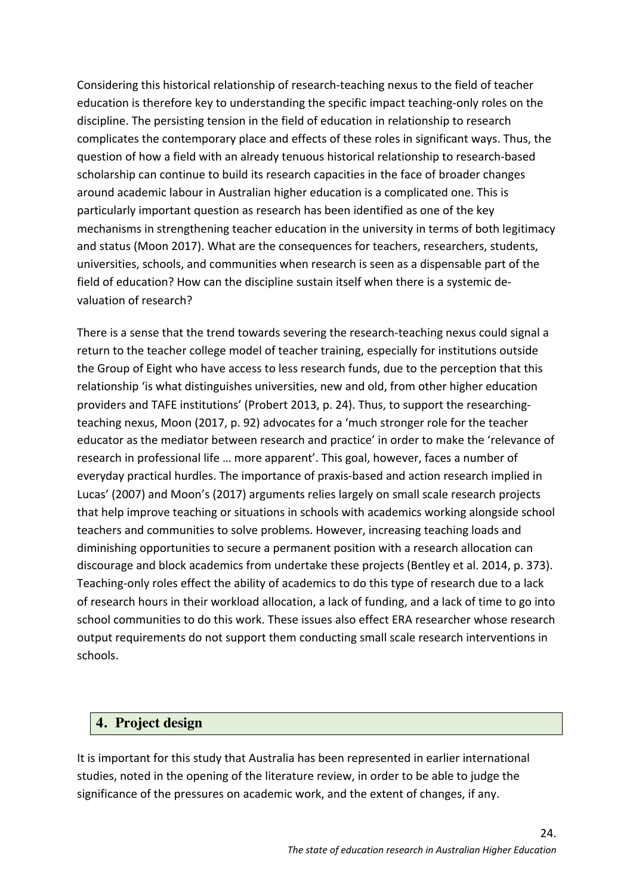Considering this historical relationship of research-teaching nexus to the field of teacher education is therefore key to understanding the specific impact teaching-only roles on the discipline. The persisting tension in the field of education in relationship to research complicates the contemporary place and effects of these roles in significant ways. Thus, the question of how a field with an already tenuous historical relationship to research-based scholarship can continue to build its research capacities in the face of broader changes around academic labour in Australian higher education is a complicated one. This is particularly important question as research has been identified as one of the key mechanisms in strengthening teacher education in the university in terms of both legitimacy and status (Moon 2017). What are the consequences for teachers, researchers, students, universities, schools, and communities when research is seen as a dispensable part of the field of education? How can the discipline sustain itself when there is a systemic de-valuation of research?

There is a sense that the trend towards severing the research-teaching nexus could signal a return to the teacher college model of teacher training, especially for institutions outside the Group of Eight who have access to less research funds, due to the perception that this relationship 'is what distinguishes universities, new and old, from other higher education providers and TAFE institutions' (Probert 2013, p. 24). Thus, to support the researching-teaching nexus, Moon (2017, p. 92) advocates for a 'much stronger role for the teacher educator as the mediator between research and practice' in order to make the 'relevance of research in professional life … more apparent'. This goal, however, faces a number of everyday practical hurdles. The importance of praxis-based and action research implied in Lucas' (2007) and Moon's (2017) arguments relies largely on small scale research projects that help improve teaching or situations in schools with academics working alongside school teachers and communities to solve problems. However, increasing teaching loads and diminishing opportunities to secure a permanent position with a research allocation can discourage and block academics from undertake these projects (Bentley et al. 2014, p. 373). Teaching-only roles effect the ability of academics to do this type of research due to a lack of research hours in their workload allocation, a lack of funding, and a lack of time to go into school communities to do this work. These issues also effect ERA researcher whose research output requirements do not support them conducting small scale research interventions in schools.

## 4. Project design

It is important for this study that Australia has been represented in earlier international studies, noted in the opening of the literature review, in order to be able to judge the significance of the pressures on academic work, and the extent of changes, if any.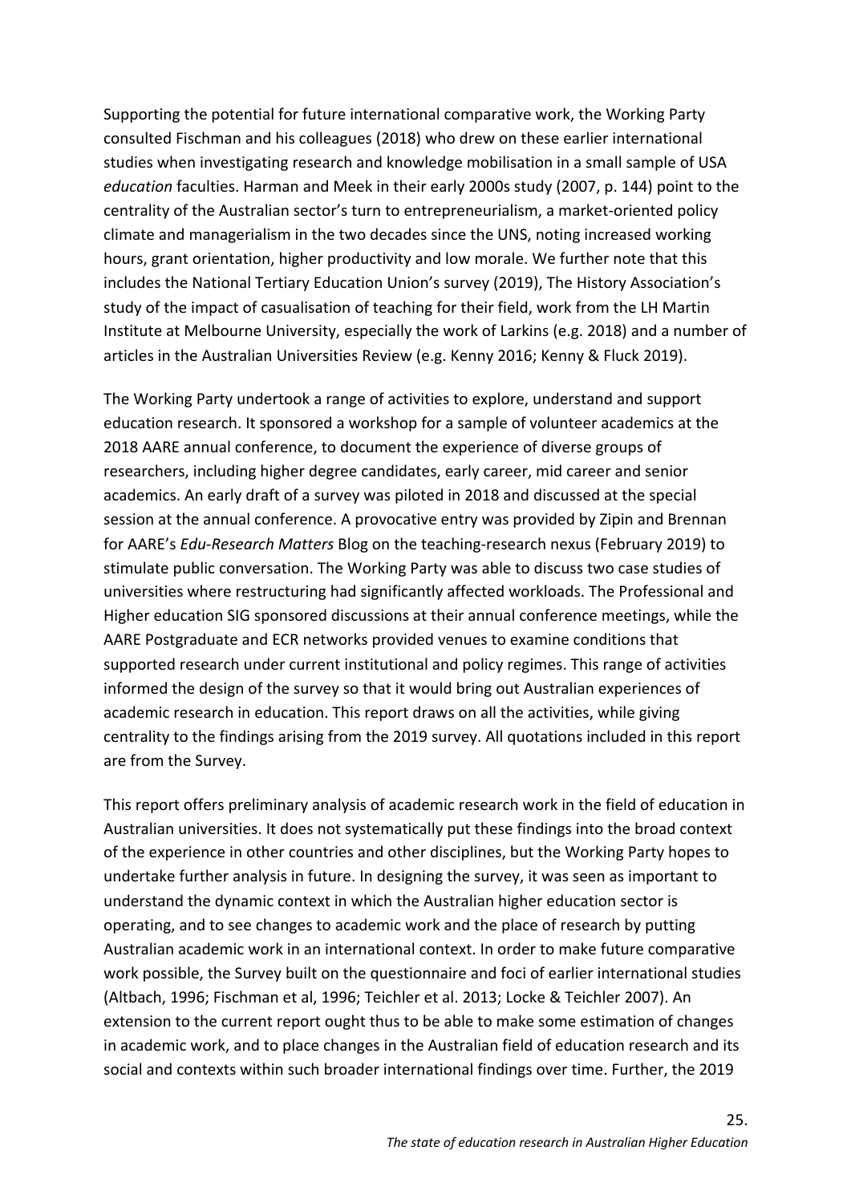Supporting the potential for future international comparative work, the Working Party consulted Fischman and his colleagues (2018) who drew on these earlier international studies when investigating research and knowledge mobilisation in a small sample of USA *education* faculties. Harman and Meek in their early 2000s study (2007, p. 144) point to the centrality of the Australian sector's turn to entrepreneurialism, a market-oriented policy climate and managerialism in the two decades since the UNS, noting increased working hours, grant orientation, higher productivity and low morale. We further note that this includes the National Tertiary Education Union's survey (2019), The History Association's study of the impact of casualisation of teaching for their field, work from the LH Martin Institute at Melbourne University, especially the work of Larkins (e.g. 2018) and a number of articles in the Australian Universities Review (e.g. Kenny 2016; Kenny & Fluck 2019).

The Working Party undertook a range of activities to explore, understand and support education research. It sponsored a workshop for a sample of volunteer academics at the 2018 AARE annual conference, to document the experience of diverse groups of researchers, including higher degree candidates, early career, mid career and senior academics. An early draft of a survey was piloted in 2018 and discussed at the special session at the annual conference. A provocative entry was provided by Zipin and Brennan for AARE's *Edu-Research Matters* Blog on the teaching-research nexus (February 2019) to stimulate public conversation. The Working Party was able to discuss two case studies of universities where restructuring had significantly affected workloads. The Professional and Higher education SIG sponsored discussions at their annual conference meetings, while the AARE Postgraduate and ECR networks provided venues to examine conditions that supported research under current institutional and policy regimes. This range of activities informed the design of the survey so that it would bring out Australian experiences of academic research in education. This report draws on all the activities, while giving centrality to the findings arising from the 2019 survey. All quotations included in this report are from the Survey.

This report offers preliminary analysis of academic research work in the field of education in Australian universities. It does not systematically put these findings into the broad context of the experience in other countries and other disciplines, but the Working Party hopes to undertake further analysis in future. In designing the survey, it was seen as important to understand the dynamic context in which the Australian higher education sector is operating, and to see changes to academic work and the place of research by putting Australian academic work in an international context. In order to make future comparative work possible, the Survey built on the questionnaire and foci of earlier international studies (Altbach, 1996; Fischman et al, 1996; Teichler et al. 2013; Locke & Teichler 2007). An extension to the current report ought thus to be able to make some estimation of changes in academic work, and to place changes in the Australian field of education research and its social and contexts within such broader international findings over time. Further, the 2019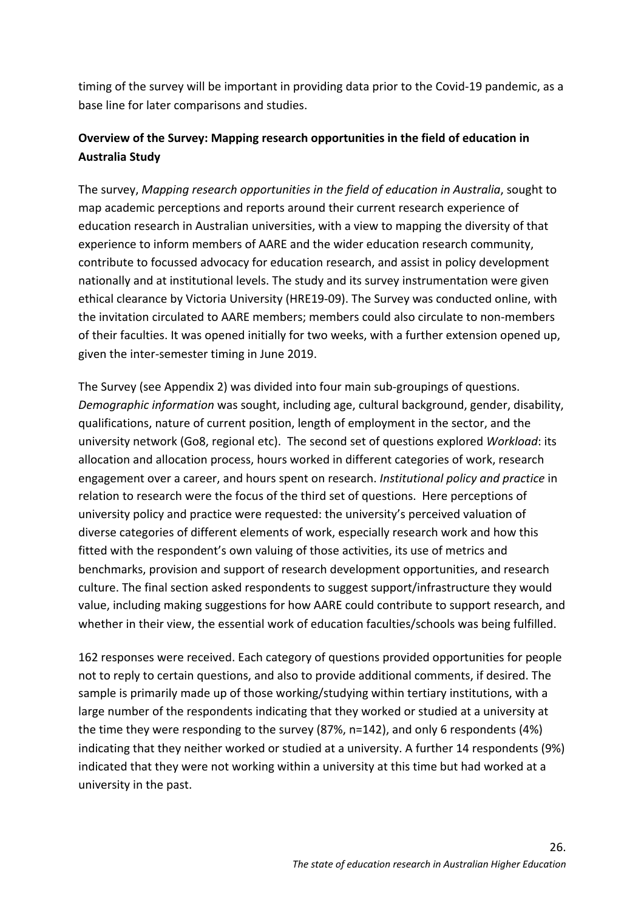timing of the survey will be important in providing data prior to the Covid-19 pandemic, as a base line for later comparisons and studies.

**Overview of the Survey: Mapping research opportunities in the field of education in Australia Study**

The survey, *Mapping research opportunities in the field of education in Australia*, sought to map academic perceptions and reports around their current research experience of education research in Australian universities, with a view to mapping the diversity of that experience to inform members of AARE and the wider education research community, contribute to focussed advocacy for education research, and assist in policy development nationally and at institutional levels. The study and its survey instrumentation were given ethical clearance by Victoria University (HRE19-09). The Survey was conducted online, with the invitation circulated to AARE members; members could also circulate to non-members of their faculties. It was opened initially for two weeks, with a further extension opened up, given the inter-semester timing in June 2019.

The Survey (see Appendix 2) was divided into four main sub-groupings of questions. *Demographic information* was sought, including age, cultural background, gender, disability, qualifications, nature of current position, length of employment in the sector, and the university network (Go8, regional etc). The second set of questions explored *Workload*: its allocation and allocation process, hours worked in different categories of work, research engagement over a career, and hours spent on research. *Institutional policy and practice* in relation to research were the focus of the third set of questions. Here perceptions of university policy and practice were requested: the university's perceived valuation of diverse categories of different elements of work, especially research work and how this fitted with the respondent's own valuing of those activities, its use of metrics and benchmarks, provision and support of research development opportunities, and research culture. The final section asked respondents to suggest support/infrastructure they would value, including making suggestions for how AARE could contribute to support research, and whether in their view, the essential work of education faculties/schools was being fulfilled.

162 responses were received. Each category of questions provided opportunities for people not to reply to certain questions, and also to provide additional comments, if desired. The sample is primarily made up of those working/studying within tertiary institutions, with a large number of the respondents indicating that they worked or studied at a university at the time they were responding to the survey (87%, n=142), and only 6 respondents (4%) indicating that they neither worked or studied at a university. A further 14 respondents (9%) indicated that they were not working within a university at this time but had worked at a university in the past.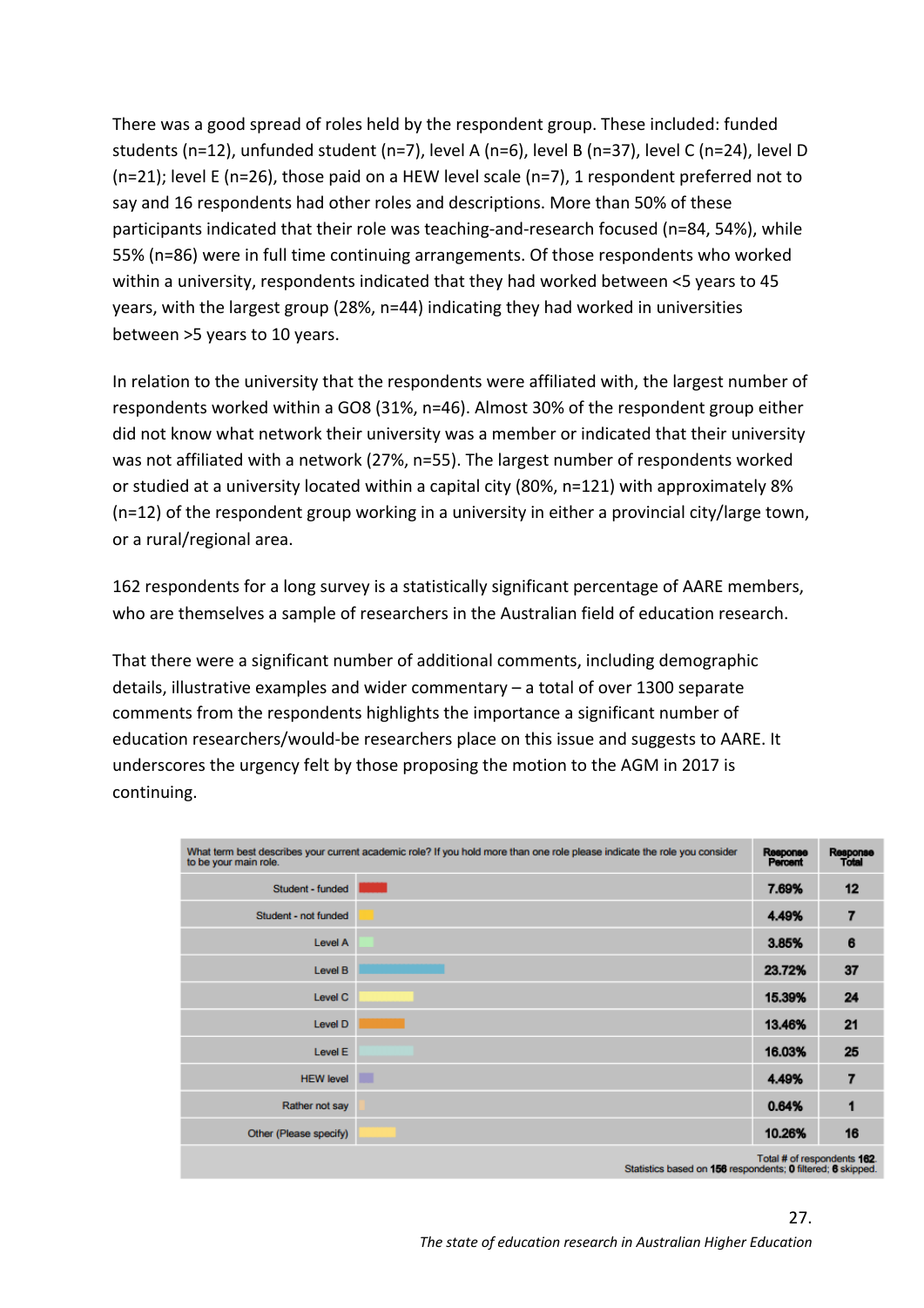There was a good spread of roles held by the respondent group. These included: funded students (n=12), unfunded student (n=7), level A (n=6), level B (n=37), level C (n=24), level D (n=21); level E (n=26), those paid on a HEW level scale (n=7), 1 respondent preferred not to say and 16 respondents had other roles and descriptions. More than 50% of these participants indicated that their role was teaching-and-research focused (n=84, 54%), while 55% (n=86) were in full time continuing arrangements. Of those respondents who worked within a university, respondents indicated that they had worked between <5 years to 45 years, with the largest group (28%, n=44) indicating they had worked in universities between >5 years to 10 years.

In relation to the university that the respondents were affiliated with, the largest number of respondents worked within a GO8 (31%, n=46). Almost 30% of the respondent group either did not know what network their university was a member or indicated that their university was not affiliated with a network (27%, n=55). The largest number of respondents worked or studied at a university located within a capital city (80%, n=121) with approximately 8% (n=12) of the respondent group working in a university in either a provincial city/large town, or a rural/regional area.

162 respondents for a long survey is a statistically significant percentage of AARE members, who are themselves a sample of researchers in the Australian field of education research.

That there were a significant number of additional comments, including demographic details, illustrative examples and wider commentary – a total of over 1300 separate comments from the respondents highlights the importance a significant number of education researchers/would-be researchers place on this issue and suggests to AARE. It underscores the urgency felt by those proposing the motion to the AGM in 2017 is continuing.

| What term best describes your current academic role? If you hold more than one role please indicate the role you consider to be your main role. | Response Percent | Response Total |
|---|---|---|
| Student - funded | 7.69% | 12 |
| Student - not funded | 4.49% | 7 |
| Level A | 3.85% | 6 |
| Level B | 23.72% | 37 |
| Level C | 15.39% | 24 |
| Level D | 13.46% | 21 |
| Level E | 16.03% | 25 |
| HEW level | 4.49% | 7 |
| Rather not say | 0.64% | 1 |
| Other (Please specify) | 10.26% | 16 |

Total # of respondents **162**. Statistics based on **156** respondents; **0** filtered; **6** skipped.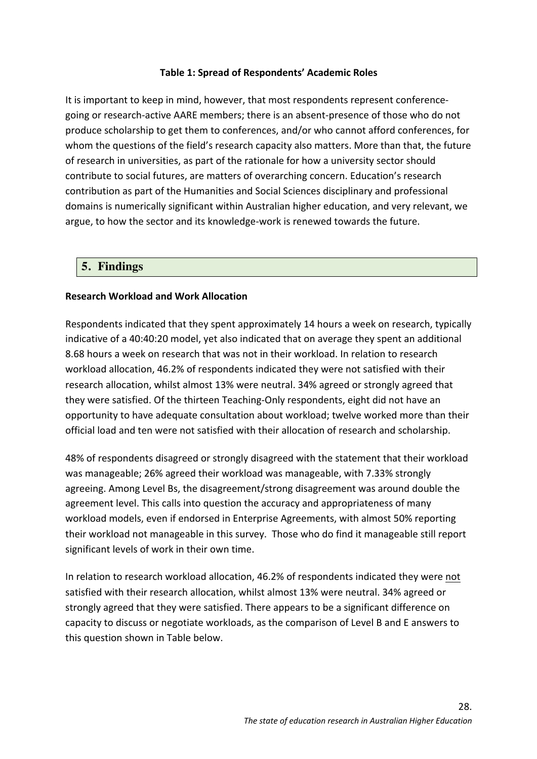**Table 1: Spread of Respondents' Academic Roles**

It is important to keep in mind, however, that most respondents represent conference-going or research-active AARE members; there is an absent-presence of those who do not produce scholarship to get them to conferences, and/or who cannot afford conferences, for whom the questions of the field's research capacity also matters. More than that, the future of research in universities, as part of the rationale for how a university sector should contribute to social futures, are matters of overarching concern. Education's research contribution as part of the Humanities and Social Sciences disciplinary and professional domains is numerically significant within Australian higher education, and very relevant, we argue, to how the sector and its knowledge-work is renewed towards the future.

## 5. Findings

**Research Workload and Work Allocation**

Respondents indicated that they spent approximately 14 hours a week on research, typically indicative of a 40:40:20 model, yet also indicated that on average they spent an additional 8.68 hours a week on research that was not in their workload. In relation to research workload allocation, 46.2% of respondents indicated they were not satisfied with their research allocation, whilst almost 13% were neutral. 34% agreed or strongly agreed that they were satisfied. Of the thirteen Teaching-Only respondents, eight did not have an opportunity to have adequate consultation about workload; twelve worked more than their official load and ten were not satisfied with their allocation of research and scholarship.

48% of respondents disagreed or strongly disagreed with the statement that their workload was manageable; 26% agreed their workload was manageable, with 7.33% strongly agreeing. Among Level Bs, the disagreement/strong disagreement was around double the agreement level. This calls into question the accuracy and appropriateness of many workload models, even if endorsed in Enterprise Agreements, with almost 50% reporting their workload not manageable in this survey. Those who do find it manageable still report significant levels of work in their own time.

In relation to research workload allocation, 46.2% of respondents indicated they were not satisfied with their research allocation, whilst almost 13% were neutral. 34% agreed or strongly agreed that they were satisfied. There appears to be a significant difference on capacity to discuss or negotiate workloads, as the comparison of Level B and E answers to this question shown in Table below.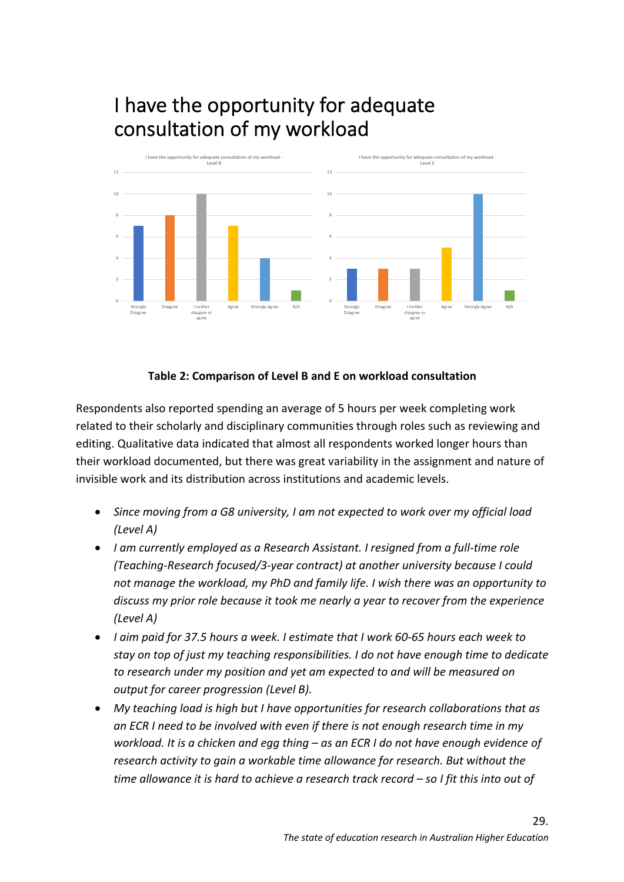# I have the opportunity for adequate consultation of my workload

**Table 2: Comparison of Level B and E on workload consultation**

Respondents also reported spending an average of 5 hours per week completing work related to their scholarly and disciplinary communities through roles such as reviewing and editing. Qualitative data indicated that almost all respondents worked longer hours than their workload documented, but there was great variability in the assignment and nature of invisible work and its distribution across institutions and academic levels.

- *Since moving from a G8 university, I am not expected to work over my official load (Level A)*
- *I am currently employed as a Research Assistant. I resigned from a full-time role (Teaching-Research focused/3-year contract) at another university because I could not manage the workload, my PhD and family life. I wish there was an opportunity to discuss my prior role because it took me nearly a year to recover from the experience (Level A)*
- *I aim paid for 37.5 hours a week. I estimate that I work 60-65 hours each week to stay on top of just my teaching responsibilities. I do not have enough time to dedicate to research under my position and yet am expected to and will be measured on output for career progression (Level B).*
- *My teaching load is high but I have opportunities for research collaborations that as an ECR I need to be involved with even if there is not enough research time in my workload. It is a chicken and egg thing – as an ECR I do not have enough evidence of research activity to gain a workable time allowance for research. But without the time allowance it is hard to achieve a research track record – so I fit this into out of*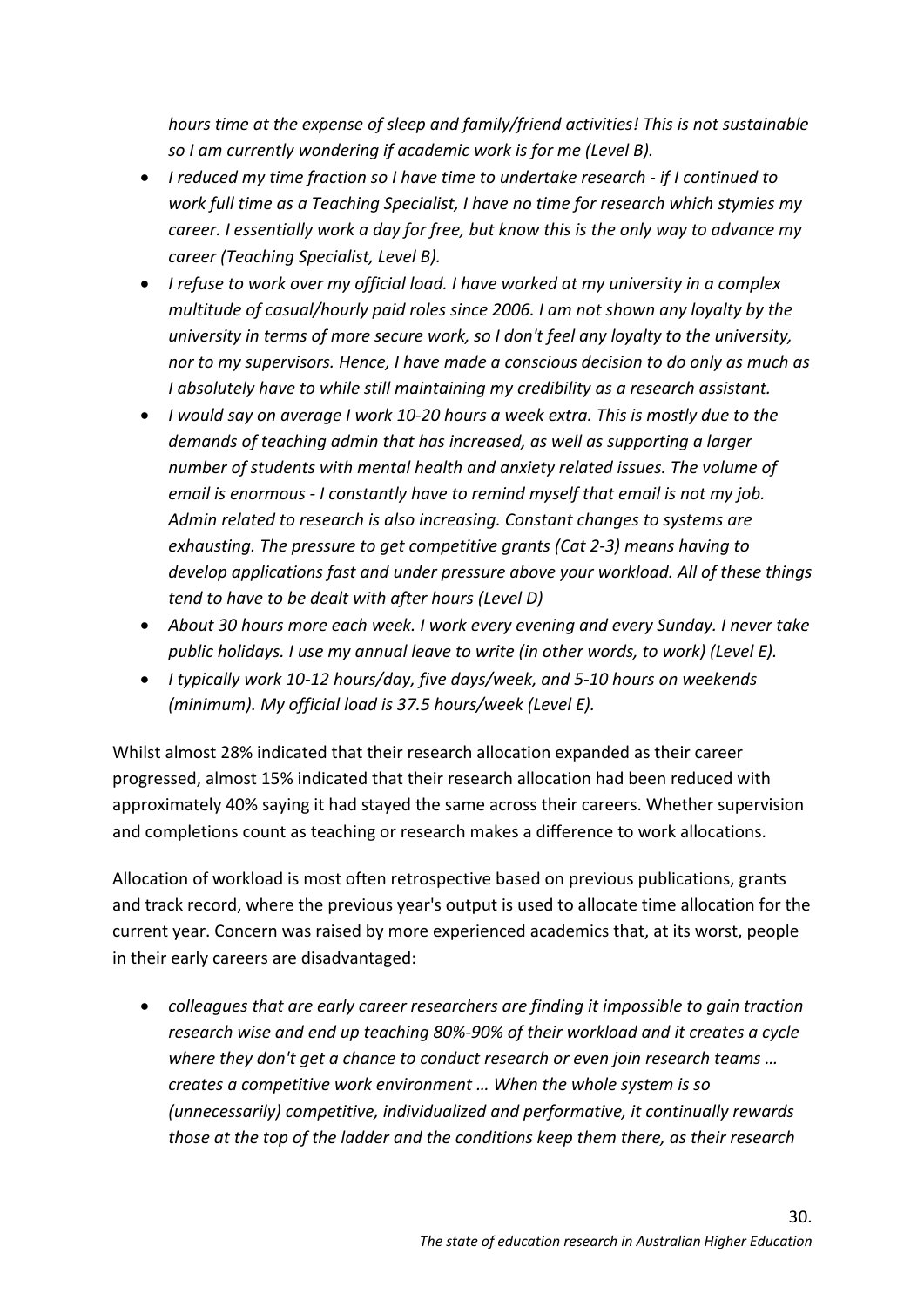*hours time at the expense of sleep and family/friend activities! This is not sustainable so I am currently wondering if academic work is for me (Level B).*

- *I reduced my time fraction so I have time to undertake research - if I continued to work full time as a Teaching Specialist, I have no time for research which stymies my career. I essentially work a day for free, but know this is the only way to advance my career (Teaching Specialist, Level B).*
- *I refuse to work over my official load. I have worked at my university in a complex multitude of casual/hourly paid roles since 2006. I am not shown any loyalty by the university in terms of more secure work, so I don't feel any loyalty to the university, nor to my supervisors. Hence, I have made a conscious decision to do only as much as I absolutely have to while still maintaining my credibility as a research assistant.*
- *I would say on average I work 10-20 hours a week extra. This is mostly due to the demands of teaching admin that has increased, as well as supporting a larger number of students with mental health and anxiety related issues. The volume of email is enormous - I constantly have to remind myself that email is not my job. Admin related to research is also increasing. Constant changes to systems are exhausting. The pressure to get competitive grants (Cat 2-3) means having to develop applications fast and under pressure above your workload. All of these things tend to have to be dealt with after hours (Level D)*
- *About 30 hours more each week. I work every evening and every Sunday. I never take public holidays. I use my annual leave to write (in other words, to work) (Level E).*
- *I typically work 10-12 hours/day, five days/week, and 5-10 hours on weekends (minimum). My official load is 37.5 hours/week (Level E).*

Whilst almost 28% indicated that their research allocation expanded as their career progressed, almost 15% indicated that their research allocation had been reduced with approximately 40% saying it had stayed the same across their careers. Whether supervision and completions count as teaching or research makes a difference to work allocations.

Allocation of workload is most often retrospective based on previous publications, grants and track record, where the previous year's output is used to allocate time allocation for the current year. Concern was raised by more experienced academics that, at its worst, people in their early careers are disadvantaged:

- *colleagues that are early career researchers are finding it impossible to gain traction research wise and end up teaching 80%-90% of their workload and it creates a cycle where they don't get a chance to conduct research or even join research teams … creates a competitive work environment … When the whole system is so (unnecessarily) competitive, individualized and performative, it continually rewards those at the top of the ladder and the conditions keep them there, as their research*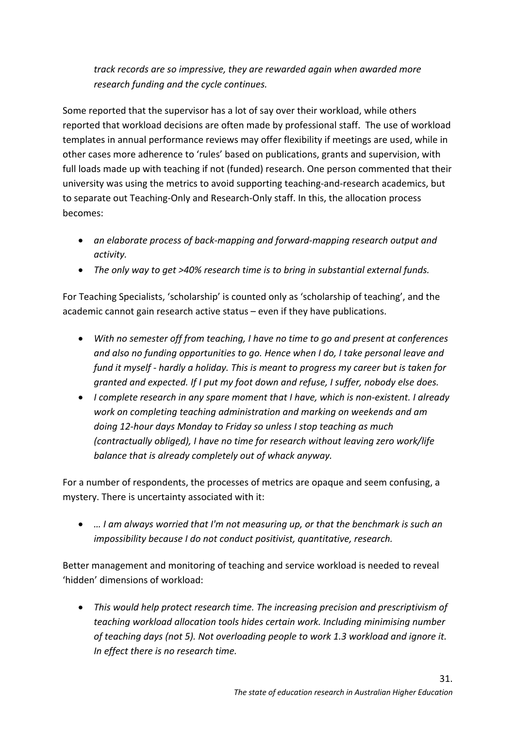*track records are so impressive, they are rewarded again when awarded more research funding and the cycle continues.*

Some reported that the supervisor has a lot of say over their workload, while others reported that workload decisions are often made by professional staff. The use of workload templates in annual performance reviews may offer flexibility if meetings are used, while in other cases more adherence to 'rules' based on publications, grants and supervision, with full loads made up with teaching if not (funded) research. One person commented that their university was using the metrics to avoid supporting teaching-and-research academics, but to separate out Teaching-Only and Research-Only staff. In this, the allocation process becomes:

- *an elaborate process of back-mapping and forward-mapping research output and activity.*
- *The only way to get >40% research time is to bring in substantial external funds.*

For Teaching Specialists, 'scholarship' is counted only as 'scholarship of teaching', and the academic cannot gain research active status – even if they have publications.

- *With no semester off from teaching, I have no time to go and present at conferences and also no funding opportunities to go. Hence when I do, I take personal leave and fund it myself - hardly a holiday. This is meant to progress my career but is taken for granted and expected. If I put my foot down and refuse, I suffer, nobody else does.*
- *I complete research in any spare moment that I have, which is non-existent. I already work on completing teaching administration and marking on weekends and am doing 12-hour days Monday to Friday so unless I stop teaching as much (contractually obliged), I have no time for research without leaving zero work/life balance that is already completely out of whack anyway.*

For a number of respondents, the processes of metrics are opaque and seem confusing, a mystery. There is uncertainty associated with it:

- *… I am always worried that I'm not measuring up, or that the benchmark is such an impossibility because I do not conduct positivist, quantitative, research.*

Better management and monitoring of teaching and service workload is needed to reveal 'hidden' dimensions of workload:

- *This would help protect research time. The increasing precision and prescriptivism of teaching workload allocation tools hides certain work. Including minimising number of teaching days (not 5). Not overloading people to work 1.3 workload and ignore it. In effect there is no research time.*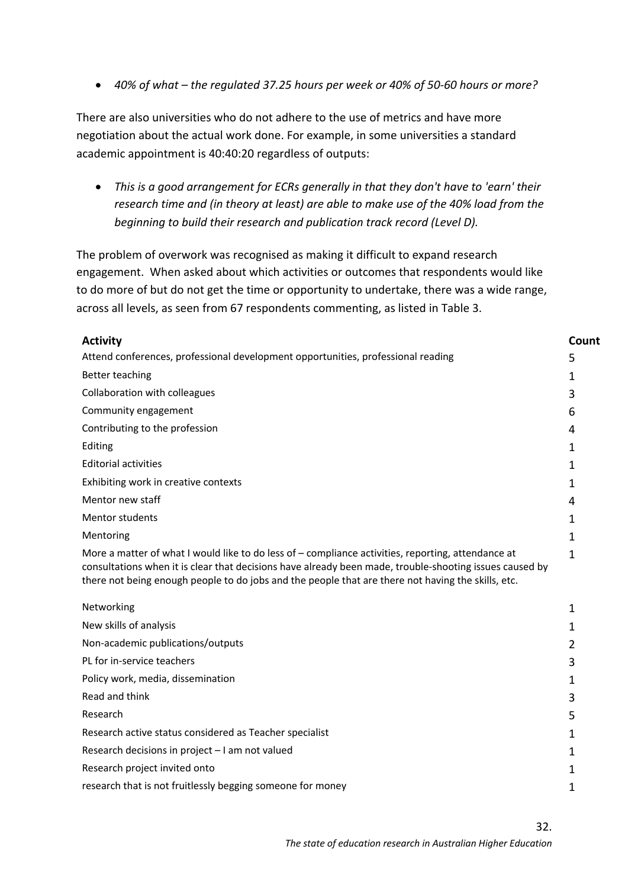- *40% of what – the regulated 37.25 hours per week or 40% of 50-60 hours or more?*

There are also universities who do not adhere to the use of metrics and have more negotiation about the actual work done. For example, in some universities a standard academic appointment is 40:40:20 regardless of outputs:

- *This is a good arrangement for ECRs generally in that they don't have to 'earn' their research time and (in theory at least) are able to make use of the 40% load from the beginning to build their research and publication track record (Level D).*

The problem of overwork was recognised as making it difficult to expand research engagement. When asked about which activities or outcomes that respondents would like to do more of but do not get the time or opportunity to undertake, there was a wide range, across all levels, as seen from 67 respondents commenting, as listed in Table 3.

| Activity | Count |
|---|---|
| Attend conferences, professional development opportunities, professional reading | 5 |
| Better teaching | 1 |
| Collaboration with colleagues | 3 |
| Community engagement | 6 |
| Contributing to the profession | 4 |
| Editing | 1 |
| Editorial activities | 1 |
| Exhibiting work in creative contexts | 1 |
| Mentor new staff | 4 |
| Mentor students | 1 |
| Mentoring | 1 |
| More a matter of what I would like to do less of – compliance activities, reporting, attendance at consultations when it is clear that decisions have already been made, trouble-shooting issues caused by there not being enough people to do jobs and the people that are there not having the skills, etc. | 1 |
| Networking | 1 |
| New skills of analysis | 1 |
| Non-academic publications/outputs | 2 |
| PL for in-service teachers | 3 |
| Policy work, media, dissemination | 1 |
| Read and think | 3 |
| Research | 5 |
| Research active status considered as Teacher specialist | 1 |
| Research decisions in project – I am not valued | 1 |
| Research project invited onto | 1 |
| research that is not fruitlessly begging someone for money | 1 |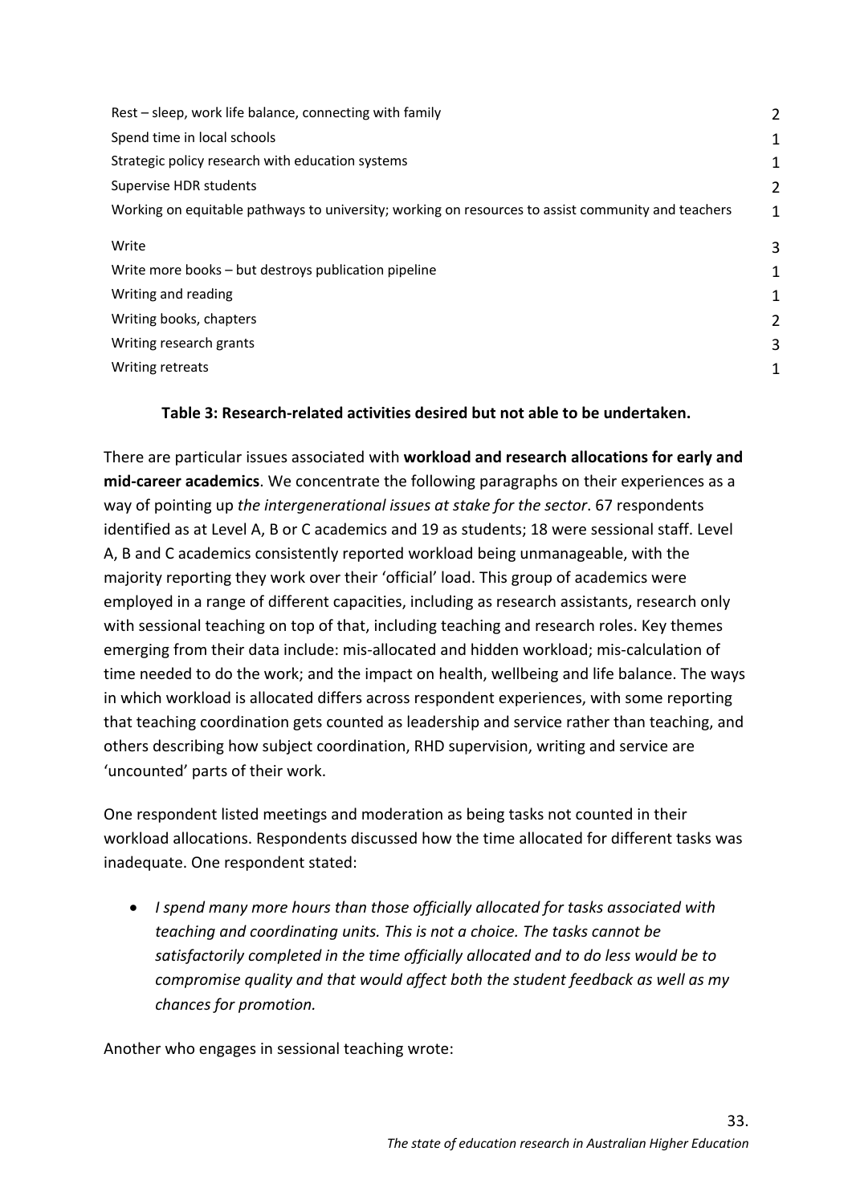| | |
|---|---|
| Rest – sleep, work life balance, connecting with family | 2 |
| Spend time in local schools | 1 |
| Strategic policy research with education systems | 1 |
| Supervise HDR students | 2 |
| Working on equitable pathways to university; working on resources to assist community and teachers | 1 |
| Write | 3 |
| Write more books – but destroys publication pipeline | 1 |
| Writing and reading | 1 |
| Writing books, chapters | 2 |
| Writing research grants | 3 |
| Writing retreats | 1 |

**Table 3: Research-related activities desired but not able to be undertaken.**

There are particular issues associated with **workload and research allocations for early and mid-career academics**. We concentrate the following paragraphs on their experiences as a way of pointing up *the intergenerational issues at stake for the sector*. 67 respondents identified as at Level A, B or C academics and 19 as students; 18 were sessional staff. Level A, B and C academics consistently reported workload being unmanageable, with the majority reporting they work over their 'official' load. This group of academics were employed in a range of different capacities, including as research assistants, research only with sessional teaching on top of that, including teaching and research roles. Key themes emerging from their data include: mis-allocated and hidden workload; mis-calculation of time needed to do the work; and the impact on health, wellbeing and life balance. The ways in which workload is allocated differs across respondent experiences, with some reporting that teaching coordination gets counted as leadership and service rather than teaching, and others describing how subject coordination, RHD supervision, writing and service are 'uncounted' parts of their work.

One respondent listed meetings and moderation as being tasks not counted in their workload allocations. Respondents discussed how the time allocated for different tasks was inadequate. One respondent stated:

- *I spend many more hours than those officially allocated for tasks associated with teaching and coordinating units. This is not a choice. The tasks cannot be satisfactorily completed in the time officially allocated and to do less would be to compromise quality and that would affect both the student feedback as well as my chances for promotion.*

Another who engages in sessional teaching wrote: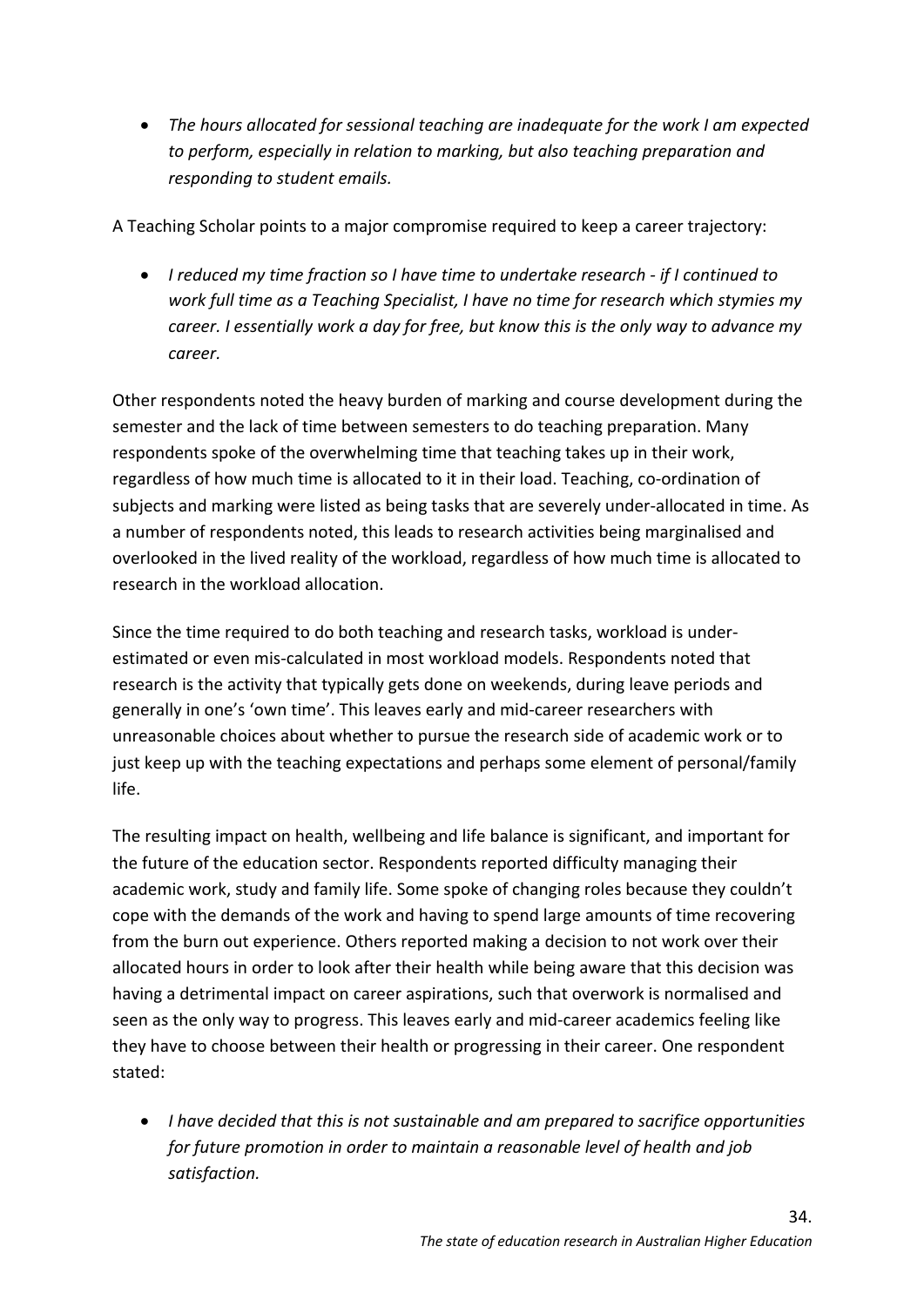- *The hours allocated for sessional teaching are inadequate for the work I am expected to perform, especially in relation to marking, but also teaching preparation and responding to student emails.*

A Teaching Scholar points to a major compromise required to keep a career trajectory:

- *I reduced my time fraction so I have time to undertake research - if I continued to work full time as a Teaching Specialist, I have no time for research which stymies my career. I essentially work a day for free, but know this is the only way to advance my career.*

Other respondents noted the heavy burden of marking and course development during the semester and the lack of time between semesters to do teaching preparation. Many respondents spoke of the overwhelming time that teaching takes up in their work, regardless of how much time is allocated to it in their load. Teaching, co-ordination of subjects and marking were listed as being tasks that are severely under-allocated in time. As a number of respondents noted, this leads to research activities being marginalised and overlooked in the lived reality of the workload, regardless of how much time is allocated to research in the workload allocation.

Since the time required to do both teaching and research tasks, workload is under-estimated or even mis-calculated in most workload models. Respondents noted that research is the activity that typically gets done on weekends, during leave periods and generally in one's 'own time'. This leaves early and mid-career researchers with unreasonable choices about whether to pursue the research side of academic work or to just keep up with the teaching expectations and perhaps some element of personal/family life.

The resulting impact on health, wellbeing and life balance is significant, and important for the future of the education sector. Respondents reported difficulty managing their academic work, study and family life. Some spoke of changing roles because they couldn't cope with the demands of the work and having to spend large amounts of time recovering from the burn out experience. Others reported making a decision to not work over their allocated hours in order to look after their health while being aware that this decision was having a detrimental impact on career aspirations, such that overwork is normalised and seen as the only way to progress. This leaves early and mid-career academics feeling like they have to choose between their health or progressing in their career. One respondent stated:

- *I have decided that this is not sustainable and am prepared to sacrifice opportunities for future promotion in order to maintain a reasonable level of health and job satisfaction.*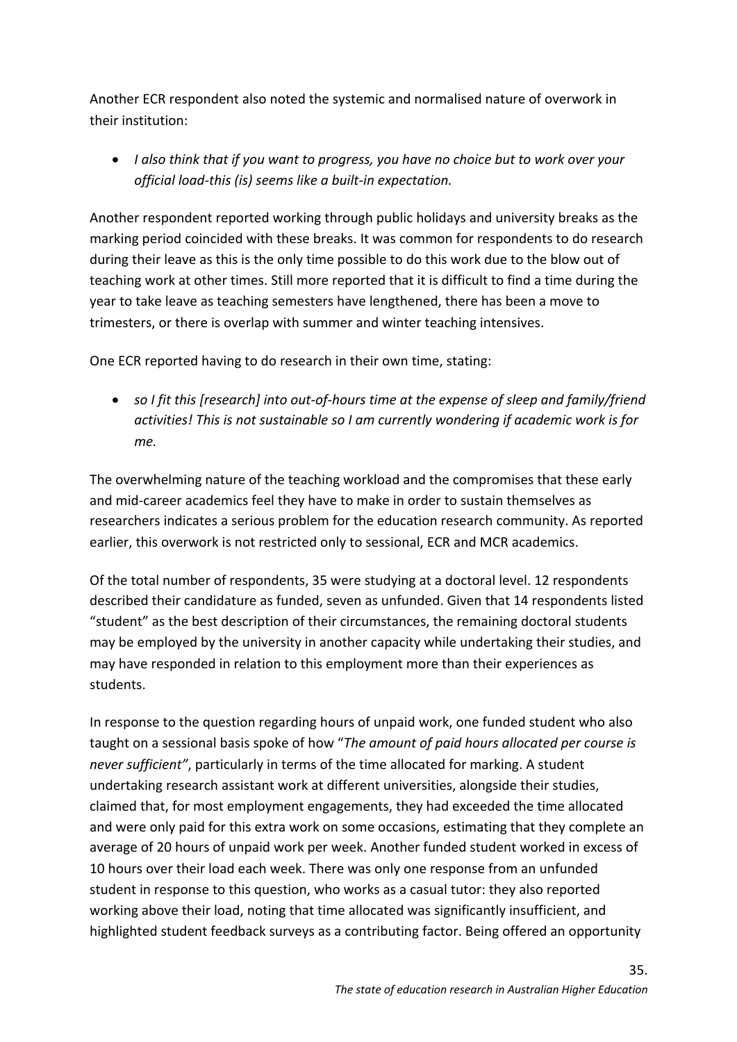Another ECR respondent also noted the systemic and normalised nature of overwork in their institution:

- *I also think that if you want to progress, you have no choice but to work over your official load-this (is) seems like a built-in expectation.*

Another respondent reported working through public holidays and university breaks as the marking period coincided with these breaks. It was common for respondents to do research during their leave as this is the only time possible to do this work due to the blow out of teaching work at other times. Still more reported that it is difficult to find a time during the year to take leave as teaching semesters have lengthened, there has been a move to trimesters, or there is overlap with summer and winter teaching intensives.

One ECR reported having to do research in their own time, stating:

- *so I fit this [research] into out-of-hours time at the expense of sleep and family/friend activities! This is not sustainable so I am currently wondering if academic work is for me.*

The overwhelming nature of the teaching workload and the compromises that these early and mid-career academics feel they have to make in order to sustain themselves as researchers indicates a serious problem for the education research community. As reported earlier, this overwork is not restricted only to sessional, ECR and MCR academics.

Of the total number of respondents, 35 were studying at a doctoral level. 12 respondents described their candidature as funded, seven as unfunded. Given that 14 respondents listed "student" as the best description of their circumstances, the remaining doctoral students may be employed by the university in another capacity while undertaking their studies, and may have responded in relation to this employment more than their experiences as students.

In response to the question regarding hours of unpaid work, one funded student who also taught on a sessional basis spoke of how "*The amount of paid hours allocated per course is never sufficient"*, particularly in terms of the time allocated for marking. A student undertaking research assistant work at different universities, alongside their studies, claimed that, for most employment engagements, they had exceeded the time allocated and were only paid for this extra work on some occasions, estimating that they complete an average of 20 hours of unpaid work per week. Another funded student worked in excess of 10 hours over their load each week. There was only one response from an unfunded student in response to this question, who works as a casual tutor: they also reported working above their load, noting that time allocated was significantly insufficient, and highlighted student feedback surveys as a contributing factor. Being offered an opportunity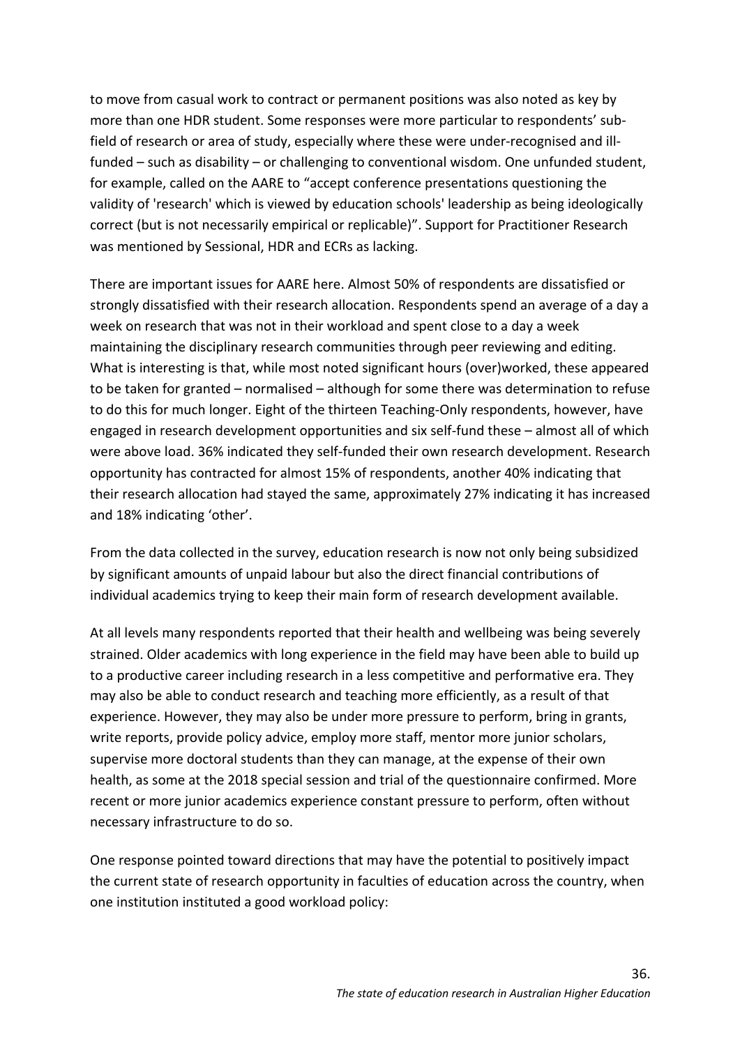to move from casual work to contract or permanent positions was also noted as key by more than one HDR student. Some responses were more particular to respondents' sub-field of research or area of study, especially where these were under-recognised and ill-funded – such as disability – or challenging to conventional wisdom. One unfunded student, for example, called on the AARE to "accept conference presentations questioning the validity of 'research' which is viewed by education schools' leadership as being ideologically correct (but is not necessarily empirical or replicable)". Support for Practitioner Research was mentioned by Sessional, HDR and ECRs as lacking.

There are important issues for AARE here. Almost 50% of respondents are dissatisfied or strongly dissatisfied with their research allocation. Respondents spend an average of a day a week on research that was not in their workload and spent close to a day a week maintaining the disciplinary research communities through peer reviewing and editing. What is interesting is that, while most noted significant hours (over)worked, these appeared to be taken for granted – normalised – although for some there was determination to refuse to do this for much longer. Eight of the thirteen Teaching-Only respondents, however, have engaged in research development opportunities and six self-fund these – almost all of which were above load. 36% indicated they self-funded their own research development. Research opportunity has contracted for almost 15% of respondents, another 40% indicating that their research allocation had stayed the same, approximately 27% indicating it has increased and 18% indicating 'other'.

From the data collected in the survey, education research is now not only being subsidized by significant amounts of unpaid labour but also the direct financial contributions of individual academics trying to keep their main form of research development available.

At all levels many respondents reported that their health and wellbeing was being severely strained. Older academics with long experience in the field may have been able to build up to a productive career including research in a less competitive and performative era. They may also be able to conduct research and teaching more efficiently, as a result of that experience. However, they may also be under more pressure to perform, bring in grants, write reports, provide policy advice, employ more staff, mentor more junior scholars, supervise more doctoral students than they can manage, at the expense of their own health, as some at the 2018 special session and trial of the questionnaire confirmed. More recent or more junior academics experience constant pressure to perform, often without necessary infrastructure to do so.

One response pointed toward directions that may have the potential to positively impact the current state of research opportunity in faculties of education across the country, when one institution instituted a good workload policy: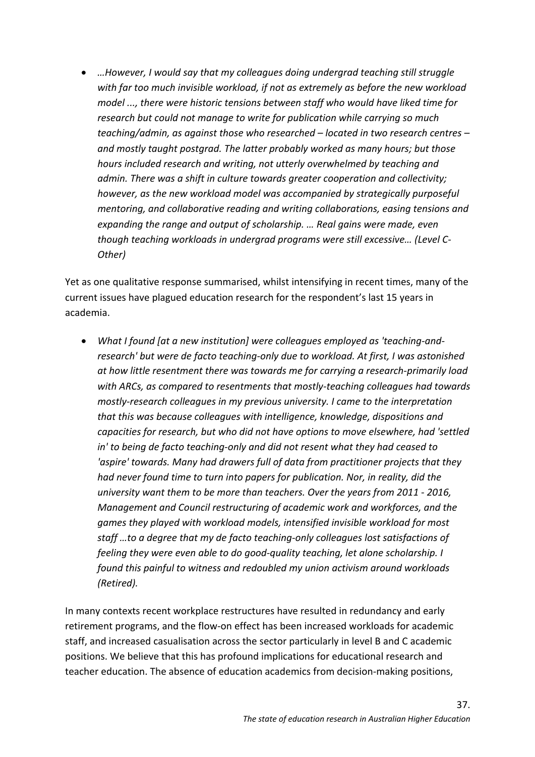- *…However, I would say that my colleagues doing undergrad teaching still struggle with far too much invisible workload, if not as extremely as before the new workload model ..., there were historic tensions between staff who would have liked time for research but could not manage to write for publication while carrying so much teaching/admin, as against those who researched – located in two research centres – and mostly taught postgrad. The latter probably worked as many hours; but those hours included research and writing, not utterly overwhelmed by teaching and admin. There was a shift in culture towards greater cooperation and collectivity; however, as the new workload model was accompanied by strategically purposeful mentoring, and collaborative reading and writing collaborations, easing tensions and expanding the range and output of scholarship. … Real gains were made, even though teaching workloads in undergrad programs were still excessive… (Level C-Other)*

Yet as one qualitative response summarised, whilst intensifying in recent times, many of the current issues have plagued education research for the respondent's last 15 years in academia.

- *What I found [at a new institution] were colleagues employed as 'teaching-and-research' but were de facto teaching-only due to workload. At first, I was astonished at how little resentment there was towards me for carrying a research-primarily load with ARCs, as compared to resentments that mostly-teaching colleagues had towards mostly-research colleagues in my previous university. I came to the interpretation that this was because colleagues with intelligence, knowledge, dispositions and capacities for research, but who did not have options to move elsewhere, had 'settled in' to being de facto teaching-only and did not resent what they had ceased to 'aspire' towards. Many had drawers full of data from practitioner projects that they had never found time to turn into papers for publication. Nor, in reality, did the university want them to be more than teachers. Over the years from 2011 - 2016, Management and Council restructuring of academic work and workforces, and the games they played with workload models, intensified invisible workload for most staff …to a degree that my de facto teaching-only colleagues lost satisfactions of feeling they were even able to do good-quality teaching, let alone scholarship. I found this painful to witness and redoubled my union activism around workloads (Retired).*

In many contexts recent workplace restructures have resulted in redundancy and early retirement programs, and the flow-on effect has been increased workloads for academic staff, and increased casualisation across the sector particularly in level B and C academic positions. We believe that this has profound implications for educational research and teacher education. The absence of education academics from decision-making positions,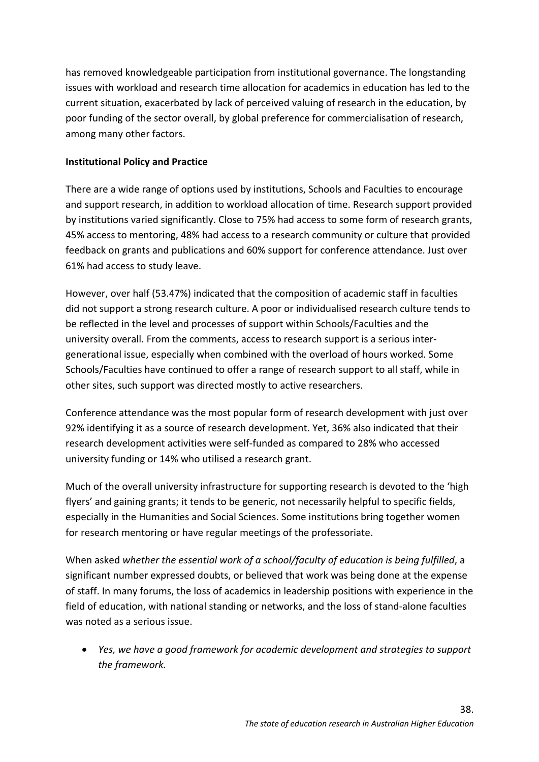has removed knowledgeable participation from institutional governance. The longstanding issues with workload and research time allocation for academics in education has led to the current situation, exacerbated by lack of perceived valuing of research in the education, by poor funding of the sector overall, by global preference for commercialisation of research, among many other factors.

**Institutional Policy and Practice**

There are a wide range of options used by institutions, Schools and Faculties to encourage and support research, in addition to workload allocation of time. Research support provided by institutions varied significantly. Close to 75% had access to some form of research grants, 45% access to mentoring, 48% had access to a research community or culture that provided feedback on grants and publications and 60% support for conference attendance. Just over 61% had access to study leave.

However, over half (53.47%) indicated that the composition of academic staff in faculties did not support a strong research culture. A poor or individualised research culture tends to be reflected in the level and processes of support within Schools/Faculties and the university overall. From the comments, access to research support is a serious inter-generational issue, especially when combined with the overload of hours worked. Some Schools/Faculties have continued to offer a range of research support to all staff, while in other sites, such support was directed mostly to active researchers.

Conference attendance was the most popular form of research development with just over 92% identifying it as a source of research development. Yet, 36% also indicated that their research development activities were self-funded as compared to 28% who accessed university funding or 14% who utilised a research grant.

Much of the overall university infrastructure for supporting research is devoted to the 'high flyers' and gaining grants; it tends to be generic, not necessarily helpful to specific fields, especially in the Humanities and Social Sciences. Some institutions bring together women for research mentoring or have regular meetings of the professoriate.

When asked *whether the essential work of a school/faculty of education is being fulfilled*, a significant number expressed doubts, or believed that work was being done at the expense of staff. In many forums, the loss of academics in leadership positions with experience in the field of education, with national standing or networks, and the loss of stand-alone faculties was noted as a serious issue.

- *Yes, we have a good framework for academic development and strategies to support the framework.*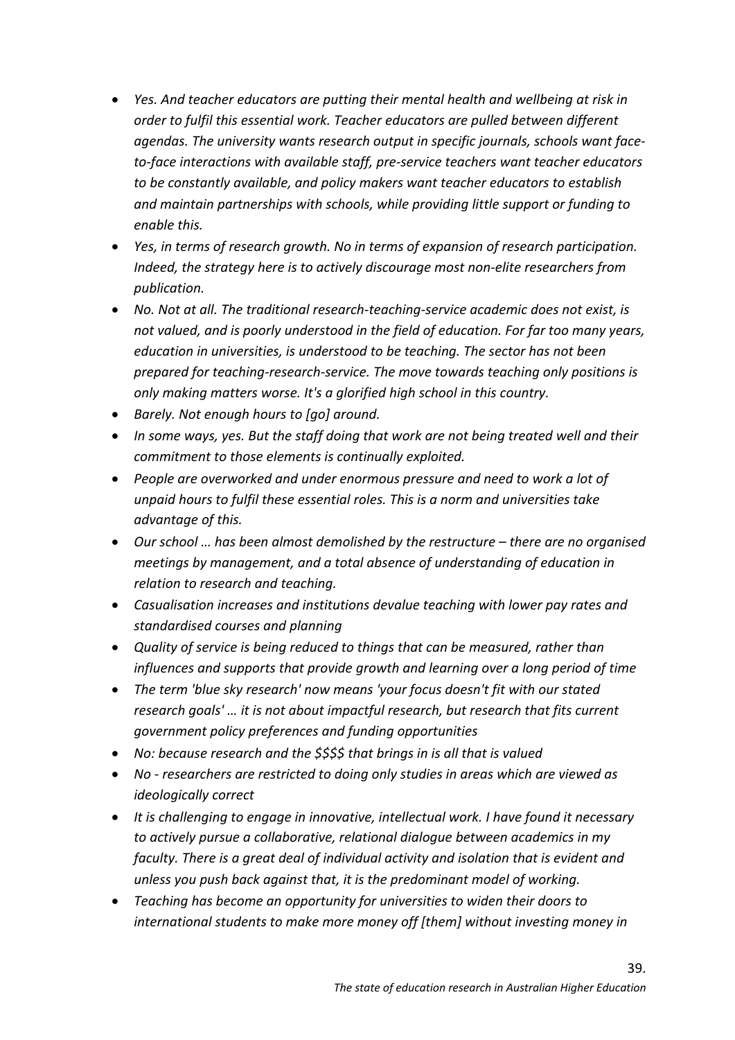- *Yes. And teacher educators are putting their mental health and wellbeing at risk in order to fulfil this essential work. Teacher educators are pulled between different agendas. The university wants research output in specific journals, schools want face-to-face interactions with available staff, pre-service teachers want teacher educators to be constantly available, and policy makers want teacher educators to establish and maintain partnerships with schools, while providing little support or funding to enable this.*
- *Yes, in terms of research growth. No in terms of expansion of research participation. Indeed, the strategy here is to actively discourage most non-elite researchers from publication.*
- *No. Not at all. The traditional research-teaching-service academic does not exist, is not valued, and is poorly understood in the field of education. For far too many years, education in universities, is understood to be teaching. The sector has not been prepared for teaching-research-service. The move towards teaching only positions is only making matters worse. It's a glorified high school in this country.*
- *Barely. Not enough hours to [go] around.*
- *In some ways, yes. But the staff doing that work are not being treated well and their commitment to those elements is continually exploited.*
- *People are overworked and under enormous pressure and need to work a lot of unpaid hours to fulfil these essential roles. This is a norm and universities take advantage of this.*
- *Our school … has been almost demolished by the restructure – there are no organised meetings by management, and a total absence of understanding of education in relation to research and teaching.*
- *Casualisation increases and institutions devalue teaching with lower pay rates and standardised courses and planning*
- *Quality of service is being reduced to things that can be measured, rather than influences and supports that provide growth and learning over a long period of time*
- *The term 'blue sky research' now means 'your focus doesn't fit with our stated research goals' … it is not about impactful research, but research that fits current government policy preferences and funding opportunities*
- *No: because research and the $$$$ that brings in is all that is valued*
- *No - researchers are restricted to doing only studies in areas which are viewed as ideologically correct*
- *It is challenging to engage in innovative, intellectual work. I have found it necessary to actively pursue a collaborative, relational dialogue between academics in my faculty. There is a great deal of individual activity and isolation that is evident and unless you push back against that, it is the predominant model of working.*
- *Teaching has become an opportunity for universities to widen their doors to international students to make more money off [them] without investing money in*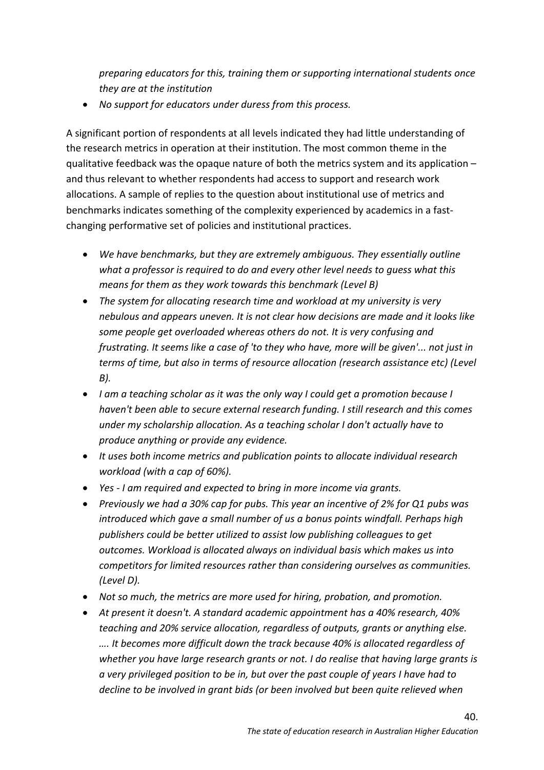*preparing educators for this, training them or supporting international students once they are at the institution*

- *No support for educators under duress from this process.*

A significant portion of respondents at all levels indicated they had little understanding of the research metrics in operation at their institution. The most common theme in the qualitative feedback was the opaque nature of both the metrics system and its application – and thus relevant to whether respondents had access to support and research work allocations. A sample of replies to the question about institutional use of metrics and benchmarks indicates something of the complexity experienced by academics in a fast-changing performative set of policies and institutional practices.

- *We have benchmarks, but they are extremely ambiguous. They essentially outline what a professor is required to do and every other level needs to guess what this means for them as they work towards this benchmark (Level B)*
- *The system for allocating research time and workload at my university is very nebulous and appears uneven. It is not clear how decisions are made and it looks like some people get overloaded whereas others do not. It is very confusing and frustrating. It seems like a case of 'to they who have, more will be given'... not just in terms of time, but also in terms of resource allocation (research assistance etc) (Level B).*
- *I am a teaching scholar as it was the only way I could get a promotion because I haven't been able to secure external research funding. I still research and this comes under my scholarship allocation. As a teaching scholar I don't actually have to produce anything or provide any evidence.*
- *It uses both income metrics and publication points to allocate individual research workload (with a cap of 60%).*
- *Yes - I am required and expected to bring in more income via grants.*
- *Previously we had a 30% cap for pubs. This year an incentive of 2% for Q1 pubs was introduced which gave a small number of us a bonus points windfall. Perhaps high publishers could be better utilized to assist low publishing colleagues to get outcomes. Workload is allocated always on individual basis which makes us into competitors for limited resources rather than considering ourselves as communities. (Level D).*
- *Not so much, the metrics are more used for hiring, probation, and promotion.*
- *At present it doesn't. A standard academic appointment has a 40% research, 40% teaching and 20% service allocation, regardless of outputs, grants or anything else. …. It becomes more difficult down the track because 40% is allocated regardless of whether you have large research grants or not. I do realise that having large grants is a very privileged position to be in, but over the past couple of years I have had to decline to be involved in grant bids (or been involved but been quite relieved when*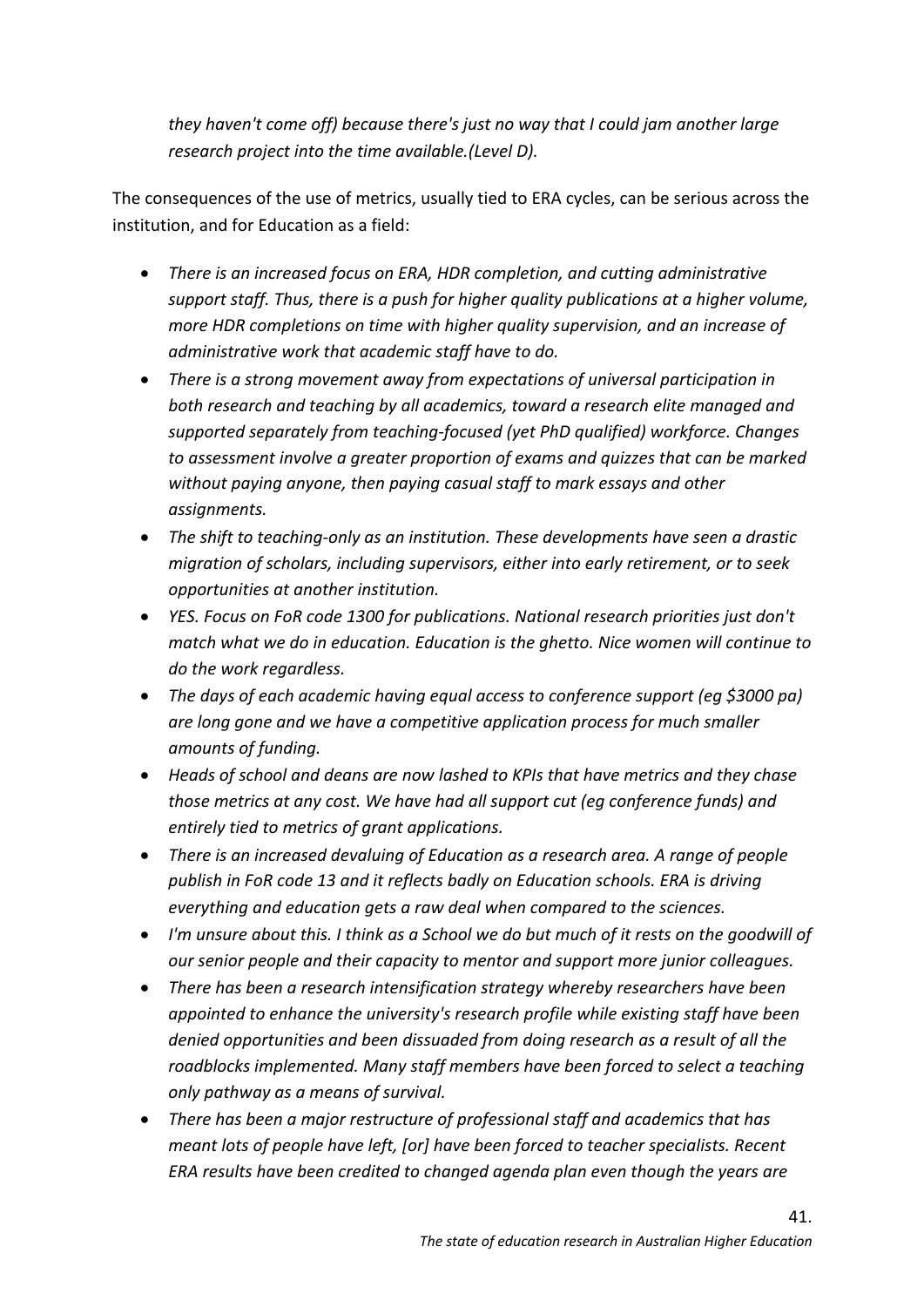*they haven't come off) because there's just no way that I could jam another large research project into the time available.(Level D).*

The consequences of the use of metrics, usually tied to ERA cycles, can be serious across the institution, and for Education as a field:

- *There is an increased focus on ERA, HDR completion, and cutting administrative support staff. Thus, there is a push for higher quality publications at a higher volume, more HDR completions on time with higher quality supervision, and an increase of administrative work that academic staff have to do.*
- *There is a strong movement away from expectations of universal participation in both research and teaching by all academics, toward a research elite managed and supported separately from teaching-focused (yet PhD qualified) workforce. Changes to assessment involve a greater proportion of exams and quizzes that can be marked without paying anyone, then paying casual staff to mark essays and other assignments.*
- *The shift to teaching-only as an institution. These developments have seen a drastic migration of scholars, including supervisors, either into early retirement, or to seek opportunities at another institution.*
- *YES. Focus on FoR code 1300 for publications. National research priorities just don't match what we do in education. Education is the ghetto. Nice women will continue to do the work regardless.*
- *The days of each academic having equal access to conference support (eg $3000 pa) are long gone and we have a competitive application process for much smaller amounts of funding.*
- *Heads of school and deans are now lashed to KPIs that have metrics and they chase those metrics at any cost. We have had all support cut (eg conference funds) and entirely tied to metrics of grant applications.*
- *There is an increased devaluing of Education as a research area. A range of people publish in FoR code 13 and it reflects badly on Education schools. ERA is driving everything and education gets a raw deal when compared to the sciences.*
- *I'm unsure about this. I think as a School we do but much of it rests on the goodwill of our senior people and their capacity to mentor and support more junior colleagues.*
- *There has been a research intensification strategy whereby researchers have been appointed to enhance the university's research profile while existing staff have been denied opportunities and been dissuaded from doing research as a result of all the roadblocks implemented. Many staff members have been forced to select a teaching only pathway as a means of survival.*
- *There has been a major restructure of professional staff and academics that has meant lots of people have left, [or] have been forced to teacher specialists. Recent ERA results have been credited to changed agenda plan even though the years are*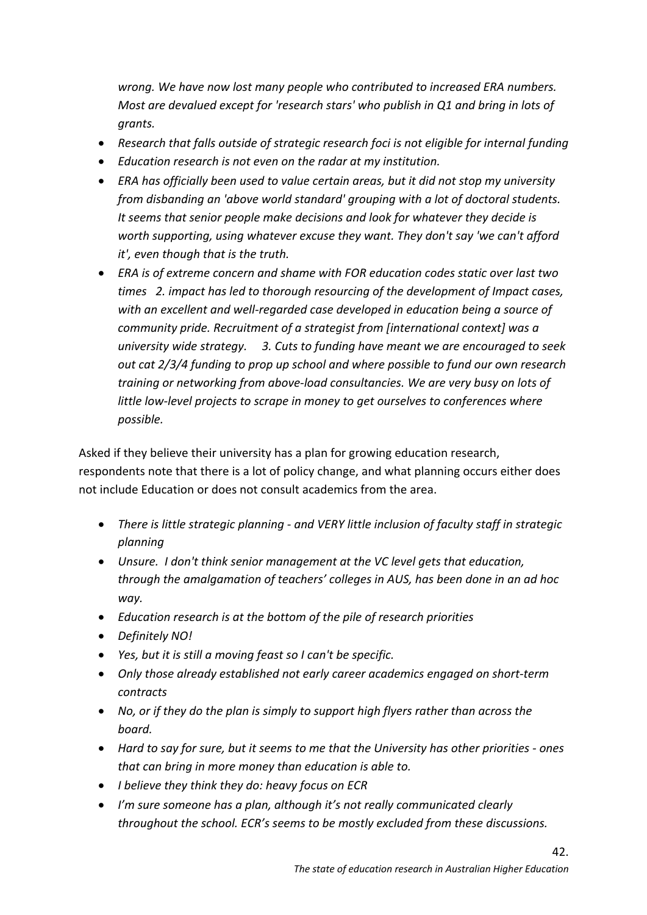*wrong. We have now lost many people who contributed to increased ERA numbers. Most are devalued except for 'research stars' who publish in Q1 and bring in lots of grants.*

- *Research that falls outside of strategic research foci is not eligible for internal funding*
- *Education research is not even on the radar at my institution.*
- *ERA has officially been used to value certain areas, but it did not stop my university from disbanding an 'above world standard' grouping with a lot of doctoral students. It seems that senior people make decisions and look for whatever they decide is worth supporting, using whatever excuse they want. They don't say 'we can't afford it', even though that is the truth.*
- *ERA is of extreme concern and shame with FOR education codes static over last two times 2. impact has led to thorough resourcing of the development of Impact cases, with an excellent and well-regarded case developed in education being a source of community pride. Recruitment of a strategist from [international context] was a university wide strategy. 3. Cuts to funding have meant we are encouraged to seek out cat 2/3/4 funding to prop up school and where possible to fund our own research training or networking from above-load consultancies. We are very busy on lots of little low-level projects to scrape in money to get ourselves to conferences where possible.*

Asked if they believe their university has a plan for growing education research, respondents note that there is a lot of policy change, and what planning occurs either does not include Education or does not consult academics from the area.

- *There is little strategic planning - and VERY little inclusion of faculty staff in strategic planning*
- *Unsure. I don't think senior management at the VC level gets that education, through the amalgamation of teachers' colleges in AUS, has been done in an ad hoc way.*
- *Education research is at the bottom of the pile of research priorities*
- *Definitely NO!*
- *Yes, but it is still a moving feast so I can't be specific.*
- *Only those already established not early career academics engaged on short-term contracts*
- *No, or if they do the plan is simply to support high flyers rather than across the board.*
- *Hard to say for sure, but it seems to me that the University has other priorities - ones that can bring in more money than education is able to.*
- *I believe they think they do: heavy focus on ECR*
- *I'm sure someone has a plan, although it's not really communicated clearly throughout the school. ECR's seems to be mostly excluded from these discussions.*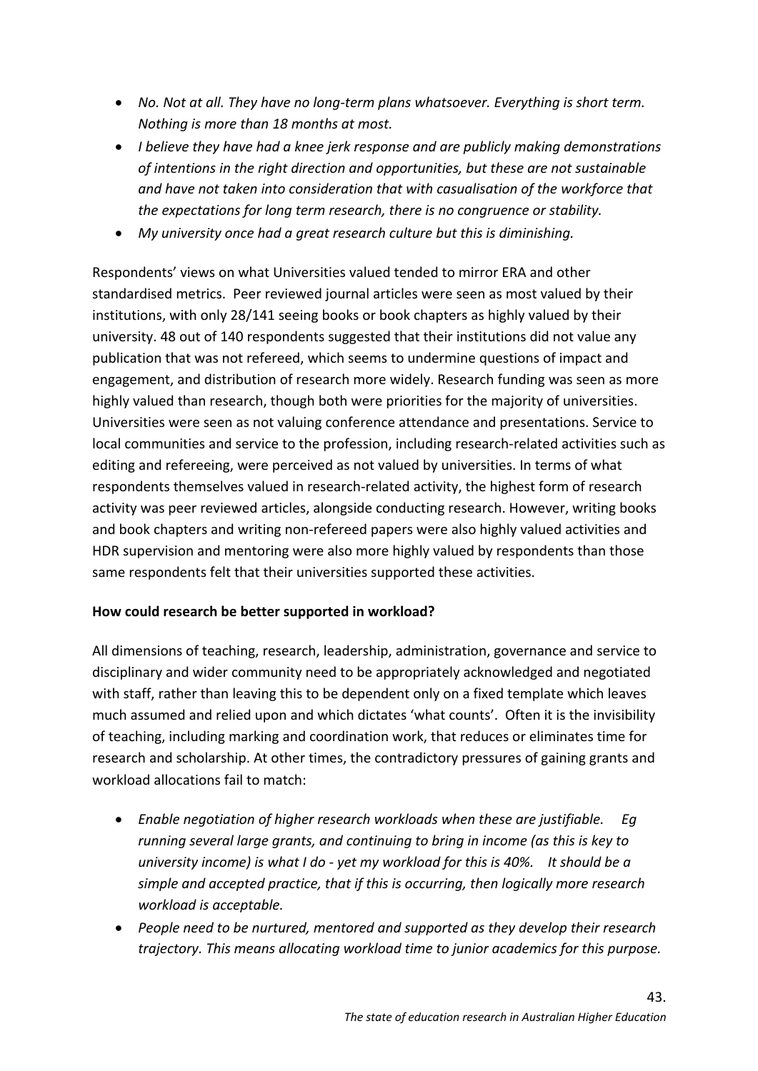- *No. Not at all. They have no long-term plans whatsoever. Everything is short term. Nothing is more than 18 months at most.*
- *I believe they have had a knee jerk response and are publicly making demonstrations of intentions in the right direction and opportunities, but these are not sustainable and have not taken into consideration that with casualisation of the workforce that the expectations for long term research, there is no congruence or stability.*
- *My university once had a great research culture but this is diminishing.*

Respondents' views on what Universities valued tended to mirror ERA and other standardised metrics. Peer reviewed journal articles were seen as most valued by their institutions, with only 28/141 seeing books or book chapters as highly valued by their university. 48 out of 140 respondents suggested that their institutions did not value any publication that was not refereed, which seems to undermine questions of impact and engagement, and distribution of research more widely. Research funding was seen as more highly valued than research, though both were priorities for the majority of universities. Universities were seen as not valuing conference attendance and presentations. Service to local communities and service to the profession, including research-related activities such as editing and refereeing, were perceived as not valued by universities. In terms of what respondents themselves valued in research-related activity, the highest form of research activity was peer reviewed articles, alongside conducting research. However, writing books and book chapters and writing non-refereed papers were also highly valued activities and HDR supervision and mentoring were also more highly valued by respondents than those same respondents felt that their universities supported these activities.

**How could research be better supported in workload?**

All dimensions of teaching, research, leadership, administration, governance and service to disciplinary and wider community need to be appropriately acknowledged and negotiated with staff, rather than leaving this to be dependent only on a fixed template which leaves much assumed and relied upon and which dictates 'what counts'. Often it is the invisibility of teaching, including marking and coordination work, that reduces or eliminates time for research and scholarship. At other times, the contradictory pressures of gaining grants and workload allocations fail to match:

- *Enable negotiation of higher research workloads when these are justifiable. Eg running several large grants, and continuing to bring in income (as this is key to university income) is what I do - yet my workload for this is 40%. It should be a simple and accepted practice, that if this is occurring, then logically more research workload is acceptable.*
- *People need to be nurtured, mentored and supported as they develop their research trajectory. This means allocating workload time to junior academics for this purpose.*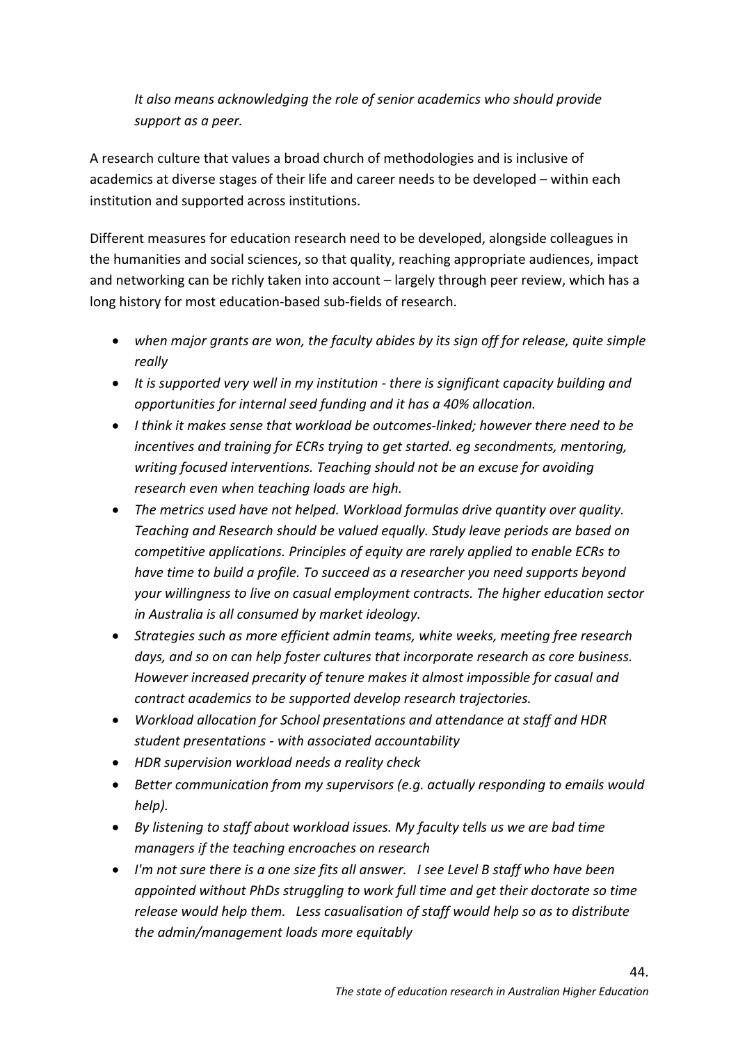*It also means acknowledging the role of senior academics who should provide support as a peer.*

A research culture that values a broad church of methodologies and is inclusive of academics at diverse stages of their life and career needs to be developed – within each institution and supported across institutions.

Different measures for education research need to be developed, alongside colleagues in the humanities and social sciences, so that quality, reaching appropriate audiences, impact and networking can be richly taken into account – largely through peer review, which has a long history for most education-based sub-fields of research.

- *when major grants are won, the faculty abides by its sign off for release, quite simple really*
- *It is supported very well in my institution - there is significant capacity building and opportunities for internal seed funding and it has a 40% allocation.*
- *I think it makes sense that workload be outcomes-linked; however there need to be incentives and training for ECRs trying to get started. eg secondments, mentoring, writing focused interventions. Teaching should not be an excuse for avoiding research even when teaching loads are high.*
- *The metrics used have not helped. Workload formulas drive quantity over quality. Teaching and Research should be valued equally. Study leave periods are based on competitive applications. Principles of equity are rarely applied to enable ECRs to have time to build a profile. To succeed as a researcher you need supports beyond your willingness to live on casual employment contracts. The higher education sector in Australia is all consumed by market ideology.*
- *Strategies such as more efficient admin teams, white weeks, meeting free research days, and so on can help foster cultures that incorporate research as core business. However increased precarity of tenure makes it almost impossible for casual and contract academics to be supported develop research trajectories.*
- *Workload allocation for School presentations and attendance at staff and HDR student presentations - with associated accountability*
- *HDR supervision workload needs a reality check*
- *Better communication from my supervisors (e.g. actually responding to emails would help).*
- *By listening to staff about workload issues. My faculty tells us we are bad time managers if the teaching encroaches on research*
- *I'm not sure there is a one size fits all answer. I see Level B staff who have been appointed without PhDs struggling to work full time and get their doctorate so time release would help them. Less casualisation of staff would help so as to distribute the admin/management loads more equitably*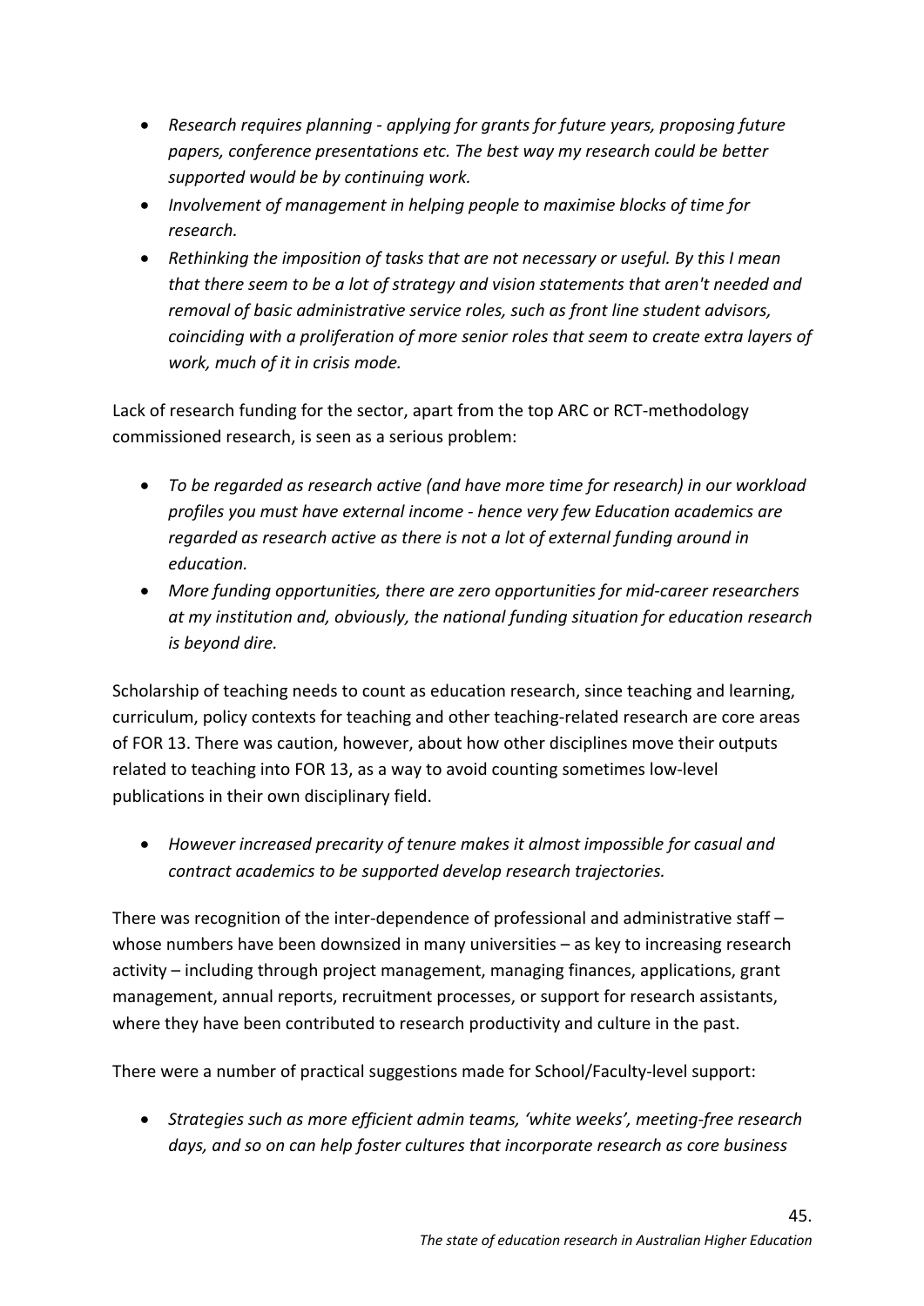- *Research requires planning - applying for grants for future years, proposing future papers, conference presentations etc. The best way my research could be better supported would be by continuing work.*
- *Involvement of management in helping people to maximise blocks of time for research.*
- *Rethinking the imposition of tasks that are not necessary or useful. By this I mean that there seem to be a lot of strategy and vision statements that aren't needed and removal of basic administrative service roles, such as front line student advisors, coinciding with a proliferation of more senior roles that seem to create extra layers of work, much of it in crisis mode.*

Lack of research funding for the sector, apart from the top ARC or RCT-methodology commissioned research, is seen as a serious problem:

- *To be regarded as research active (and have more time for research) in our workload profiles you must have external income - hence very few Education academics are regarded as research active as there is not a lot of external funding around in education.*
- *More funding opportunities, there are zero opportunities for mid-career researchers at my institution and, obviously, the national funding situation for education research is beyond dire.*

Scholarship of teaching needs to count as education research, since teaching and learning, curriculum, policy contexts for teaching and other teaching-related research are core areas of FOR 13. There was caution, however, about how other disciplines move their outputs related to teaching into FOR 13, as a way to avoid counting sometimes low-level publications in their own disciplinary field.

- *However increased precarity of tenure makes it almost impossible for casual and contract academics to be supported develop research trajectories.*

There was recognition of the inter-dependence of professional and administrative staff – whose numbers have been downsized in many universities – as key to increasing research activity – including through project management, managing finances, applications, grant management, annual reports, recruitment processes, or support for research assistants, where they have been contributed to research productivity and culture in the past.

There were a number of practical suggestions made for School/Faculty-level support:

- *Strategies such as more efficient admin teams, 'white weeks', meeting-free research days, and so on can help foster cultures that incorporate research as core business*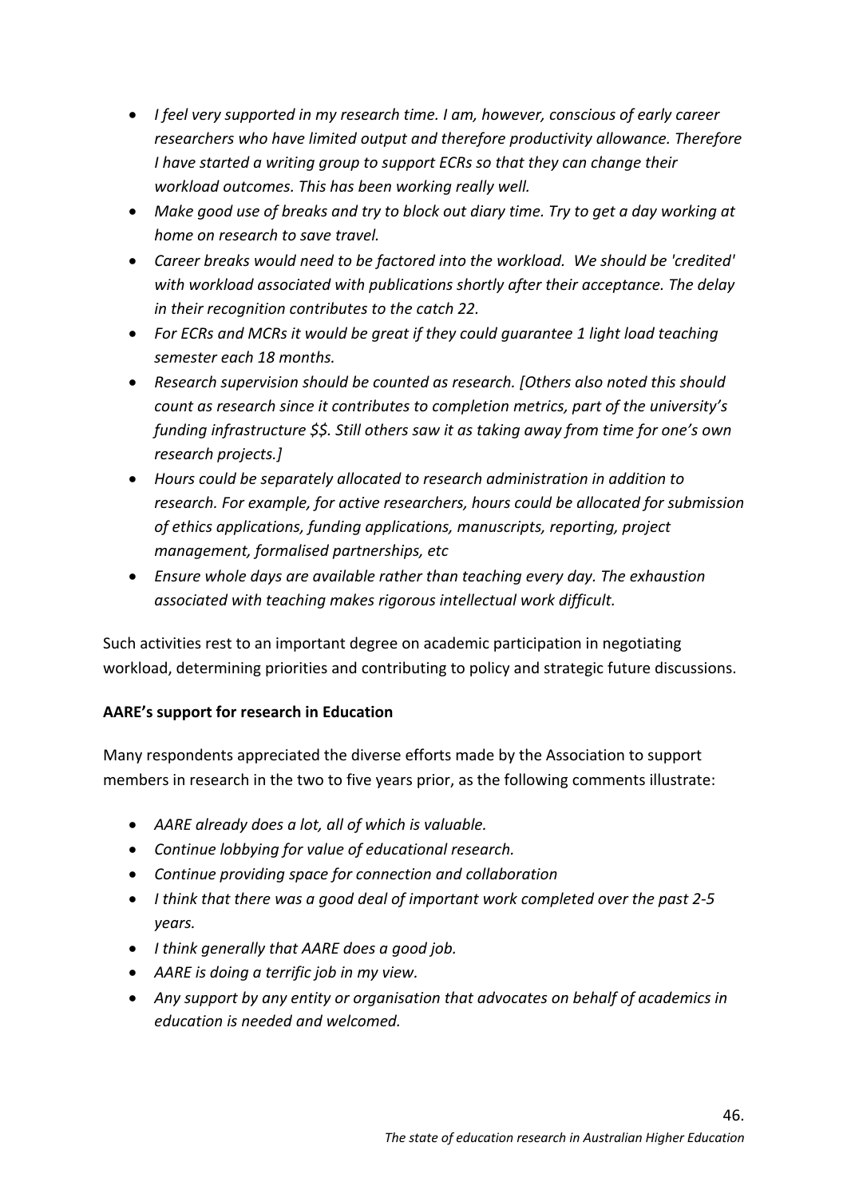- *I feel very supported in my research time. I am, however, conscious of early career researchers who have limited output and therefore productivity allowance. Therefore I have started a writing group to support ECRs so that they can change their workload outcomes. This has been working really well.*
- *Make good use of breaks and try to block out diary time. Try to get a day working at home on research to save travel.*
- *Career breaks would need to be factored into the workload. We should be 'credited' with workload associated with publications shortly after their acceptance. The delay in their recognition contributes to the catch 22.*
- *For ECRs and MCRs it would be great if they could guarantee 1 light load teaching semester each 18 months.*
- *Research supervision should be counted as research. [Others also noted this should count as research since it contributes to completion metrics, part of the university's funding infrastructure $$. Still others saw it as taking away from time for one's own research projects.]*
- *Hours could be separately allocated to research administration in addition to research. For example, for active researchers, hours could be allocated for submission of ethics applications, funding applications, manuscripts, reporting, project management, formalised partnerships, etc*
- *Ensure whole days are available rather than teaching every day. The exhaustion associated with teaching makes rigorous intellectual work difficult.*

Such activities rest to an important degree on academic participation in negotiating workload, determining priorities and contributing to policy and strategic future discussions.

**AARE's support for research in Education**

Many respondents appreciated the diverse efforts made by the Association to support members in research in the two to five years prior, as the following comments illustrate:

- *AARE already does a lot, all of which is valuable.*
- *Continue lobbying for value of educational research.*
- *Continue providing space for connection and collaboration*
- *I think that there was a good deal of important work completed over the past 2-5 years.*
- *I think generally that AARE does a good job.*
- *AARE is doing a terrific job in my view.*
- *Any support by any entity or organisation that advocates on behalf of academics in education is needed and welcomed.*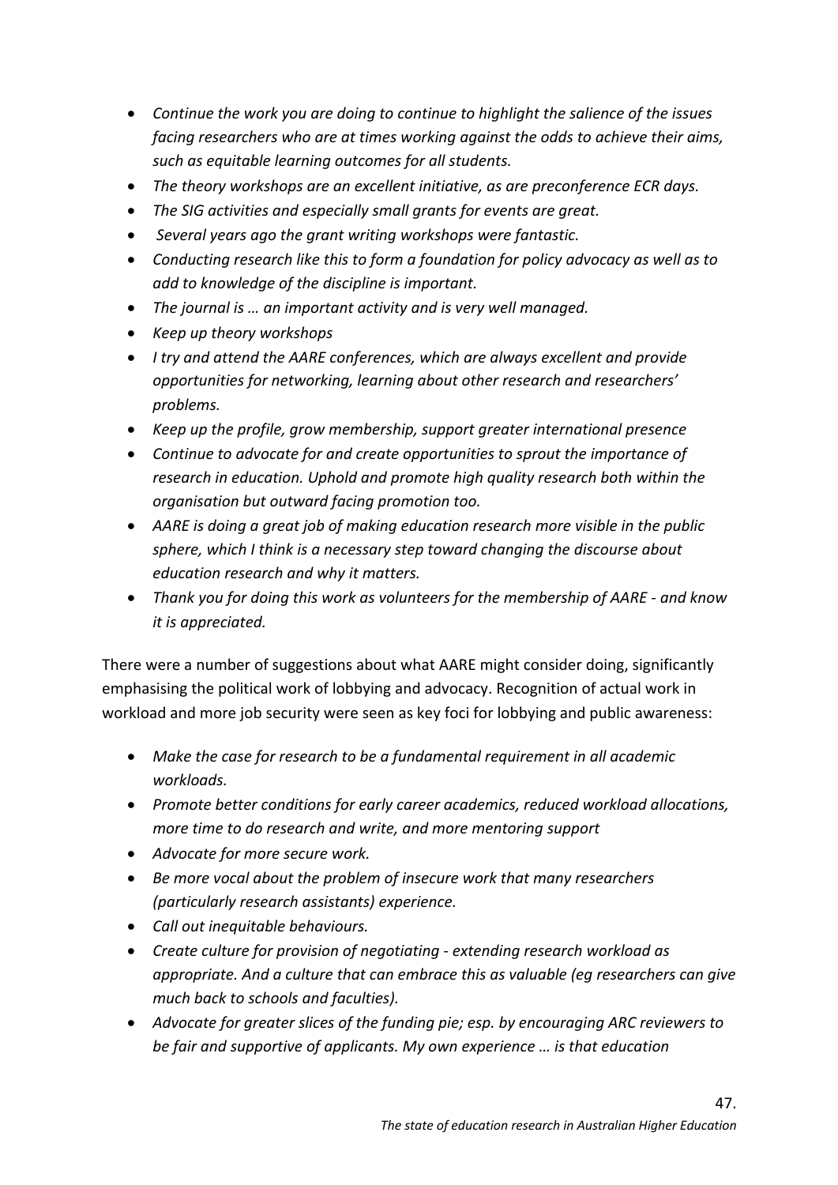- *Continue the work you are doing to continue to highlight the salience of the issues facing researchers who are at times working against the odds to achieve their aims, such as equitable learning outcomes for all students.*
- *The theory workshops are an excellent initiative, as are preconference ECR days.*
- *The SIG activities and especially small grants for events are great.*
- *Several years ago the grant writing workshops were fantastic.*
- *Conducting research like this to form a foundation for policy advocacy as well as to add to knowledge of the discipline is important.*
- *The journal is … an important activity and is very well managed.*
- *Keep up theory workshops*
- *I try and attend the AARE conferences, which are always excellent and provide opportunities for networking, learning about other research and researchers' problems.*
- *Keep up the profile, grow membership, support greater international presence*
- *Continue to advocate for and create opportunities to sprout the importance of research in education. Uphold and promote high quality research both within the organisation but outward facing promotion too.*
- *AARE is doing a great job of making education research more visible in the public sphere, which I think is a necessary step toward changing the discourse about education research and why it matters.*
- *Thank you for doing this work as volunteers for the membership of AARE - and know it is appreciated.*

There were a number of suggestions about what AARE might consider doing, significantly emphasising the political work of lobbying and advocacy. Recognition of actual work in workload and more job security were seen as key foci for lobbying and public awareness:

- *Make the case for research to be a fundamental requirement in all academic workloads.*
- *Promote better conditions for early career academics, reduced workload allocations, more time to do research and write, and more mentoring support*
- *Advocate for more secure work.*
- *Be more vocal about the problem of insecure work that many researchers (particularly research assistants) experience.*
- *Call out inequitable behaviours.*
- *Create culture for provision of negotiating - extending research workload as appropriate. And a culture that can embrace this as valuable (eg researchers can give much back to schools and faculties).*
- *Advocate for greater slices of the funding pie; esp. by encouraging ARC reviewers to be fair and supportive of applicants. My own experience … is that education*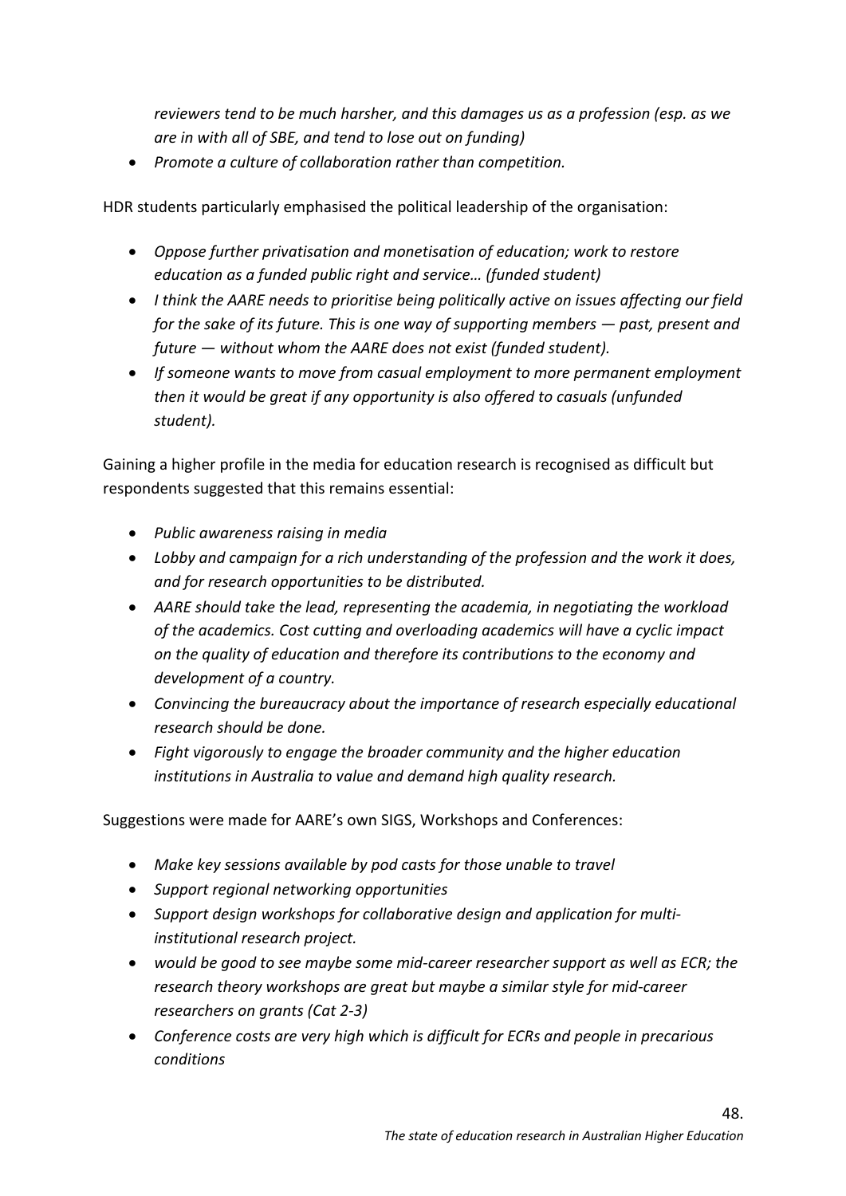*reviewers tend to be much harsher, and this damages us as a profession (esp. as we are in with all of SBE, and tend to lose out on funding)*

- *Promote a culture of collaboration rather than competition.*

HDR students particularly emphasised the political leadership of the organisation:

- *Oppose further privatisation and monetisation of education; work to restore education as a funded public right and service… (funded student)*
- *I think the AARE needs to prioritise being politically active on issues affecting our field for the sake of its future. This is one way of supporting members — past, present and future — without whom the AARE does not exist (funded student).*
- *If someone wants to move from casual employment to more permanent employment then it would be great if any opportunity is also offered to casuals (unfunded student).*

Gaining a higher profile in the media for education research is recognised as difficult but respondents suggested that this remains essential:

- *Public awareness raising in media*
- *Lobby and campaign for a rich understanding of the profession and the work it does, and for research opportunities to be distributed.*
- *AARE should take the lead, representing the academia, in negotiating the workload of the academics. Cost cutting and overloading academics will have a cyclic impact on the quality of education and therefore its contributions to the economy and development of a country.*
- *Convincing the bureaucracy about the importance of research especially educational research should be done.*
- *Fight vigorously to engage the broader community and the higher education institutions in Australia to value and demand high quality research.*

Suggestions were made for AARE's own SIGS, Workshops and Conferences:

- *Make key sessions available by pod casts for those unable to travel*
- *Support regional networking opportunities*
- *Support design workshops for collaborative design and application for multi-institutional research project.*
- *would be good to see maybe some mid-career researcher support as well as ECR; the research theory workshops are great but maybe a similar style for mid-career researchers on grants (Cat 2-3)*
- *Conference costs are very high which is difficult for ECRs and people in precarious conditions*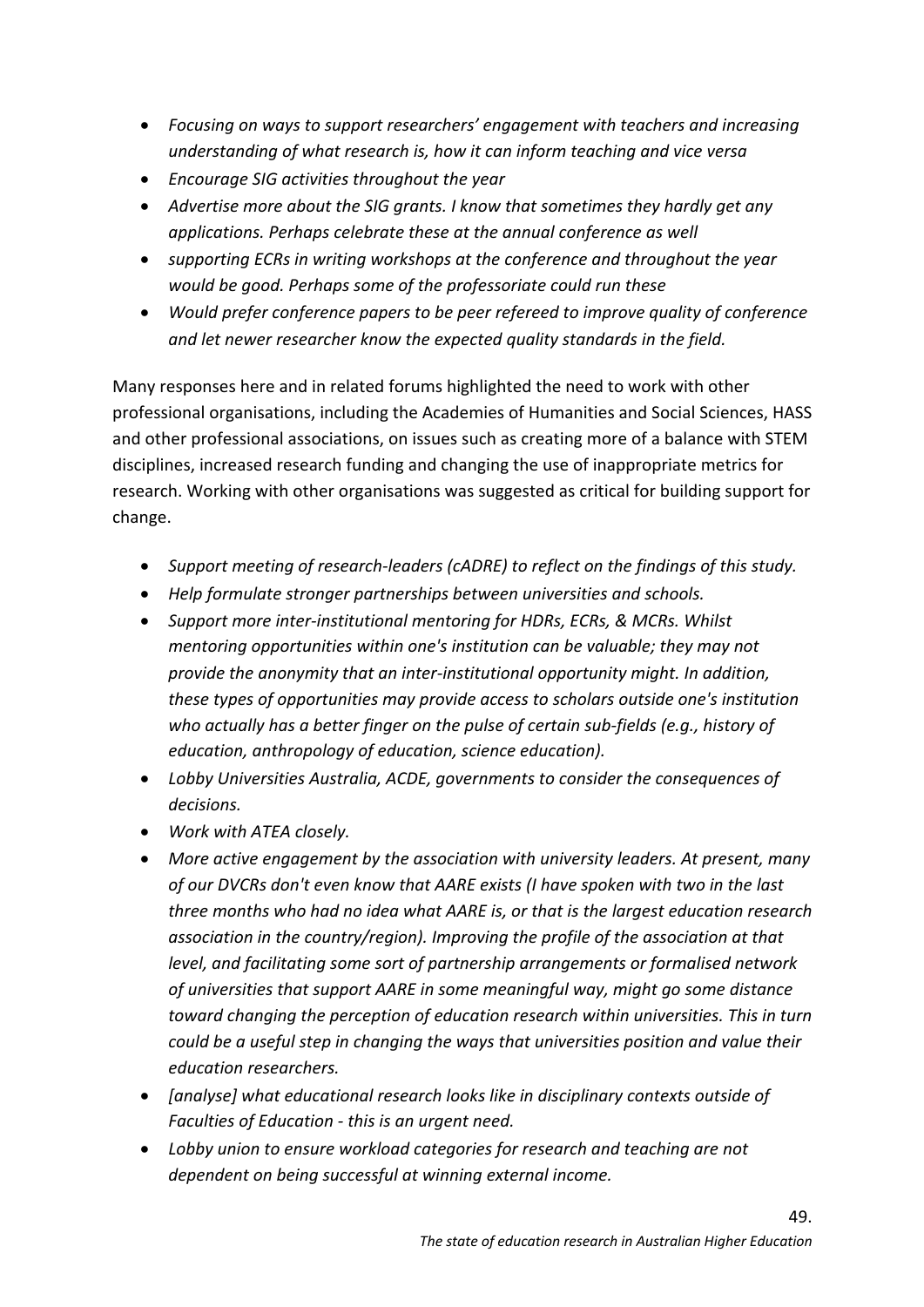- *Focusing on ways to support researchers' engagement with teachers and increasing understanding of what research is, how it can inform teaching and vice versa*
- *Encourage SIG activities throughout the year*
- *Advertise more about the SIG grants. I know that sometimes they hardly get any applications. Perhaps celebrate these at the annual conference as well*
- *supporting ECRs in writing workshops at the conference and throughout the year would be good. Perhaps some of the professoriate could run these*
- *Would prefer conference papers to be peer refereed to improve quality of conference and let newer researcher know the expected quality standards in the field.*

Many responses here and in related forums highlighted the need to work with other professional organisations, including the Academies of Humanities and Social Sciences, HASS and other professional associations, on issues such as creating more of a balance with STEM disciplines, increased research funding and changing the use of inappropriate metrics for research. Working with other organisations was suggested as critical for building support for change.

- *Support meeting of research-leaders (cADRE) to reflect on the findings of this study.*
- *Help formulate stronger partnerships between universities and schools.*
- *Support more inter-institutional mentoring for HDRs, ECRs, & MCRs. Whilst mentoring opportunities within one's institution can be valuable; they may not provide the anonymity that an inter-institutional opportunity might. In addition, these types of opportunities may provide access to scholars outside one's institution who actually has a better finger on the pulse of certain sub-fields (e.g., history of education, anthropology of education, science education).*
- *Lobby Universities Australia, ACDE, governments to consider the consequences of decisions.*
- *Work with ATEA closely.*
- *More active engagement by the association with university leaders. At present, many of our DVCRs don't even know that AARE exists (I have spoken with two in the last three months who had no idea what AARE is, or that is the largest education research association in the country/region). Improving the profile of the association at that level, and facilitating some sort of partnership arrangements or formalised network of universities that support AARE in some meaningful way, might go some distance toward changing the perception of education research within universities. This in turn could be a useful step in changing the ways that universities position and value their education researchers.*
- *[analyse] what educational research looks like in disciplinary contexts outside of Faculties of Education - this is an urgent need.*
- *Lobby union to ensure workload categories for research and teaching are not dependent on being successful at winning external income.*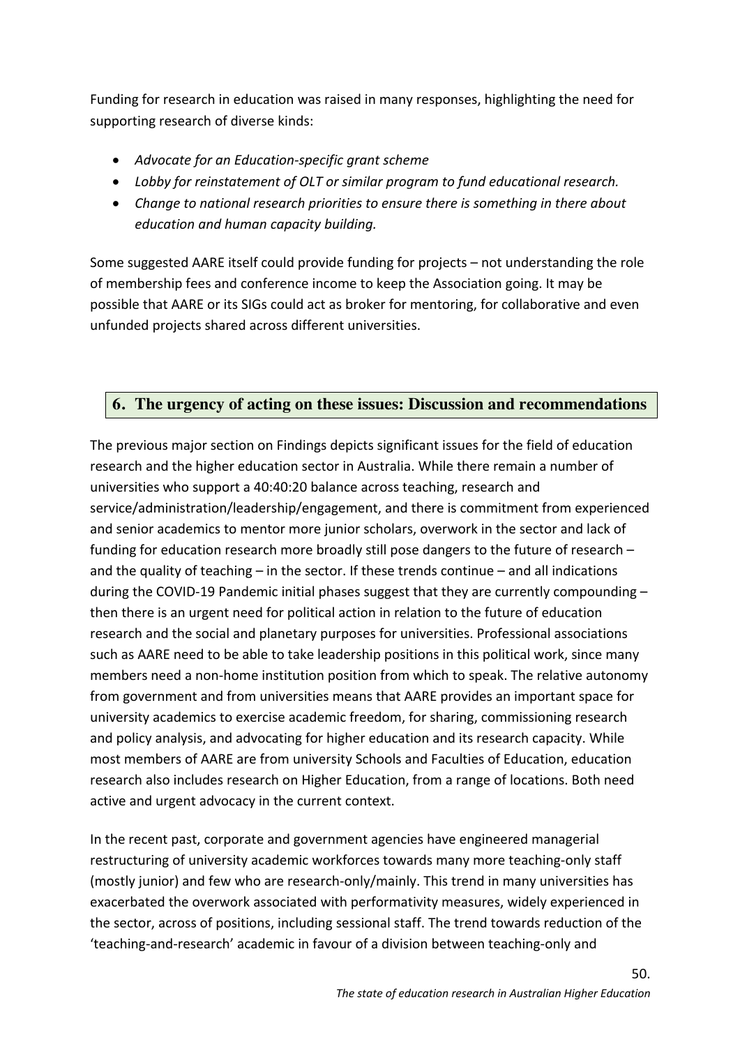Funding for research in education was raised in many responses, highlighting the need for supporting research of diverse kinds:

- *Advocate for an Education-specific grant scheme*
- *Lobby for reinstatement of OLT or similar program to fund educational research.*
- *Change to national research priorities to ensure there is something in there about education and human capacity building.*

Some suggested AARE itself could provide funding for projects – not understanding the role of membership fees and conference income to keep the Association going. It may be possible that AARE or its SIGs could act as broker for mentoring, for collaborative and even unfunded projects shared across different universities.

## 6. The urgency of acting on these issues: Discussion and recommendations

The previous major section on Findings depicts significant issues for the field of education research and the higher education sector in Australia. While there remain a number of universities who support a 40:40:20 balance across teaching, research and service/administration/leadership/engagement, and there is commitment from experienced and senior academics to mentor more junior scholars, overwork in the sector and lack of funding for education research more broadly still pose dangers to the future of research – and the quality of teaching – in the sector. If these trends continue – and all indications during the COVID-19 Pandemic initial phases suggest that they are currently compounding – then there is an urgent need for political action in relation to the future of education research and the social and planetary purposes for universities. Professional associations such as AARE need to be able to take leadership positions in this political work, since many members need a non-home institution position from which to speak. The relative autonomy from government and from universities means that AARE provides an important space for university academics to exercise academic freedom, for sharing, commissioning research and policy analysis, and advocating for higher education and its research capacity. While most members of AARE are from university Schools and Faculties of Education, education research also includes research on Higher Education, from a range of locations. Both need active and urgent advocacy in the current context.

In the recent past, corporate and government agencies have engineered managerial restructuring of university academic workforces towards many more teaching-only staff (mostly junior) and few who are research-only/mainly. This trend in many universities has exacerbated the overwork associated with performativity measures, widely experienced in the sector, across of positions, including sessional staff. The trend towards reduction of the 'teaching-and-research' academic in favour of a division between teaching-only and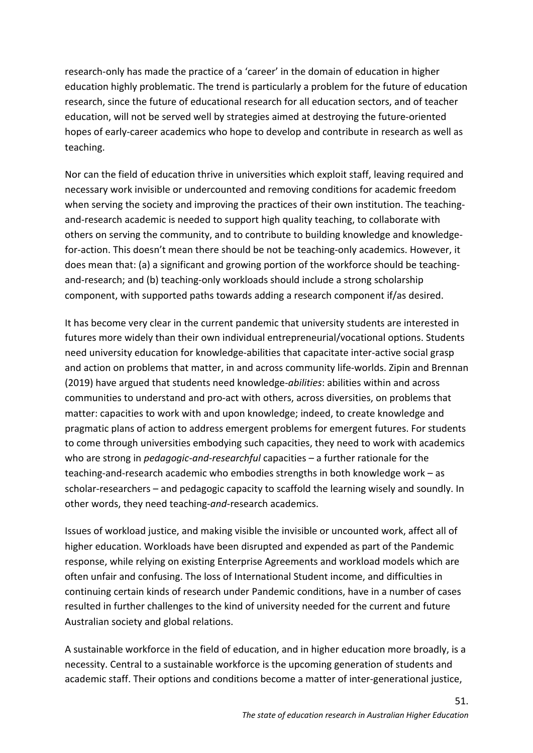research-only has made the practice of a 'career' in the domain of education in higher education highly problematic. The trend is particularly a problem for the future of education research, since the future of educational research for all education sectors, and of teacher education, will not be served well by strategies aimed at destroying the future-oriented hopes of early-career academics who hope to develop and contribute in research as well as teaching.

Nor can the field of education thrive in universities which exploit staff, leaving required and necessary work invisible or undercounted and removing conditions for academic freedom when serving the society and improving the practices of their own institution. The teaching-and-research academic is needed to support high quality teaching, to collaborate with others on serving the community, and to contribute to building knowledge and knowledge-for-action. This doesn't mean there should be not be teaching-only academics. However, it does mean that: (a) a significant and growing portion of the workforce should be teaching-and-research; and (b) teaching-only workloads should include a strong scholarship component, with supported paths towards adding a research component if/as desired.

It has become very clear in the current pandemic that university students are interested in futures more widely than their own individual entrepreneurial/vocational options. Students need university education for knowledge-abilities that capacitate inter-active social grasp and action on problems that matter, in and across community life-worlds. Zipin and Brennan (2019) have argued that students need knowledge-*abilities*: abilities within and across communities to understand and pro-act with others, across diversities, on problems that matter: capacities to work with and upon knowledge; indeed, to create knowledge and pragmatic plans of action to address emergent problems for emergent futures. For students to come through universities embodying such capacities, they need to work with academics who are strong in *pedagogic-and-researchful* capacities – a further rationale for the teaching-and-research academic who embodies strengths in both knowledge work – as scholar-researchers – and pedagogic capacity to scaffold the learning wisely and soundly. In other words, they need teaching-*and*-research academics.

Issues of workload justice, and making visible the invisible or uncounted work, affect all of higher education. Workloads have been disrupted and expended as part of the Pandemic response, while relying on existing Enterprise Agreements and workload models which are often unfair and confusing. The loss of International Student income, and difficulties in continuing certain kinds of research under Pandemic conditions, have in a number of cases resulted in further challenges to the kind of university needed for the current and future Australian society and global relations.

A sustainable workforce in the field of education, and in higher education more broadly, is a necessity. Central to a sustainable workforce is the upcoming generation of students and academic staff. Their options and conditions become a matter of inter-generational justice,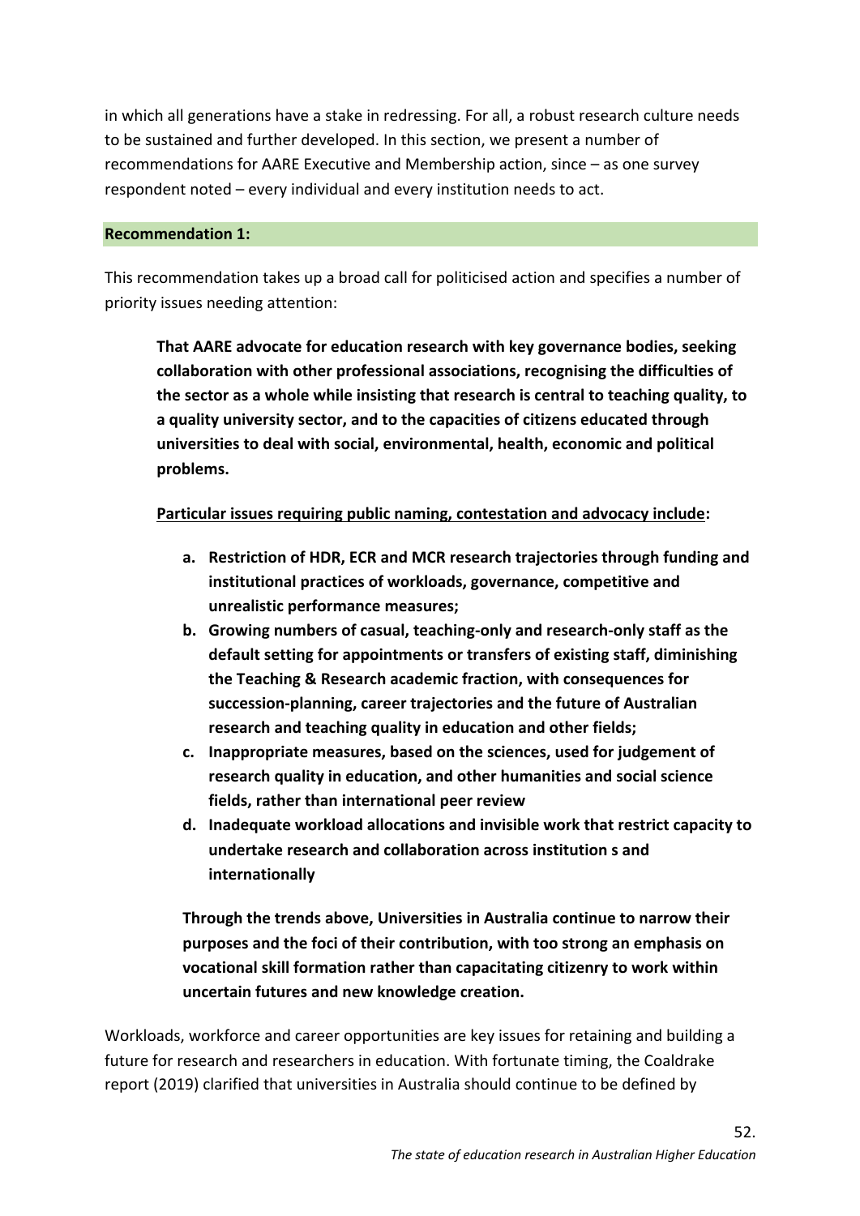in which all generations have a stake in redressing. For all, a robust research culture needs to be sustained and further developed. In this section, we present a number of recommendations for AARE Executive and Membership action, since – as one survey respondent noted – every individual and every institution needs to act.

**Recommendation 1:**

This recommendation takes up a broad call for politicised action and specifies a number of priority issues needing attention:

> **That AARE advocate for education research with key governance bodies, seeking collaboration with other professional associations, recognising the difficulties of the sector as a whole while insisting that research is central to teaching quality, to a quality university sector, and to the capacities of citizens educated through universities to deal with social, environmental, health, economic and political problems.**
>
> **Particular issues requiring public naming, contestation and advocacy include:**
>
> a. **Restriction of HDR, ECR and MCR research trajectories through funding and institutional practices of workloads, governance, competitive and unrealistic performance measures;**
> b. **Growing numbers of casual, teaching-only and research-only staff as the default setting for appointments or transfers of existing staff, diminishing the Teaching & Research academic fraction, with consequences for succession-planning, career trajectories and the future of Australian research and teaching quality in education and other fields;**
> c. **Inappropriate measures, based on the sciences, used for judgement of research quality in education, and other humanities and social science fields, rather than international peer review**
> d. **Inadequate workload allocations and invisible work that restrict capacity to undertake research and collaboration across institution s and internationally**
>
> **Through the trends above, Universities in Australia continue to narrow their purposes and the foci of their contribution, with too strong an emphasis on vocational skill formation rather than capacitating citizenry to work within uncertain futures and new knowledge creation.**

Workloads, workforce and career opportunities are key issues for retaining and building a future for research and researchers in education. With fortunate timing, the Coaldrake report (2019) clarified that universities in Australia should continue to be defined by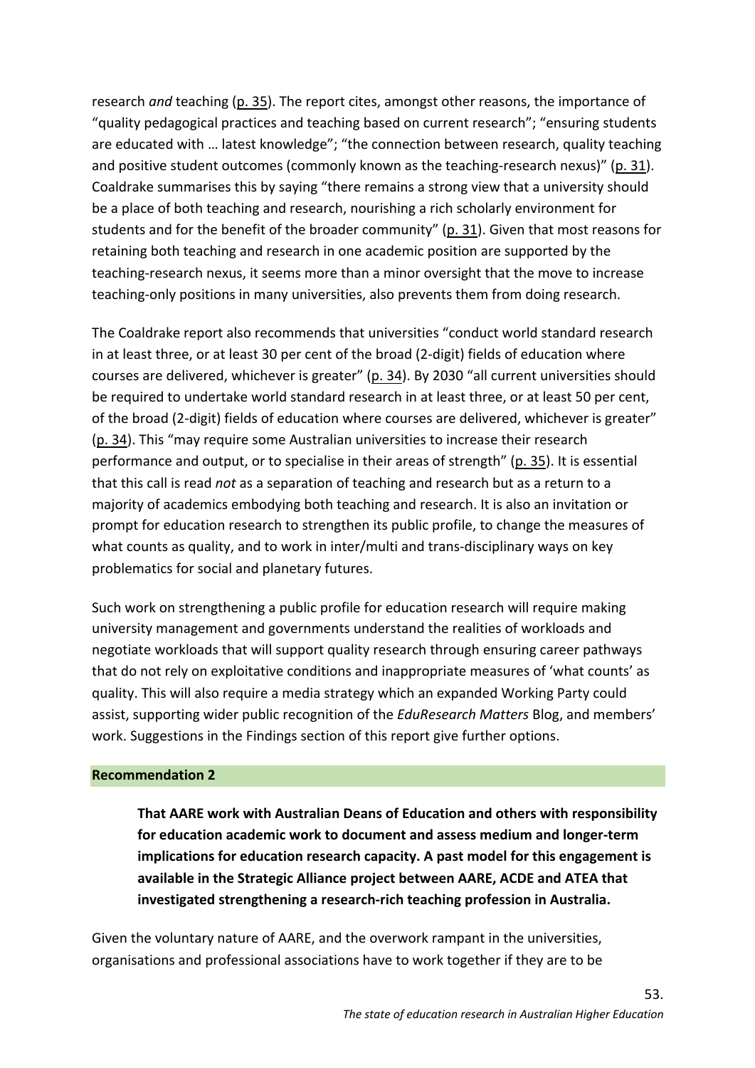research *and* teaching (p. 35). The report cites, amongst other reasons, the importance of "quality pedagogical practices and teaching based on current research"; "ensuring students are educated with … latest knowledge"; "the connection between research, quality teaching and positive student outcomes (commonly known as the teaching-research nexus)" (p. 31). Coaldrake summarises this by saying "there remains a strong view that a university should be a place of both teaching and research, nourishing a rich scholarly environment for students and for the benefit of the broader community" (p. 31). Given that most reasons for retaining both teaching and research in one academic position are supported by the teaching-research nexus, it seems more than a minor oversight that the move to increase teaching-only positions in many universities, also prevents them from doing research.

The Coaldrake report also recommends that universities "conduct world standard research in at least three, or at least 30 per cent of the broad (2-digit) fields of education where courses are delivered, whichever is greater" (p. 34). By 2030 "all current universities should be required to undertake world standard research in at least three, or at least 50 per cent, of the broad (2-digit) fields of education where courses are delivered, whichever is greater" (p. 34). This "may require some Australian universities to increase their research performance and output, or to specialise in their areas of strength" (p. 35). It is essential that this call is read *not* as a separation of teaching and research but as a return to a majority of academics embodying both teaching and research. It is also an invitation or prompt for education research to strengthen its public profile, to change the measures of what counts as quality, and to work in inter/multi and trans-disciplinary ways on key problematics for social and planetary futures.

Such work on strengthening a public profile for education research will require making university management and governments understand the realities of workloads and negotiate workloads that will support quality research through ensuring career pathways that do not rely on exploitative conditions and inappropriate measures of 'what counts' as quality. This will also require a media strategy which an expanded Working Party could assist, supporting wider public recognition of the *EduResearch Matters* Blog, and members' work. Suggestions in the Findings section of this report give further options.

**Recommendation 2**

> **That AARE work with Australian Deans of Education and others with responsibility for education academic work to document and assess medium and longer-term implications for education research capacity. A past model for this engagement is available in the Strategic Alliance project between AARE, ACDE and ATEA that investigated strengthening a research-rich teaching profession in Australia.**

Given the voluntary nature of AARE, and the overwork rampant in the universities, organisations and professional associations have to work together if they are to be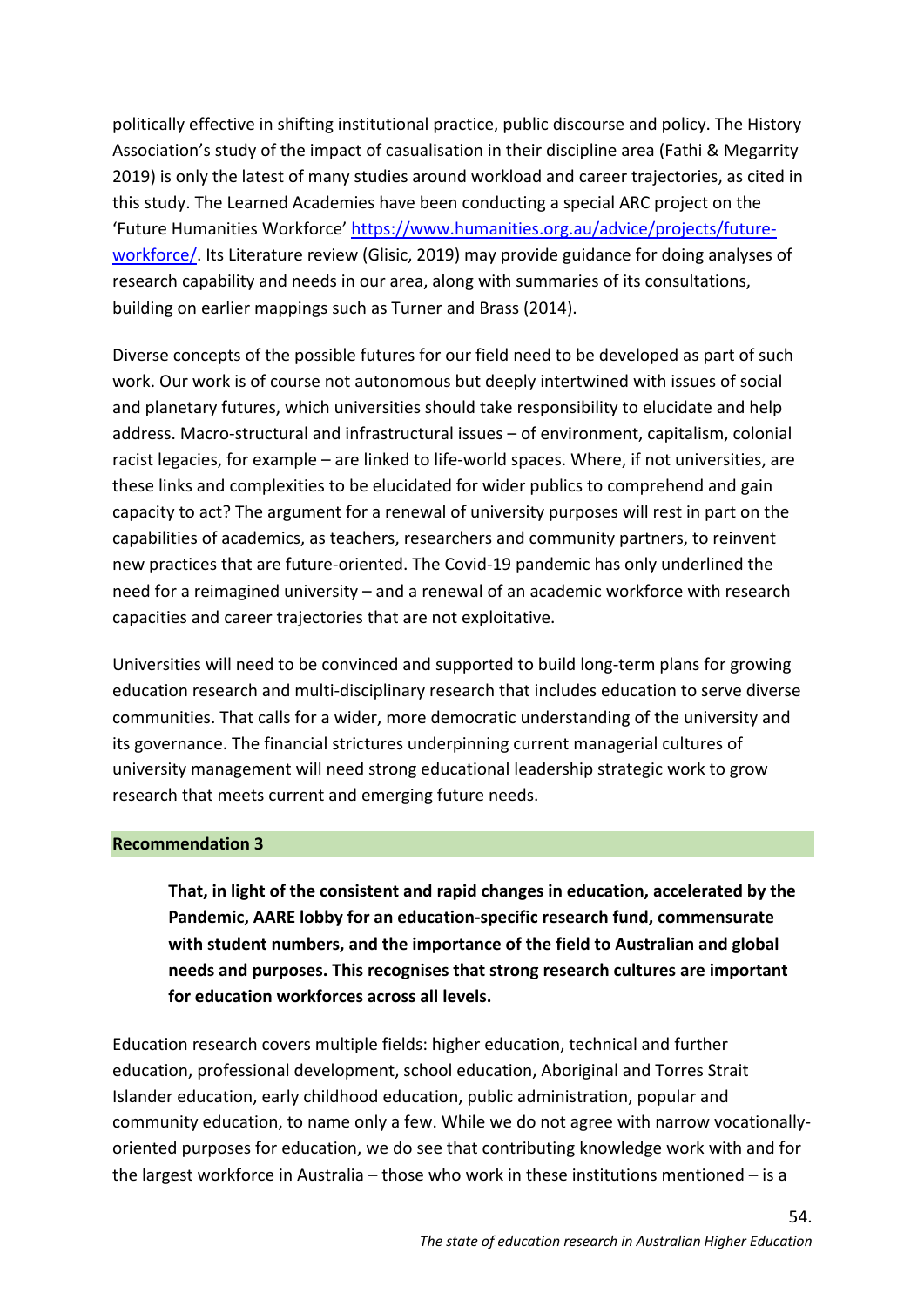politically effective in shifting institutional practice, public discourse and policy. The History Association's study of the impact of casualisation in their discipline area (Fathi & Megarrity 2019) is only the latest of many studies around workload and career trajectories, as cited in this study. The Learned Academies have been conducting a special ARC project on the 'Future Humanities Workforce' [https://www.humanities.org.au/advice/projects/future-workforce/](https://www.humanities.org.au/advice/projects/future-workforce/). Its Literature review (Glisic, 2019) may provide guidance for doing analyses of research capability and needs in our area, along with summaries of its consultations, building on earlier mappings such as Turner and Brass (2014).

Diverse concepts of the possible futures for our field need to be developed as part of such work. Our work is of course not autonomous but deeply intertwined with issues of social and planetary futures, which universities should take responsibility to elucidate and help address. Macro-structural and infrastructural issues – of environment, capitalism, colonial racist legacies, for example – are linked to life-world spaces. Where, if not universities, are these links and complexities to be elucidated for wider publics to comprehend and gain capacity to act? The argument for a renewal of university purposes will rest in part on the capabilities of academics, as teachers, researchers and community partners, to reinvent new practices that are future-oriented. The Covid-19 pandemic has only underlined the need for a reimagined university – and a renewal of an academic workforce with research capacities and career trajectories that are not exploitative.

Universities will need to be convinced and supported to build long-term plans for growing education research and multi-disciplinary research that includes education to serve diverse communities. That calls for a wider, more democratic understanding of the university and its governance. The financial strictures underpinning current managerial cultures of university management will need strong educational leadership strategic work to grow research that meets current and emerging future needs.

**Recommendation 3**

> **That, in light of the consistent and rapid changes in education, accelerated by the Pandemic, AARE lobby for an education-specific research fund, commensurate with student numbers, and the importance of the field to Australian and global needs and purposes. This recognises that strong research cultures are important for education workforces across all levels.**

Education research covers multiple fields: higher education, technical and further education, professional development, school education, Aboriginal and Torres Strait Islander education, early childhood education, public administration, popular and community education, to name only a few. While we do not agree with narrow vocationally-oriented purposes for education, we do see that contributing knowledge work with and for the largest workforce in Australia – those who work in these institutions mentioned – is a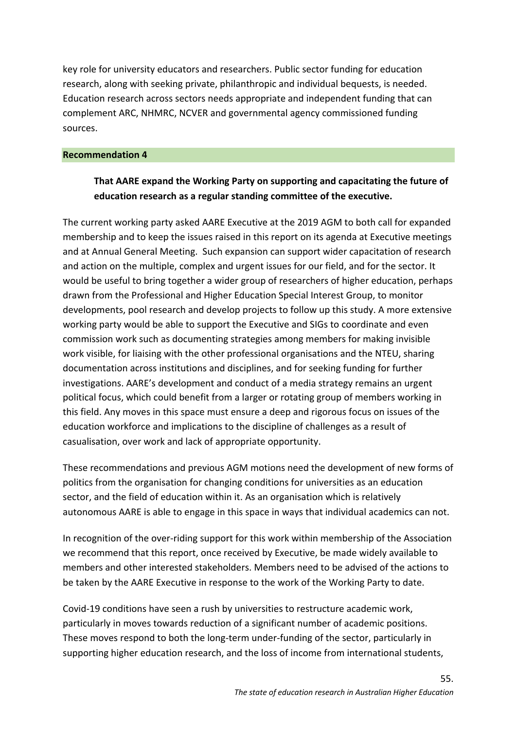key role for university educators and researchers. Public sector funding for education research, along with seeking private, philanthropic and individual bequests, is needed. Education research across sectors needs appropriate and independent funding that can complement ARC, NHMRC, NCVER and governmental agency commissioned funding sources.

### Recommendation 4

> **That AARE expand the Working Party on supporting and capacitating the future of education research as a regular standing committee of the executive.**

The current working party asked AARE Executive at the 2019 AGM to both call for expanded membership and to keep the issues raised in this report on its agenda at Executive meetings and at Annual General Meeting. Such expansion can support wider capacitation of research and action on the multiple, complex and urgent issues for our field, and for the sector. It would be useful to bring together a wider group of researchers of higher education, perhaps drawn from the Professional and Higher Education Special Interest Group, to monitor developments, pool research and develop projects to follow up this study. A more extensive working party would be able to support the Executive and SIGs to coordinate and even commission work such as documenting strategies among members for making invisible work visible, for liaising with the other professional organisations and the NTEU, sharing documentation across institutions and disciplines, and for seeking funding for further investigations. AARE's development and conduct of a media strategy remains an urgent political focus, which could benefit from a larger or rotating group of members working in this field. Any moves in this space must ensure a deep and rigorous focus on issues of the education workforce and implications to the discipline of challenges as a result of casualisation, over work and lack of appropriate opportunity.

These recommendations and previous AGM motions need the development of new forms of politics from the organisation for changing conditions for universities as an education sector, and the field of education within it. As an organisation which is relatively autonomous AARE is able to engage in this space in ways that individual academics can not.

In recognition of the over-riding support for this work within membership of the Association we recommend that this report, once received by Executive, be made widely available to members and other interested stakeholders. Members need to be advised of the actions to be taken by the AARE Executive in response to the work of the Working Party to date.

Covid-19 conditions have seen a rush by universities to restructure academic work, particularly in moves towards reduction of a significant number of academic positions. These moves respond to both the long-term under-funding of the sector, particularly in supporting higher education research, and the loss of income from international students,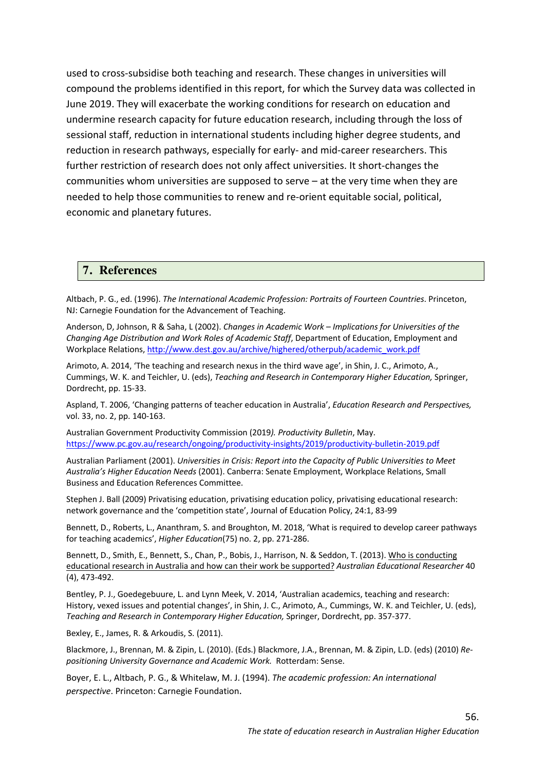used to cross-subsidise both teaching and research. These changes in universities will compound the problems identified in this report, for which the Survey data was collected in June 2019. They will exacerbate the working conditions for research on education and undermine research capacity for future education research, including through the loss of sessional staff, reduction in international students including higher degree students, and reduction in research pathways, especially for early- and mid-career researchers. This further restriction of research does not only affect universities. It short-changes the communities whom universities are supposed to serve – at the very time when they are needed to help those communities to renew and re-orient equitable social, political, economic and planetary futures.

## 7. References

Altbach, P. G., ed. (1996). *The International Academic Profession: Portraits of Fourteen Countries*. Princeton, NJ: Carnegie Foundation for the Advancement of Teaching.

Anderson, D, Johnson, R & Saha, L (2002). *Changes in Academic Work – Implications for Universities of the Changing Age Distribution and Work Roles of Academic Staff*, Department of Education, Employment and Workplace Relations, http://www.dest.gov.au/archive/highered/otherpub/academic_work.pdf

Arimoto, A. 2014, 'The teaching and research nexus in the third wave age', in Shin, J. C., Arimoto, A., Cummings, W. K. and Teichler, U. (eds), *Teaching and Research in Contemporary Higher Education,* Springer, Dordrecht, pp. 15-33.

Aspland, T. 2006, 'Changing patterns of teacher education in Australia', *Education Research and Perspectives,* vol. 33, no. 2, pp. 140-163.

Australian Government Productivity Commission (2019*). Productivity Bulletin*, May. https://www.pc.gov.au/research/ongoing/productivity-insights/2019/productivity-bulletin-2019.pdf

Australian Parliament (2001). *Universities in Crisis: Report into the Capacity of Public Universities to Meet Australia's Higher Education Needs* (2001). Canberra: Senate Employment, Workplace Relations, Small Business and Education References Committee.

Stephen J. Ball (2009) Privatising education, privatising education policy, privatising educational research: network governance and the 'competition state', Journal of Education Policy, 24:1, 83-99

Bennett, D., Roberts, L., Ananthram, S. and Broughton, M. 2018, 'What is required to develop career pathways for teaching academics', *Higher Education*(75) no. 2, pp. 271-286.

Bennett, D., Smith, E., Bennett, S., Chan, P., Bobis, J., Harrison, N. & Seddon, T. (2013). Who is conducting educational research in Australia and how can their work be supported? *Australian Educational Researcher* 40 (4), 473-492.

Bentley, P. J., Goedegebuure, L. and Lynn Meek, V. 2014, 'Australian academics, teaching and research: History, vexed issues and potential changes', in Shin, J. C., Arimoto, A., Cummings, W. K. and Teichler, U. (eds), *Teaching and Research in Contemporary Higher Education,* Springer, Dordrecht, pp. 357-377.

Bexley, E., James, R. & Arkoudis, S. (2011).

Blackmore, J., Brennan, M. & Zipin, L. (2010). (Eds.) Blackmore, J.A., Brennan, M. & Zipin, L.D. (eds) (2010) *Re-positioning University Governance and Academic Work.* Rotterdam: Sense.

Boyer, E. L., Altbach, P. G., & Whitelaw, M. J. (1994). *The academic profession: An international perspective*. Princeton: Carnegie Foundation.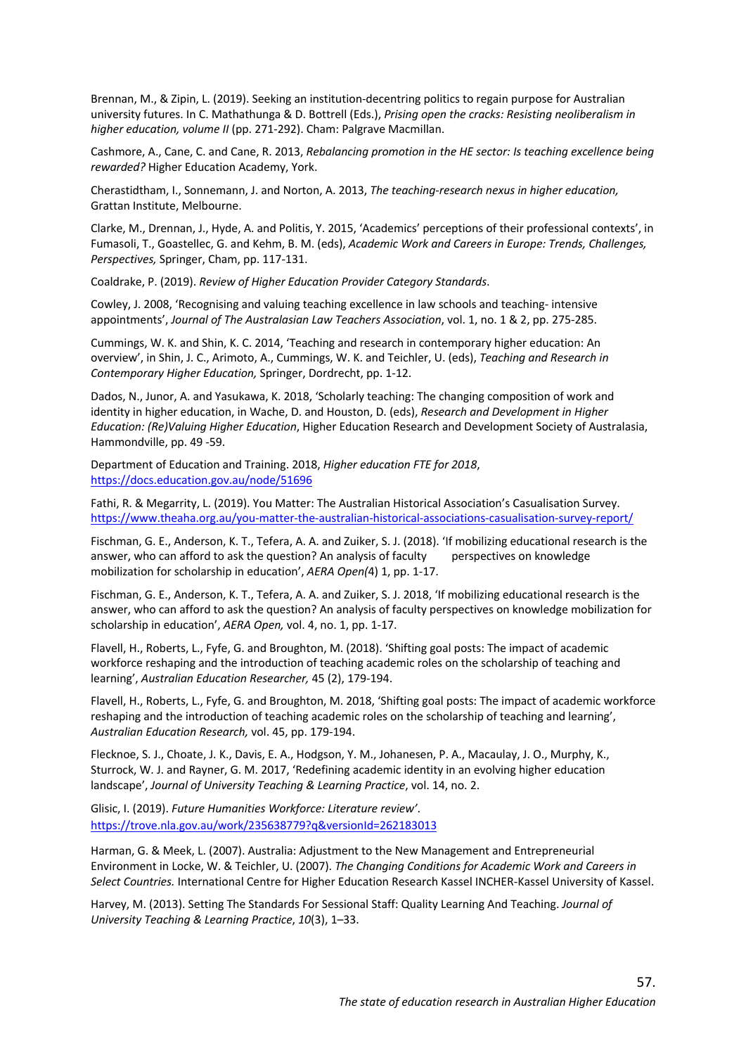Brennan, M., & Zipin, L. (2019). Seeking an institution-decentring politics to regain purpose for Australian university futures. In C. Mathathunga & D. Bottrell (Eds.), *Prising open the cracks: Resisting neoliberalism in higher education, volume II* (pp. 271-292). Cham: Palgrave Macmillan.

Cashmore, A., Cane, C. and Cane, R. 2013, *Rebalancing promotion in the HE sector: Is teaching excellence being rewarded?* Higher Education Academy, York.

Cherastidtham, I., Sonnemann, J. and Norton, A. 2013, *The teaching-research nexus in higher education,* Grattan Institute, Melbourne.

Clarke, M., Drennan, J., Hyde, A. and Politis, Y. 2015, 'Academics' perceptions of their professional contexts', in Fumasoli, T., Goastellec, G. and Kehm, B. M. (eds), *Academic Work and Careers in Europe: Trends, Challenges, Perspectives,* Springer, Cham, pp. 117-131.

Coaldrake, P. (2019). *Review of Higher Education Provider Category Standards*.

Cowley, J. 2008, 'Recognising and valuing teaching excellence in law schools and teaching- intensive appointments', *Journal of The Australasian Law Teachers Association*, vol. 1, no. 1 & 2, pp. 275-285.

Cummings, W. K. and Shin, K. C. 2014, 'Teaching and research in contemporary higher education: An overview', in Shin, J. C., Arimoto, A., Cummings, W. K. and Teichler, U. (eds), *Teaching and Research in Contemporary Higher Education,* Springer, Dordrecht, pp. 1-12.

Dados, N., Junor, A. and Yasukawa, K. 2018, 'Scholarly teaching: The changing composition of work and identity in higher education, in Wache, D. and Houston, D. (eds), *Research and Development in Higher Education: (Re)Valuing Higher Education*, Higher Education Research and Development Society of Australasia, Hammondville, pp. 49 -59.

Department of Education and Training. 2018, *Higher education FTE for 2018*, https://docs.education.gov.au/node/51696

Fathi, R. & Megarrity, L. (2019). You Matter: The Australian Historical Association's Casualisation Survey. https://www.theaha.org.au/you-matter-the-australian-historical-associations-casualisation-survey-report/

Fischman, G. E., Anderson, K. T., Tefera, A. A. and Zuiker, S. J. (2018). 'If mobilizing educational research is the answer, who can afford to ask the question? An analysis of faculty perspectives on knowledge mobilization for scholarship in education', *AERA Open(*4) 1, pp. 1-17.

Fischman, G. E., Anderson, K. T., Tefera, A. A. and Zuiker, S. J. 2018, 'If mobilizing educational research is the answer, who can afford to ask the question? An analysis of faculty perspectives on knowledge mobilization for scholarship in education', *AERA Open,* vol. 4, no. 1, pp. 1-17.

Flavell, H., Roberts, L., Fyfe, G. and Broughton, M. (2018). 'Shifting goal posts: The impact of academic workforce reshaping and the introduction of teaching academic roles on the scholarship of teaching and learning', *Australian Education Researcher,* 45 (2), 179-194.

Flavell, H., Roberts, L., Fyfe, G. and Broughton, M. 2018, 'Shifting goal posts: The impact of academic workforce reshaping and the introduction of teaching academic roles on the scholarship of teaching and learning', *Australian Education Research,* vol. 45, pp. 179-194.

Flecknoe, S. J., Choate, J. K., Davis, E. A., Hodgson, Y. M., Johanesen, P. A., Macaulay, J. O., Murphy, K., Sturrock, W. J. and Rayner, G. M. 2017, 'Redefining academic identity in an evolving higher education landscape', *Journal of University Teaching & Learning Practice*, vol. 14, no. 2.

Glisic, I. (2019). *Future Humanities Workforce: Literature review'*. https://trove.nla.gov.au/work/235638779?q&versionId=262183013

Harman, G. & Meek, L. (2007). Australia: Adjustment to the New Management and Entrepreneurial Environment in Locke, W. & Teichler, U. (2007). *The Changing Conditions for Academic Work and Careers in Select Countries.* International Centre for Higher Education Research Kassel INCHER-Kassel University of Kassel.

Harvey, M. (2013). Setting The Standards For Sessional Staff: Quality Learning And Teaching. *Journal of University Teaching & Learning Practice*, *10*(3), 1–33.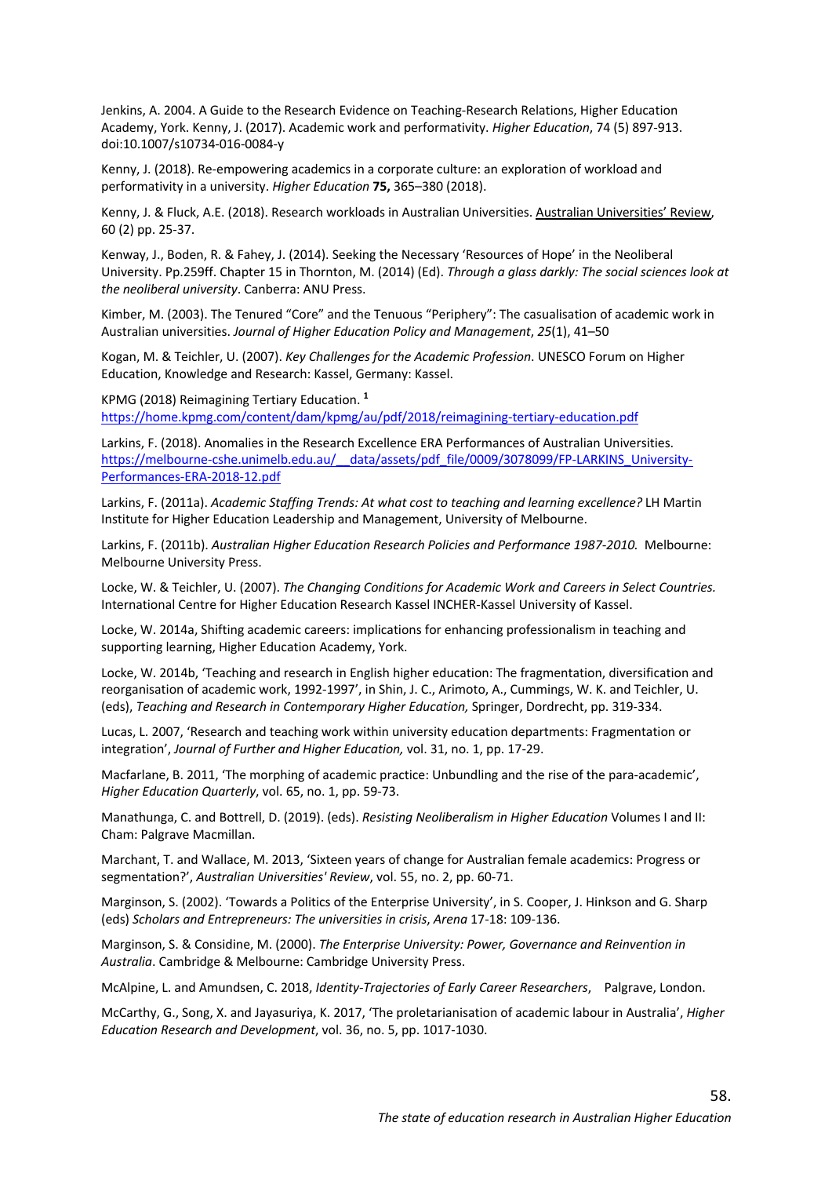Jenkins, A. 2004. A Guide to the Research Evidence on Teaching-Research Relations, Higher Education Academy, York. Kenny, J. (2017). Academic work and performativity. *Higher Education*, 74 (5) 897-913. doi:10.1007/s10734-016-0084-y

Kenny, J. (2018). Re-empowering academics in a corporate culture: an exploration of workload and performativity in a university. *Higher Education* **75,** 365–380 (2018).

Kenny, J. & Fluck, A.E. (2018). Research workloads in Australian Universities. Australian Universities' Review, 60 (2) pp. 25-37.

Kenway, J., Boden, R. & Fahey, J. (2014). Seeking the Necessary 'Resources of Hope' in the Neoliberal University. Pp.259ff. Chapter 15 in Thornton, M. (2014) (Ed). *Through a glass darkly: The social sciences look at the neoliberal university*. Canberra: ANU Press.

Kimber, M. (2003). The Tenured "Core" and the Tenuous "Periphery": The casualisation of academic work in Australian universities. *Journal of Higher Education Policy and Management*, *25*(1), 41–50

Kogan, M. & Teichler, U. (2007). *Key Challenges for the Academic Profession*. UNESCO Forum on Higher Education, Knowledge and Research: Kassel, Germany: Kassel.

KPMG (2018) Reimagining Tertiary Education. **[1]**
https://home.kpmg.com/content/dam/kpmg/au/pdf/2018/reimagining-tertiary-education.pdf

Larkins, F. (2018). Anomalies in the Research Excellence ERA Performances of Australian Universities. https://melbourne-cshe.unimelb.edu.au/__data/assets/pdf_file/0009/3078099/FP-LARKINS_University-Performances-ERA-2018-12.pdf

Larkins, F. (2011a). *Academic Staffing Trends: At what cost to teaching and learning excellence?* LH Martin Institute for Higher Education Leadership and Management, University of Melbourne.

Larkins, F. (2011b). *Australian Higher Education Research Policies and Performance 1987-2010.* Melbourne: Melbourne University Press.

Locke, W. & Teichler, U. (2007). *The Changing Conditions for Academic Work and Careers in Select Countries.* International Centre for Higher Education Research Kassel INCHER-Kassel University of Kassel.

Locke, W. 2014a, Shifting academic careers: implications for enhancing professionalism in teaching and supporting learning, Higher Education Academy, York.

Locke, W. 2014b, 'Teaching and research in English higher education: The fragmentation, diversification and reorganisation of academic work, 1992-1997', in Shin, J. C., Arimoto, A., Cummings, W. K. and Teichler, U. (eds), *Teaching and Research in Contemporary Higher Education,* Springer, Dordrecht, pp. 319-334.

Lucas, L. 2007, 'Research and teaching work within university education departments: Fragmentation or integration', *Journal of Further and Higher Education,* vol. 31, no. 1, pp. 17-29.

Macfarlane, B. 2011, 'The morphing of academic practice: Unbundling and the rise of the para-academic', *Higher Education Quarterly*, vol. 65, no. 1, pp. 59-73.

Manathunga, C. and Bottrell, D. (2019). (eds). *Resisting Neoliberalism in Higher Education* Volumes I and II: Cham: Palgrave Macmillan.

Marchant, T. and Wallace, M. 2013, 'Sixteen years of change for Australian female academics: Progress or segmentation?', *Australian Universities' Review*, vol. 55, no. 2, pp. 60-71.

Marginson, S. (2002). 'Towards a Politics of the Enterprise University', in S. Cooper, J. Hinkson and G. Sharp (eds) *Scholars and Entrepreneurs: The universities in crisis*, *Arena* 17-18: 109-136.

Marginson, S. & Considine, M. (2000). *The Enterprise University: Power, Governance and Reinvention in Australia*. Cambridge & Melbourne: Cambridge University Press.

McAlpine, L. and Amundsen, C. 2018, *Identity-Trajectories of Early Career Researchers*, Palgrave, London.

McCarthy, G., Song, X. and Jayasuriya, K. 2017, 'The proletarianisation of academic labour in Australia', *Higher Education Research and Development*, vol. 36, no. 5, pp. 1017-1030.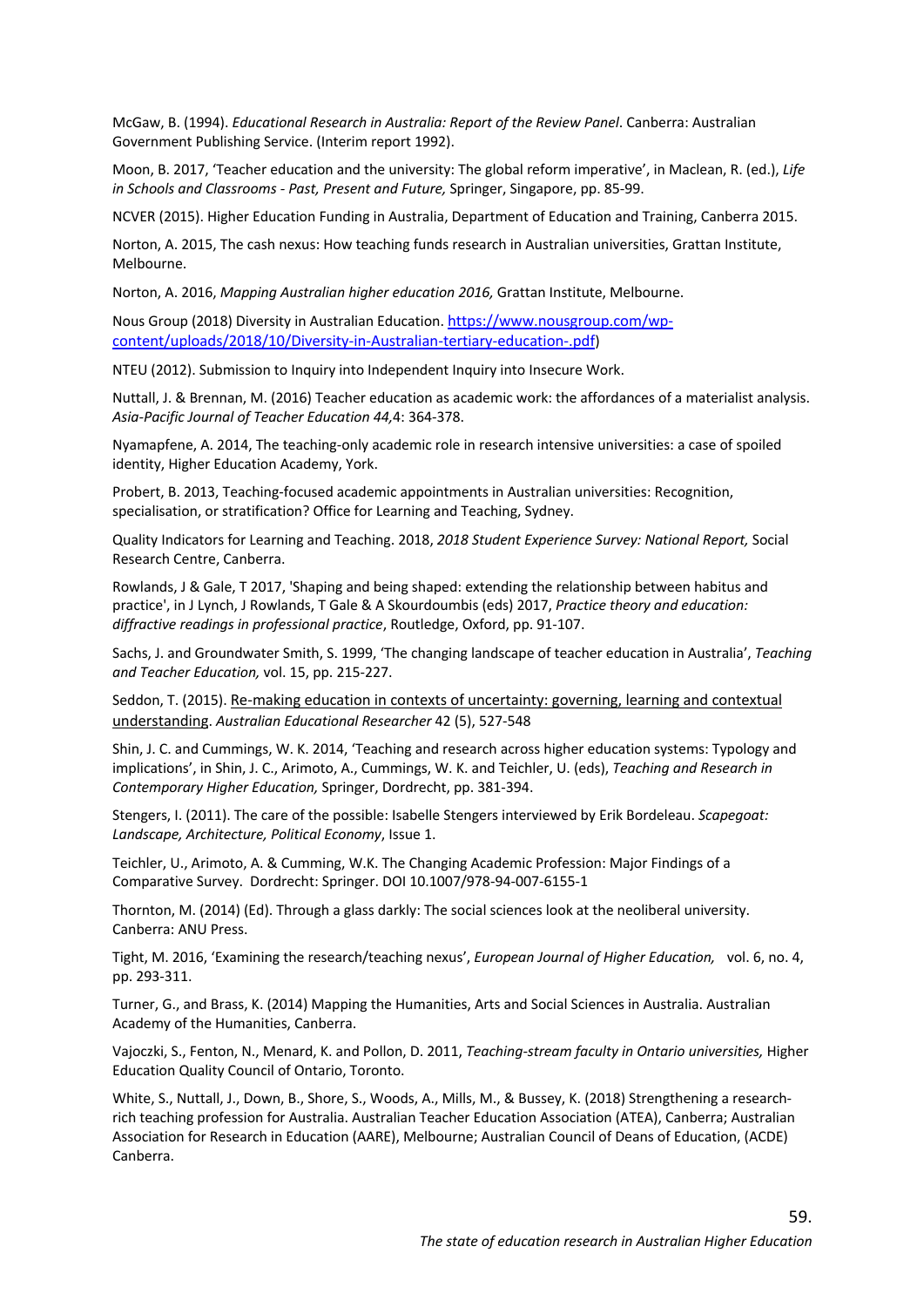McGaw, B. (1994). *Educational Research in Australia: Report of the Review Panel*. Canberra: Australian Government Publishing Service. (Interim report 1992).

Moon, B. 2017, 'Teacher education and the university: The global reform imperative', in Maclean, R. (ed.), *Life in Schools and Classrooms - Past, Present and Future,* Springer, Singapore, pp. 85-99.

NCVER (2015). Higher Education Funding in Australia, Department of Education and Training, Canberra 2015.

Norton, A. 2015, The cash nexus: How teaching funds research in Australian universities, Grattan Institute, Melbourne.

Norton, A. 2016, *Mapping Australian higher education 2016,* Grattan Institute, Melbourne.

Nous Group (2018) Diversity in Australian Education. [https://www.nousgroup.com/wp-content/uploads/2018/10/Diversity-in-Australian-tertiary-education-.pdf](https://www.nousgroup.com/wp-content/uploads/2018/10/Diversity-in-Australian-tertiary-education-.pdf))

NTEU (2012). Submission to Inquiry into Independent Inquiry into Insecure Work.

Nuttall, J. & Brennan, M. (2016) Teacher education as academic work: the affordances of a materialist analysis. *Asia-Pacific Journal of Teacher Education 44,*4: 364-378.

Nyamapfene, A. 2014, The teaching-only academic role in research intensive universities: a case of spoiled identity, Higher Education Academy, York.

Probert, B. 2013, Teaching-focused academic appointments in Australian universities: Recognition, specialisation, or stratification? Office for Learning and Teaching, Sydney.

Quality Indicators for Learning and Teaching. 2018, *2018 Student Experience Survey: National Report,* Social Research Centre, Canberra.

Rowlands, J & Gale, T 2017, 'Shaping and being shaped: extending the relationship between habitus and practice', in J Lynch, J Rowlands, T Gale & A Skourdoumbis (eds) 2017, *Practice theory and education: diffractive readings in professional practice*, Routledge, Oxford, pp. 91-107.

Sachs, J. and Groundwater Smith, S. 1999, 'The changing landscape of teacher education in Australia', *Teaching and Teacher Education,* vol. 15, pp. 215-227.

Seddon, T. (2015). Re-making education in contexts of uncertainty: governing, learning and contextual understanding. *Australian Educational Researcher* 42 (5), 527-548

Shin, J. C. and Cummings, W. K. 2014, 'Teaching and research across higher education systems: Typology and implications', in Shin, J. C., Arimoto, A., Cummings, W. K. and Teichler, U. (eds), *Teaching and Research in Contemporary Higher Education,* Springer, Dordrecht, pp. 381-394.

Stengers, I. (2011). The care of the possible: Isabelle Stengers interviewed by Erik Bordeleau. *Scapegoat: Landscape, Architecture, Political Economy*, Issue 1.

Teichler, U., Arimoto, A. & Cumming, W.K. The Changing Academic Profession: Major Findings of a Comparative Survey. Dordrecht: Springer. DOI 10.1007/978-94-007-6155-1

Thornton, M. (2014) (Ed). Through a glass darkly: The social sciences look at the neoliberal university. Canberra: ANU Press.

Tight, M. 2016, 'Examining the research/teaching nexus', *European Journal of Higher Education,* vol. 6, no. 4, pp. 293-311.

Turner, G., and Brass, K. (2014) Mapping the Humanities, Arts and Social Sciences in Australia. Australian Academy of the Humanities, Canberra.

Vajoczki, S., Fenton, N., Menard, K. and Pollon, D. 2011, *Teaching-stream faculty in Ontario universities,* Higher Education Quality Council of Ontario, Toronto.

White, S., Nuttall, J., Down, B., Shore, S., Woods, A., Mills, M., & Bussey, K. (2018) Strengthening a research-rich teaching profession for Australia. Australian Teacher Education Association (ATEA), Canberra; Australian Association for Research in Education (AARE), Melbourne; Australian Council of Deans of Education, (ACDE) Canberra.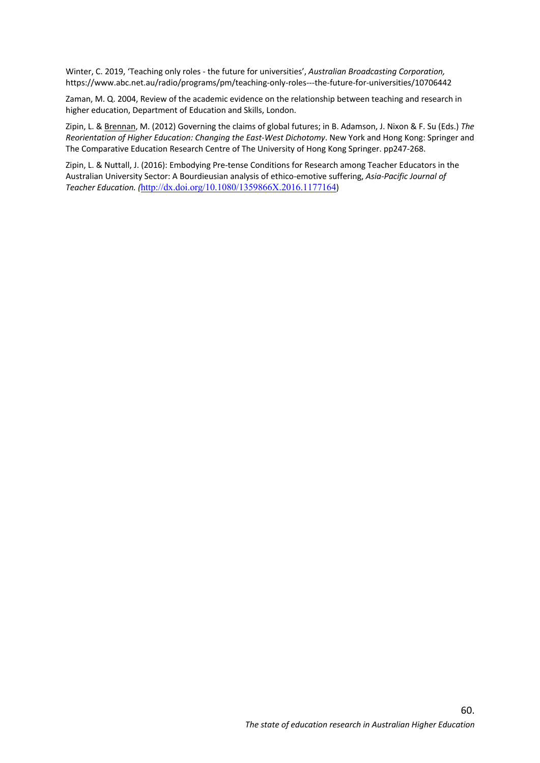Winter, C. 2019, 'Teaching only roles - the future for universities', *Australian Broadcasting Corporation,* https://www.abc.net.au/radio/programs/pm/teaching-only-roles---the-future-for-universities/10706442

Zaman, M. Q. 2004, Review of the academic evidence on the relationship between teaching and research in higher education, Department of Education and Skills, London.

Zipin, L. & Brennan, M. (2012) Governing the claims of global futures; in B. Adamson, J. Nixon & F. Su (Eds.) *The Reorientation of Higher Education: Changing the East-West Dichotomy*. New York and Hong Kong: Springer and The Comparative Education Research Centre of The University of Hong Kong Springer. pp247-268.

Zipin, L. & Nuttall, J. (2016): Embodying Pre-tense Conditions for Research among Teacher Educators in the Australian University Sector: A Bourdieusian analysis of ethico-emotive suffering, *Asia-Pacific Journal of Teacher Education. (*http://dx.doi.org/10.1080/1359866X.2016.1177164)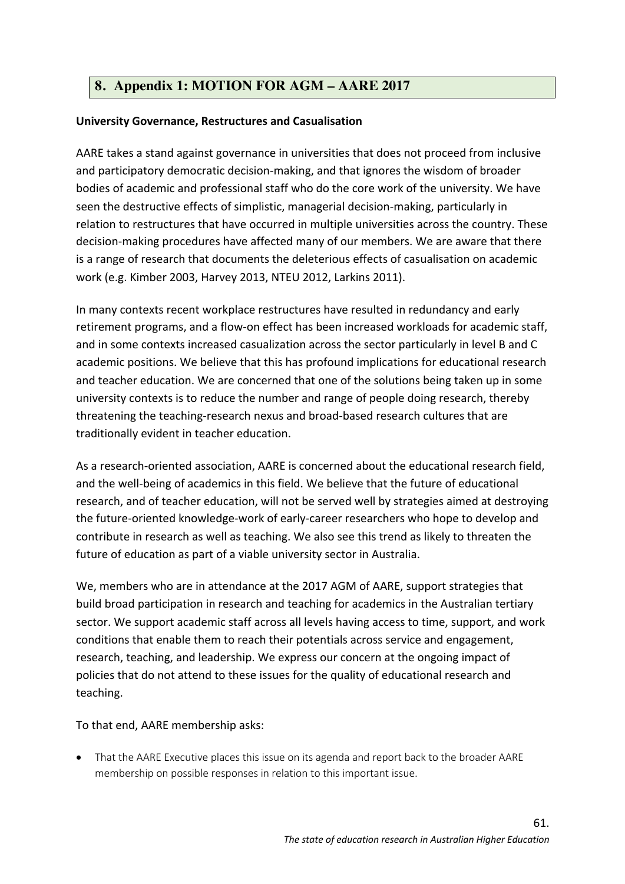## 8. Appendix 1: MOTION FOR AGM – AARE 2017

**University Governance, Restructures and Casualisation**

AARE takes a stand against governance in universities that does not proceed from inclusive and participatory democratic decision-making, and that ignores the wisdom of broader bodies of academic and professional staff who do the core work of the university. We have seen the destructive effects of simplistic, managerial decision-making, particularly in relation to restructures that have occurred in multiple universities across the country. These decision-making procedures have affected many of our members. We are aware that there is a range of research that documents the deleterious effects of casualisation on academic work (e.g. Kimber 2003, Harvey 2013, NTEU 2012, Larkins 2011).

In many contexts recent workplace restructures have resulted in redundancy and early retirement programs, and a flow-on effect has been increased workloads for academic staff, and in some contexts increased casualization across the sector particularly in level B and C academic positions. We believe that this has profound implications for educational research and teacher education. We are concerned that one of the solutions being taken up in some university contexts is to reduce the number and range of people doing research, thereby threatening the teaching-research nexus and broad-based research cultures that are traditionally evident in teacher education.

As a research-oriented association, AARE is concerned about the educational research field, and the well-being of academics in this field. We believe that the future of educational research, and of teacher education, will not be served well by strategies aimed at destroying the future-oriented knowledge-work of early-career researchers who hope to develop and contribute in research as well as teaching. We also see this trend as likely to threaten the future of education as part of a viable university sector in Australia.

We, members who are in attendance at the 2017 AGM of AARE, support strategies that build broad participation in research and teaching for academics in the Australian tertiary sector. We support academic staff across all levels having access to time, support, and work conditions that enable them to reach their potentials across service and engagement, research, teaching, and leadership. We express our concern at the ongoing impact of policies that do not attend to these issues for the quality of educational research and teaching.

To that end, AARE membership asks:

- That the AARE Executive places this issue on its agenda and report back to the broader AARE membership on possible responses in relation to this important issue.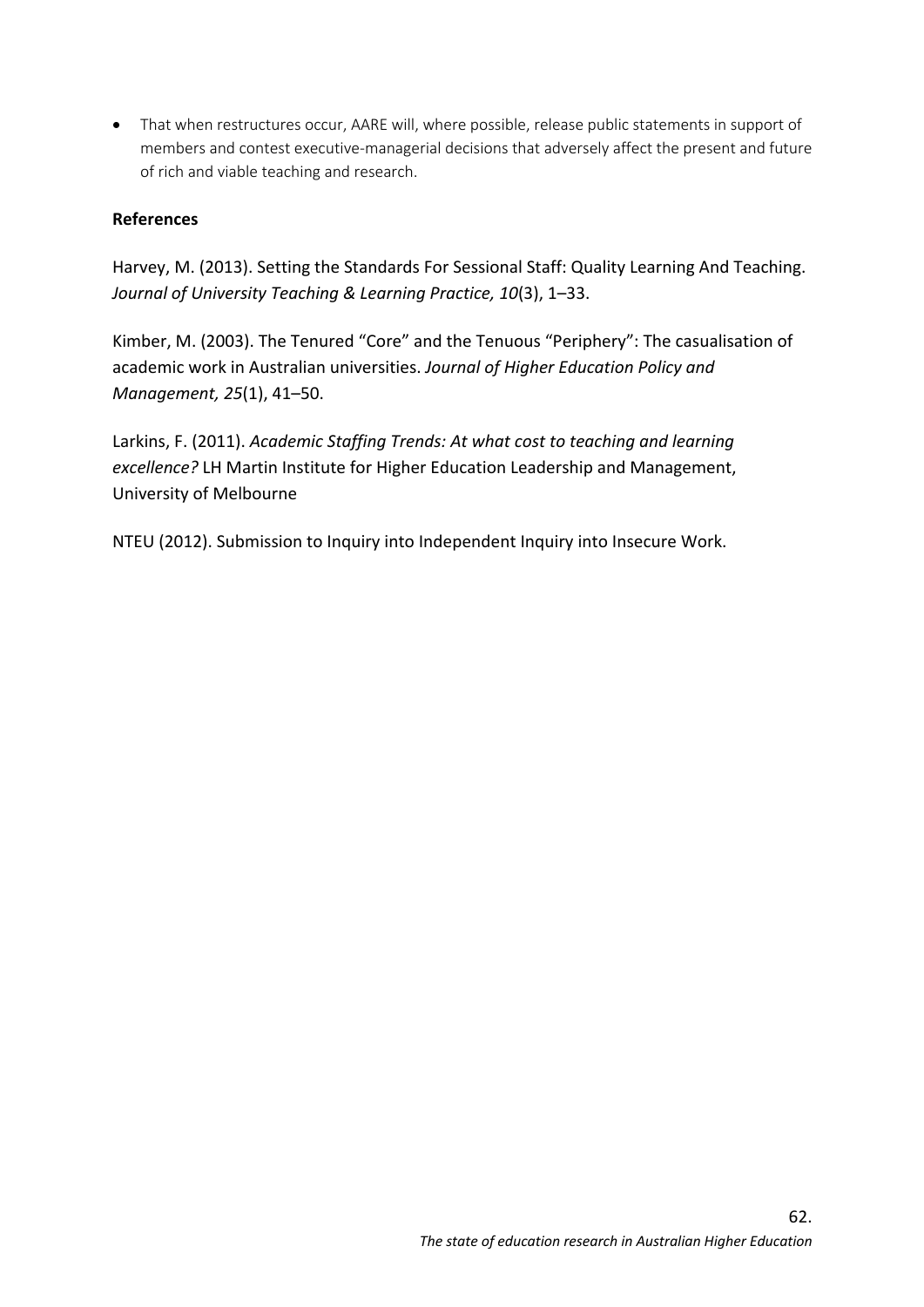- That when restructures occur, AARE will, where possible, release public statements in support of members and contest executive-managerial decisions that adversely affect the present and future of rich and viable teaching and research.

**References**

Harvey, M. (2013). Setting the Standards For Sessional Staff: Quality Learning And Teaching. *Journal of University Teaching & Learning Practice, 10*(3), 1–33.

Kimber, M. (2003). The Tenured "Core" and the Tenuous "Periphery": The casualisation of academic work in Australian universities. *Journal of Higher Education Policy and Management, 25*(1), 41–50.

Larkins, F. (2011). *Academic Staffing Trends: At what cost to teaching and learning excellence?* LH Martin Institute for Higher Education Leadership and Management, University of Melbourne

NTEU (2012). Submission to Inquiry into Independent Inquiry into Insecure Work.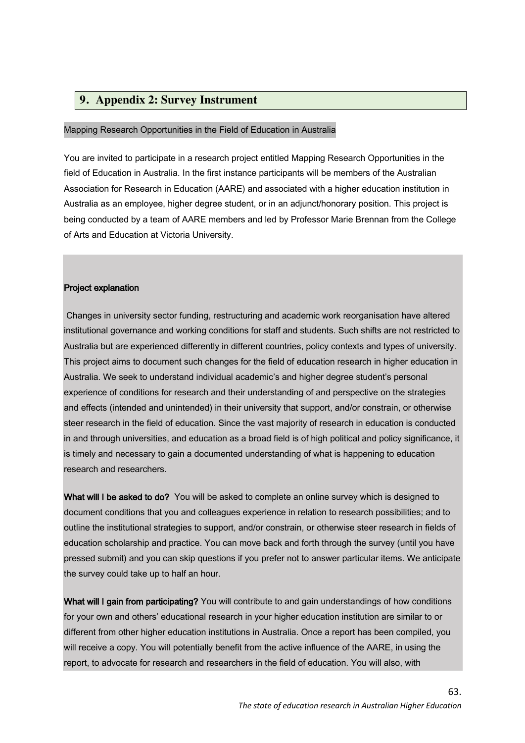# 9. Appendix 2: Survey Instrument

Mapping Research Opportunities in the Field of Education in Australia

You are invited to participate in a research project entitled Mapping Research Opportunities in the field of Education in Australia. In the first instance participants will be members of the Australian Association for Research in Education (AARE) and associated with a higher education institution in Australia as an employee, higher degree student, or in an adjunct/honorary position. This project is being conducted by a team of AARE members and led by Professor Marie Brennan from the College of Arts and Education at Victoria University.

**Project explanation**

Changes in university sector funding, restructuring and academic work reorganisation have altered institutional governance and working conditions for staff and students. Such shifts are not restricted to Australia but are experienced differently in different countries, policy contexts and types of university. This project aims to document such changes for the field of education research in higher education in Australia. We seek to understand individual academic's and higher degree student's personal experience of conditions for research and their understanding of and perspective on the strategies and effects (intended and unintended) in their university that support, and/or constrain, or otherwise steer research in the field of education. Since the vast majority of research in education is conducted in and through universities, and education as a broad field is of high political and policy significance, it is timely and necessary to gain a documented understanding of what is happening to education research and researchers.

**What will I be asked to do?** You will be asked to complete an online survey which is designed to document conditions that you and colleagues experience in relation to research possibilities; and to outline the institutional strategies to support, and/or constrain, or otherwise steer research in fields of education scholarship and practice. You can move back and forth through the survey (until you have pressed submit) and you can skip questions if you prefer not to answer particular items. We anticipate the survey could take up to half an hour.

**What will I gain from participating?** You will contribute to and gain understandings of how conditions for your own and others' educational research in your higher education institution are similar to or different from other higher education institutions in Australia. Once a report has been compiled, you will receive a copy. You will potentially benefit from the active influence of the AARE, in using the report, to advocate for research and researchers in the field of education. You will also, with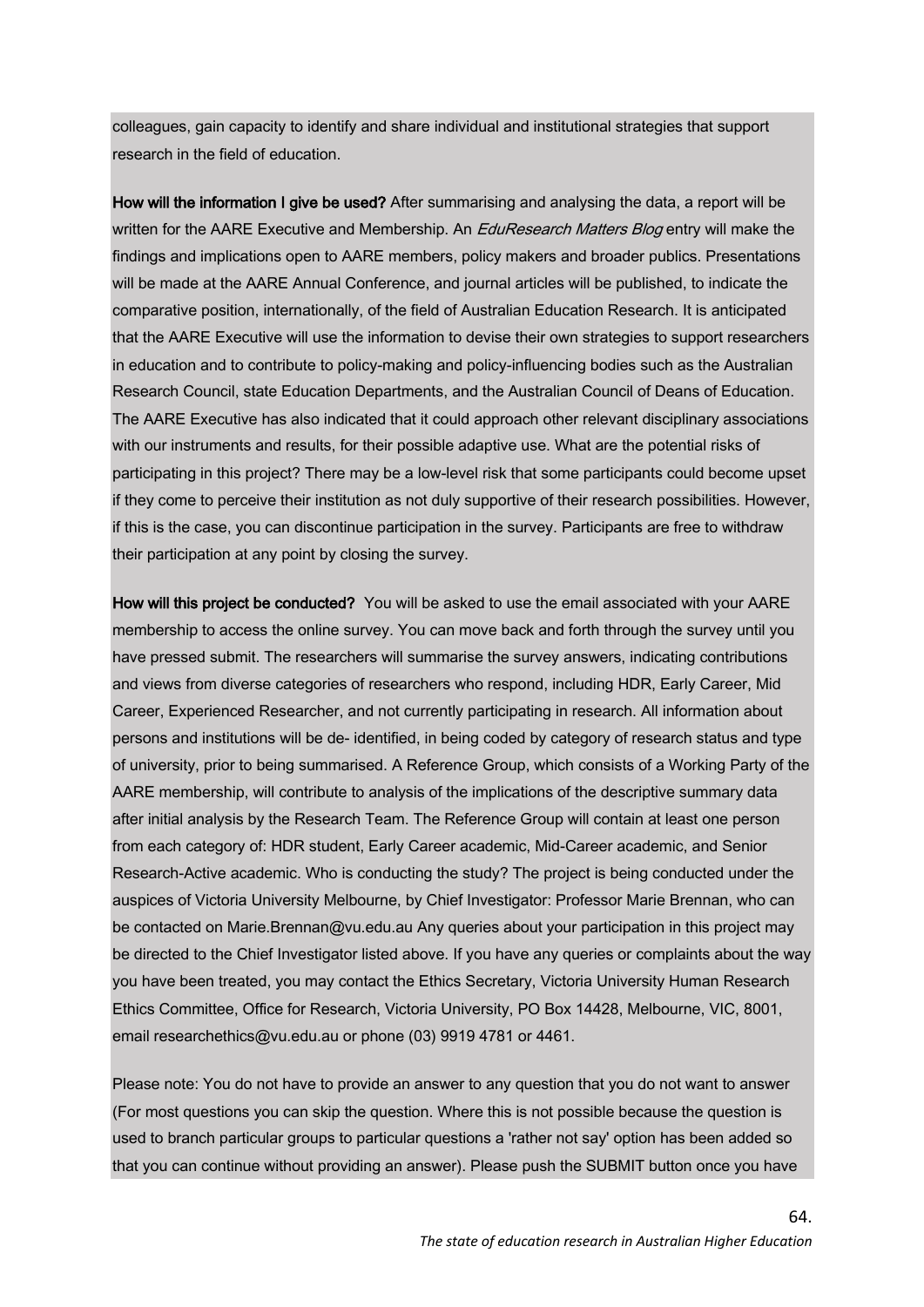colleagues, gain capacity to identify and share individual and institutional strategies that support research in the field of education.

**How will the information I give be used?** After summarising and analysing the data, a report will be written for the AARE Executive and Membership. An *EduResearch Matters Blog* entry will make the findings and implications open to AARE members, policy makers and broader publics. Presentations will be made at the AARE Annual Conference, and journal articles will be published, to indicate the comparative position, internationally, of the field of Australian Education Research. It is anticipated that the AARE Executive will use the information to devise their own strategies to support researchers in education and to contribute to policy-making and policy-influencing bodies such as the Australian Research Council, state Education Departments, and the Australian Council of Deans of Education. The AARE Executive has also indicated that it could approach other relevant disciplinary associations with our instruments and results, for their possible adaptive use. What are the potential risks of participating in this project? There may be a low-level risk that some participants could become upset if they come to perceive their institution as not duly supportive of their research possibilities. However, if this is the case, you can discontinue participation in the survey. Participants are free to withdraw their participation at any point by closing the survey.

**How will this project be conducted?** You will be asked to use the email associated with your AARE membership to access the online survey. You can move back and forth through the survey until you have pressed submit. The researchers will summarise the survey answers, indicating contributions and views from diverse categories of researchers who respond, including HDR, Early Career, Mid Career, Experienced Researcher, and not currently participating in research. All information about persons and institutions will be de- identified, in being coded by category of research status and type of university, prior to being summarised. A Reference Group, which consists of a Working Party of the AARE membership, will contribute to analysis of the implications of the descriptive summary data after initial analysis by the Research Team. The Reference Group will contain at least one person from each category of: HDR student, Early Career academic, Mid-Career academic, and Senior Research-Active academic. Who is conducting the study? The project is being conducted under the auspices of Victoria University Melbourne, by Chief Investigator: Professor Marie Brennan, who can be contacted on Marie.Brennan@vu.edu.au Any queries about your participation in this project may be directed to the Chief Investigator listed above. If you have any queries or complaints about the way you have been treated, you may contact the Ethics Secretary, Victoria University Human Research Ethics Committee, Office for Research, Victoria University, PO Box 14428, Melbourne, VIC, 8001, email researchethics@vu.edu.au or phone (03) 9919 4781 or 4461.

Please note: You do not have to provide an answer to any question that you do not want to answer (For most questions you can skip the question. Where this is not possible because the question is used to branch particular groups to particular questions a 'rather not say' option has been added so that you can continue without providing an answer). Please push the SUBMIT button once you have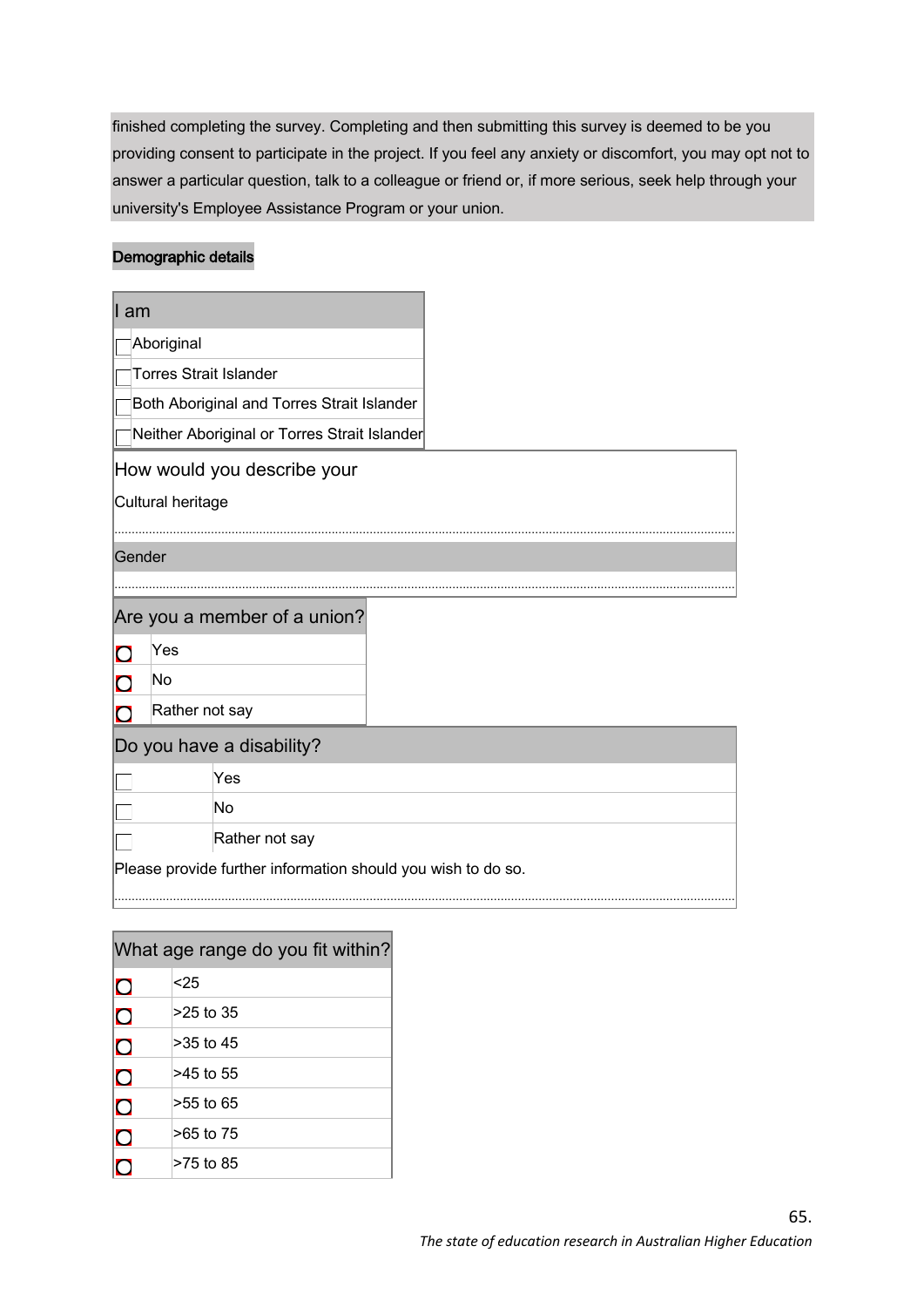finished completing the survey. Completing and then submitting this survey is deemed to be you providing consent to participate in the project. If you feel any anxiety or discomfort, you may opt not to answer a particular question, talk to a colleague or friend or, if more serious, seek help through your university's Employee Assistance Program or your union.

**Demographic details**

| I am | |
|---|---|
| ☐ | Aboriginal |
| ☐ | Torres Strait Islander |
| ☐ | Both Aboriginal and Torres Strait Islander |
| ☐ | Neither Aboriginal or Torres Strait Islander |

How would you describe your

Cultural heritage

..............................................................................................................

Gender

..............................................................................................................

| Are you a member of a union? | |
|---|---|
| ○ | Yes |
| ○ | No |
| ○ | Rather not say |

| Do you have a disability? | |
|---|---|
| ☐ | Yes |
| ☐ | No |
| ☐ | Rather not say |

Please provide further information should you wish to do so.

..............................................................................................................

| What age range do you fit within? | |
|---|---|
| ○ | <25 |
| ○ | >25 to 35 |
| ○ | >35 to 45 |
| ○ | >45 to 55 |
| ○ | >55 to 65 |
| ○ | >65 to 75 |
| ○ | >75 to 85 |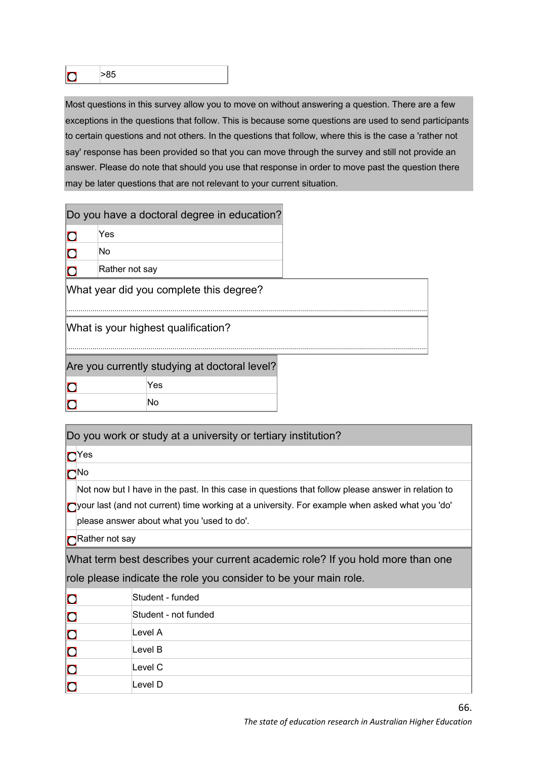| ○ | >85 |
|---|---|

Most questions in this survey allow you to move on without answering a question. There are a few exceptions in the questions that follow. This is because some questions are used to send participants to certain questions and not others. In the questions that follow, where this is the case a 'rather not say' response has been provided so that you can move through the survey and still not provide an answer. Please do note that should you use that response in order to move past the question there may be later questions that are not relevant to your current situation.

| Do you have a doctoral degree in education? | |
|---|---|
| ○ | Yes |
| ○ | No |
| ○ | Rather not say |

What year did you complete this degree?

........................................................................................................................................

What is your highest qualification?

........................................................................................................................................

| Are you currently studying at doctoral level? | |
|---|---|
| ○ | Yes |
| ○ | No |

| Do you work or study at a university or tertiary institution? | |
|---|---|
| ○ | Yes |
| ○ | No |
| ○ | Not now but I have in the past. In this case in questions that follow please answer in relation to your last (and not current) time working at a university. For example when asked what you 'do' please answer about what you 'used to do'. |
| ○ | Rather not say |

| What term best describes your current academic role? If you hold more than one role please indicate the role you consider to be your main role. | |
|---|---|
| ○ | Student - funded |
| ○ | Student - not funded |
| ○ | Level A |
| ○ | Level B |
| ○ | Level C |
| ○ | Level D |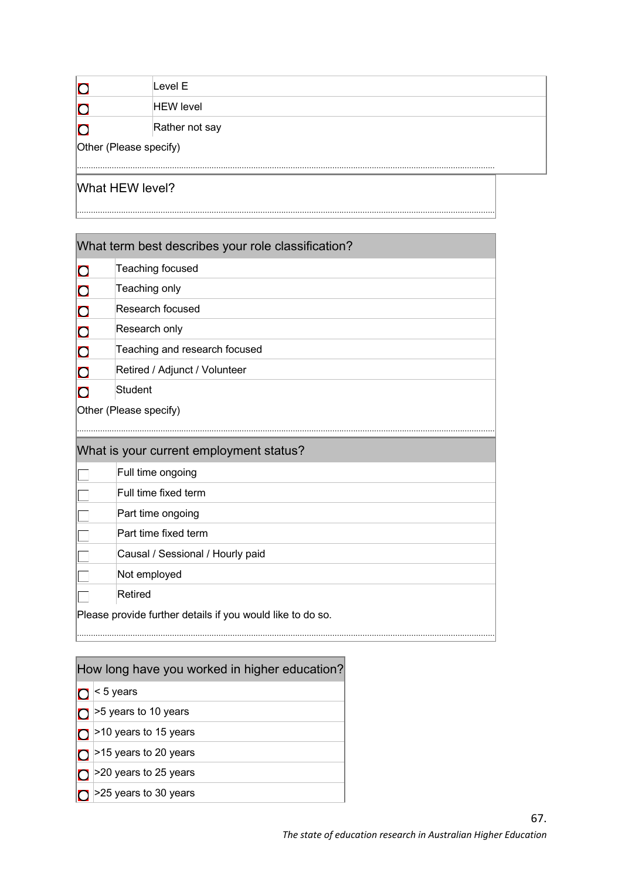| | |
|---|---|
| ○ | Level E |
| ○ | HEW level |
| ○ | Rather not say |

Other (Please specify)

..............................................................................................................................................................................................

What HEW level?

..............................................................................................................................................................................................

**What term best describes your role classification?**

| | |
|---|---|
| ○ | Teaching focused |
| ○ | Teaching only |
| ○ | Research focused |
| ○ | Research only |
| ○ | Teaching and research focused |
| ○ | Retired / Adjunct / Volunteer |
| ○ | Student |

Other (Please specify)

..............................................................................................................................................................................................

**What is your current employment status?**

| | |
|---|---|
| ☐ | Full time ongoing |
| ☐ | Full time fixed term |
| ☐ | Part time ongoing |
| ☐ | Part time fixed term |
| ☐ | Causal / Sessional / Hourly paid |
| ☐ | Not employed |
| ☐ | Retired |

Please provide further details if you would like to do so.

..............................................................................................................................................................................................

**How long have you worked in higher education?**

| | |
|---|---|
| ○ | < 5 years |
| ○ | >5 years to 10 years |
| ○ | >10 years to 15 years |
| ○ | >15 years to 20 years |
| ○ | >20 years to 25 years |
| ○ | >25 years to 30 years |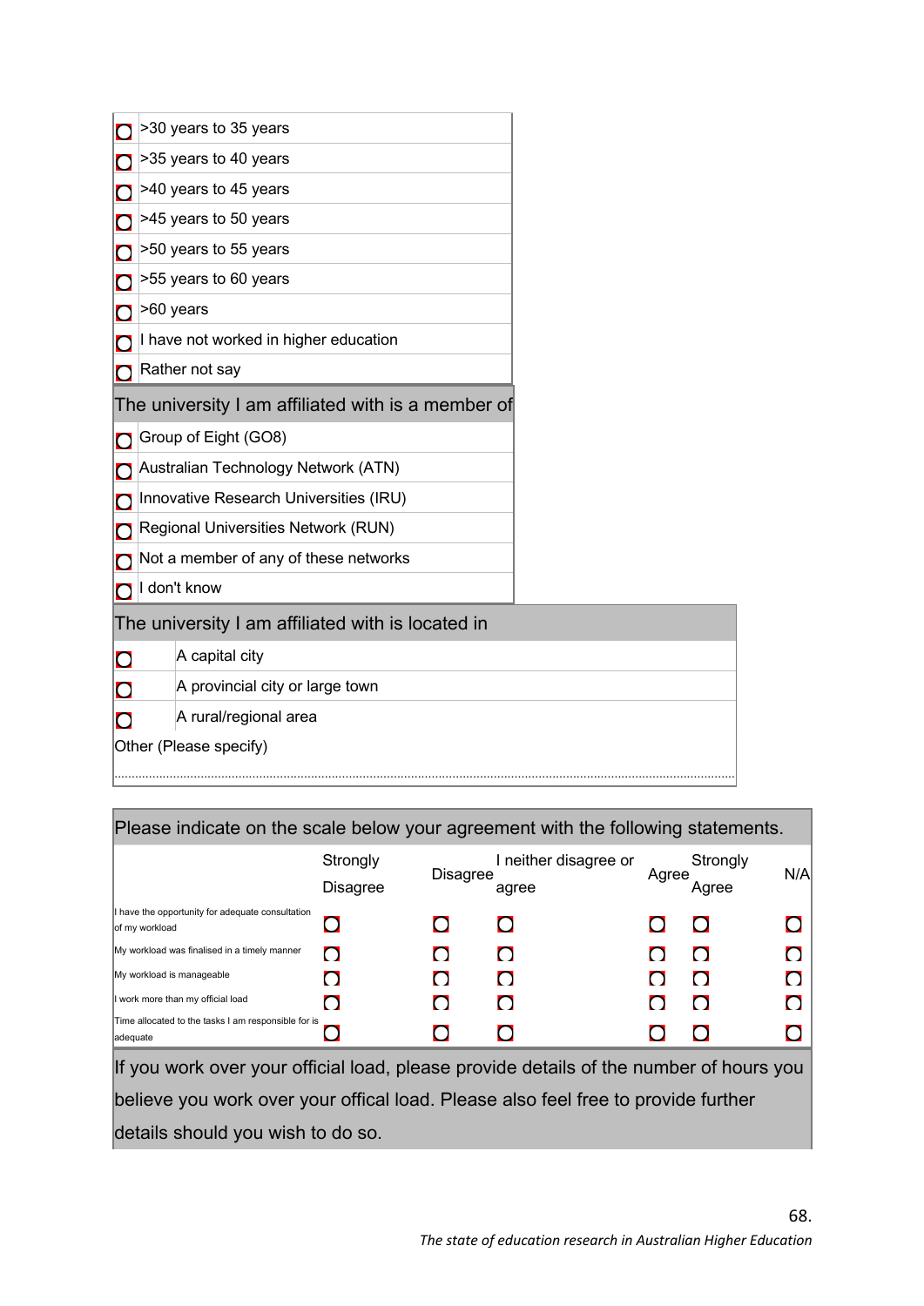| | |
|---|---|
| ○ | >30 years to 35 years |
| ○ | >35 years to 40 years |
| ○ | >40 years to 45 years |
| ○ | >45 years to 50 years |
| ○ | >50 years to 55 years |
| ○ | >55 years to 60 years |
| ○ | >60 years |
| ○ | I have not worked in higher education |
| ○ | Rather not say |

**The university I am affiliated with is a member of**

| | |
|---|---|
| ○ | Group of Eight (GO8) |
| ○ | Australian Technology Network (ATN) |
| ○ | Innovative Research Universities (IRU) |
| ○ | Regional Universities Network (RUN) |
| ○ | Not a member of any of these networks |
| ○ | I don't know |

**The university I am affiliated with is located in**

| | |
|---|---|
| ○ | A capital city |
| ○ | A provincial city or large town |
| ○ | A rural/regional area |

Other (Please specify)

..............................................................................................................................................

**Please indicate on the scale below your agreement with the following statements.**

| | Strongly Disagree | Disagree | I neither disagree or agree | Agree | Strongly Agree | N/A |
|---|---|---|---|---|---|---|
| I have the opportunity for adequate consultation of my workload | ○ | ○ | ○ | ○ | ○ | ○ |
| My workload was finalised in a timely manner | ○ | ○ | ○ | ○ | ○ | ○ |
| My workload is manageable | ○ | ○ | ○ | ○ | ○ | ○ |
| I work more than my official load | ○ | ○ | ○ | ○ | ○ | ○ |
| Time allocated to the tasks I am responsible for is adequate | ○ | ○ | ○ | ○ | ○ | ○ |

**If you work over your official load, please provide details of the number of hours you believe you work over your offical load. Please also feel free to provide further details should you wish to do so.**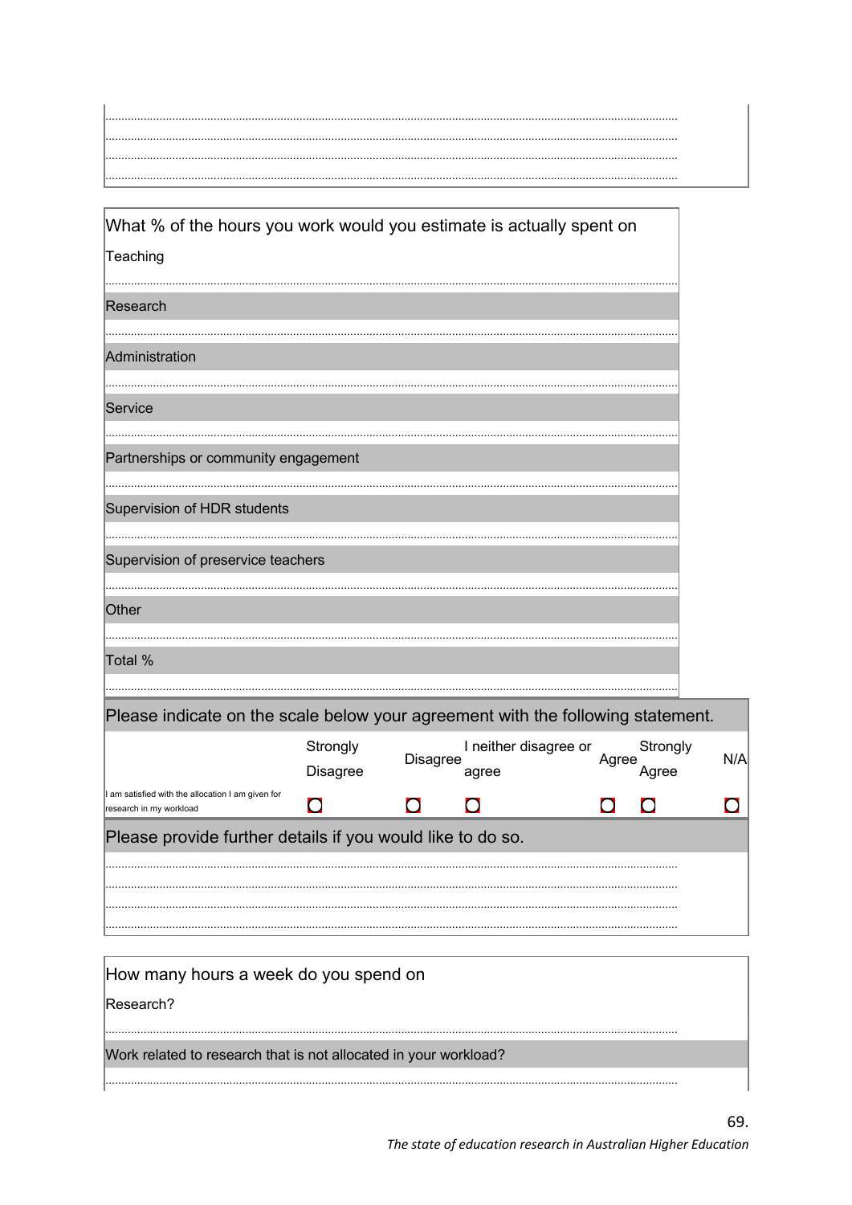........................................................................................................................................................
........................................................................................................................................................
........................................................................................................................................................
........................................................................................................................................................

What % of the hours you work would you estimate is actually spent on

Teaching

........................................................................................................................................................

Research

........................................................................................................................................................

Administration

........................................................................................................................................................

Service

........................................................................................................................................................

Partnerships or community engagement

........................................................................................................................................................

Supervision of HDR students

........................................................................................................................................................

Supervision of preservice teachers

........................................................................................................................................................

Other

........................................................................................................................................................

Total %

........................................................................................................................................................

Please indicate on the scale below your agreement with the following statement.

| | Strongly Disagree | Disagree | I neither disagree or agree | Agree | Strongly Agree | N/A |
|---|---|---|---|---|---|---|
| I am satisfied with the allocation I am given for research in my workload | ○ | ○ | ○ | ○ | ○ | ○ |

Please provide further details if you would like to do so.

........................................................................................................................................................
........................................................................................................................................................
........................................................................................................................................................
........................................................................................................................................................

How many hours a week do you spend on

Research?

........................................................................................................................................................

Work related to research that is not allocated in your workload?

........................................................................................................................................................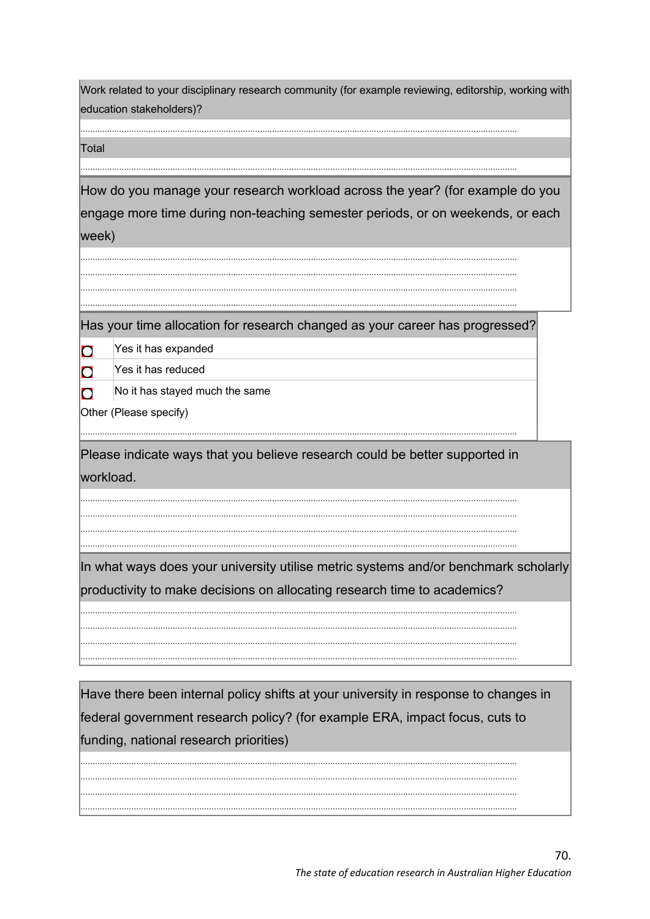Work related to your disciplinary research community (for example reviewing, editorship, working with education stakeholders)?

........................................................................................................................................................................

Total

........................................................................................................................................................................

How do you manage your research workload across the year? (for example do you engage more time during non-teaching semester periods, or on weekends, or each week)

........................................................................................................................................................................
........................................................................................................................................................................
........................................................................................................................................................................
........................................................................................................................................................................

Has your time allocation for research changed as your career has progressed?

- ○ Yes it has expanded
- ○ Yes it has reduced
- ○ No it has stayed much the same

Other (Please specify)

........................................................................................................................................................................

Please indicate ways that you believe research could be better supported in workload.

........................................................................................................................................................................
........................................................................................................................................................................
........................................................................................................................................................................
........................................................................................................................................................................

In what ways does your university utilise metric systems and/or benchmark scholarly productivity to make decisions on allocating research time to academics?

........................................................................................................................................................................
........................................................................................................................................................................
........................................................................................................................................................................
........................................................................................................................................................................

Have there been internal policy shifts at your university in response to changes in federal government research policy? (for example ERA, impact focus, cuts to funding, national research priorities)

........................................................................................................................................................................
........................................................................................................................................................................
........................................................................................................................................................................
........................................................................................................................................................................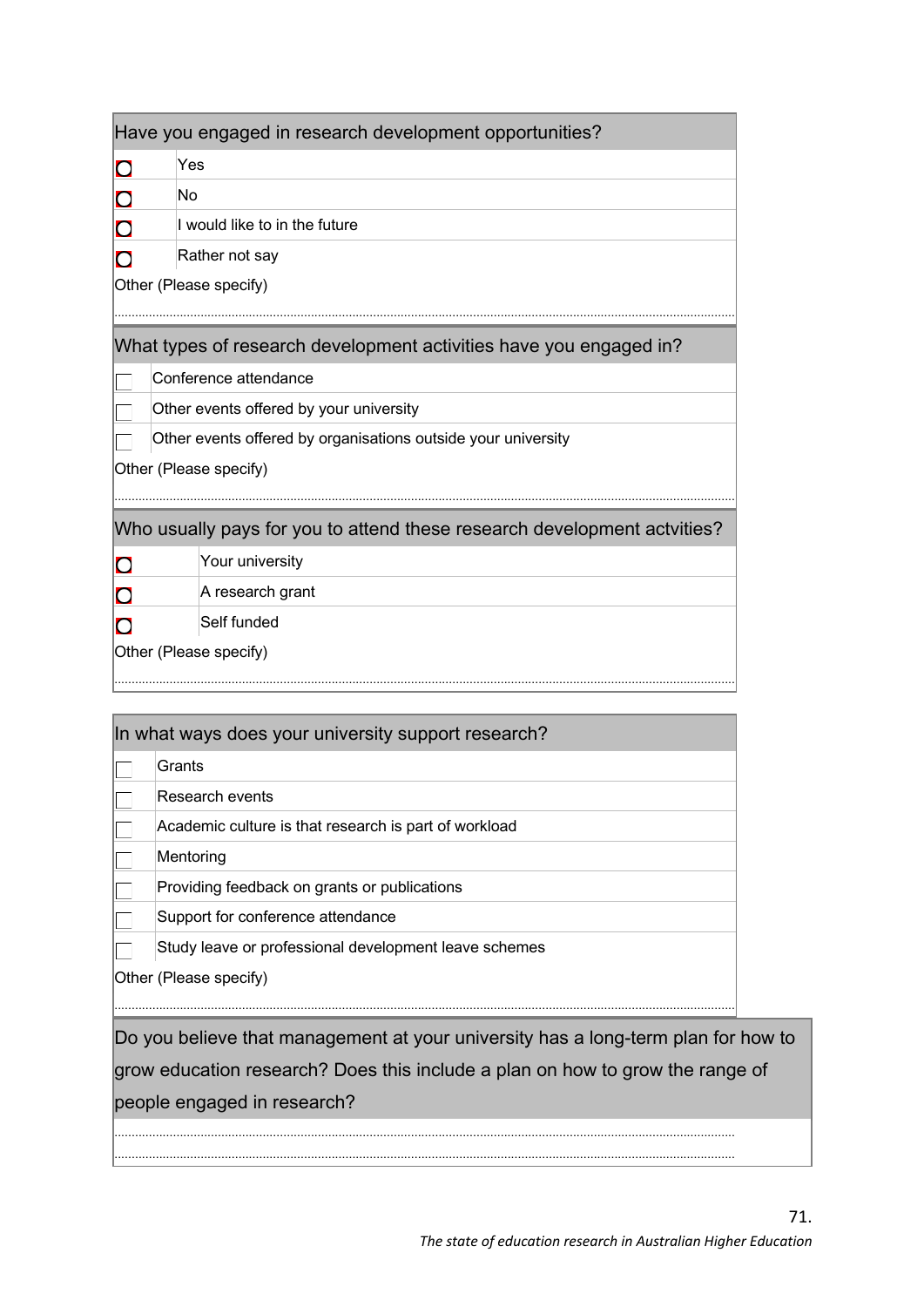| Have you engaged in research development opportunities? | |
|---|---|
| ○ | Yes |
| ○ | No |
| ○ | I would like to in the future |
| ○ | Rather not say |
| Other (Please specify) | |

| What types of research development activities have you engaged in? | |
|---|---|
| ☐ | Conference attendance |
| ☐ | Other events offered by your university |
| ☐ | Other events offered by organisations outside your university |
| Other (Please specify) | |

| Who usually pays for you to attend these research development actvities? | |
|---|---|
| ○ | Your university |
| ○ | A research grant |
| ○ | Self funded |
| Other (Please specify) | |

| In what ways does your university support research? | |
|---|---|
| ☐ | Grants |
| ☐ | Research events |
| ☐ | Academic culture is that research is part of workload |
| ☐ | Mentoring |
| ☐ | Providing feedback on grants or publications |
| ☐ | Support for conference attendance |
| ☐ | Study leave or professional development leave schemes |
| Other (Please specify) | |

| Do you believe that management at your university has a long-term plan for how to grow education research? Does this include a plan on how to grow the range of people engaged in research? |
|---|
| |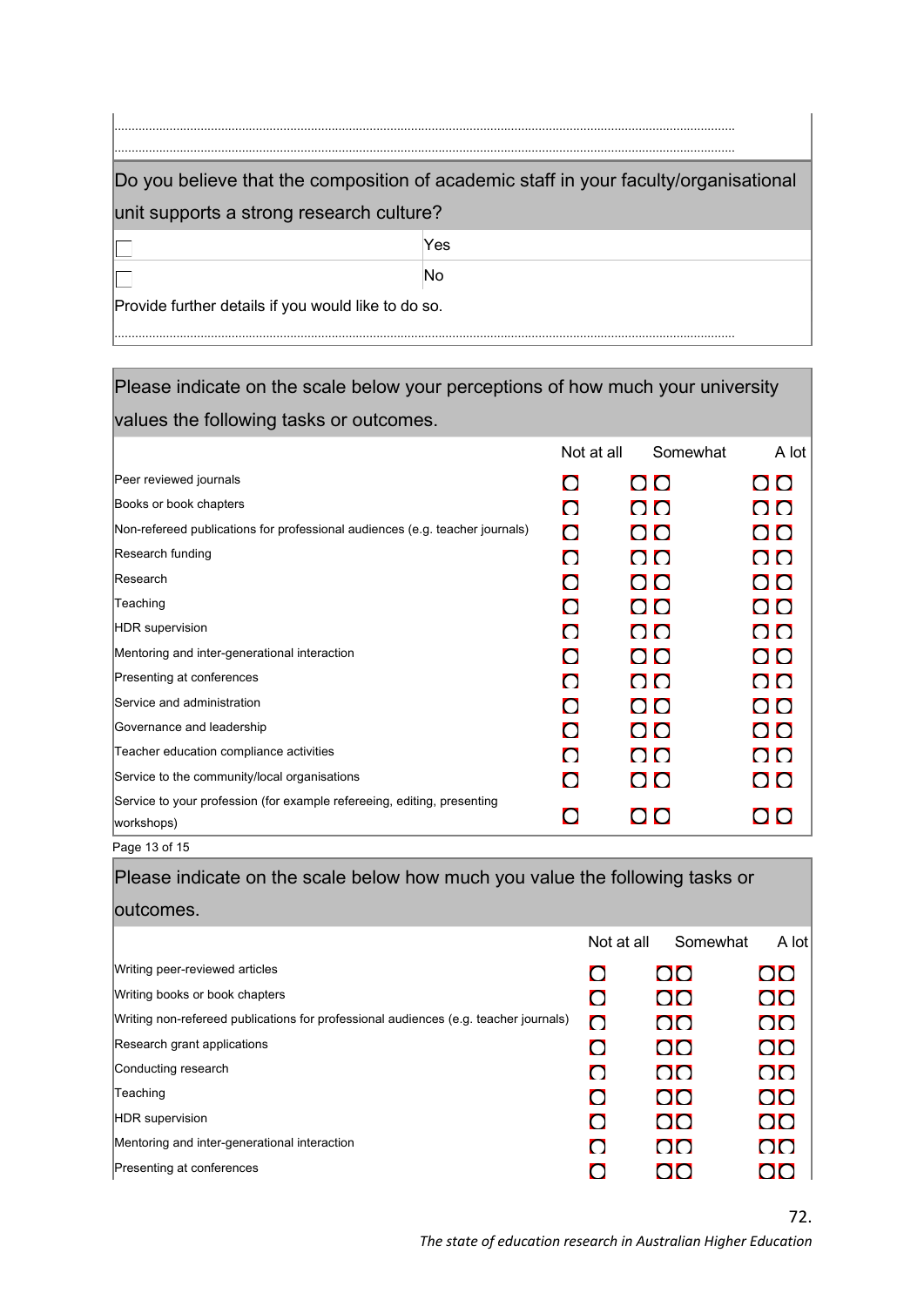.................................................................................................................................................................

.................................................................................................................................................................

Do you believe that the composition of academic staff in your faculty/organisational unit supports a strong research culture?

| | |
|---|---|
| ☐ | Yes |
| ☐ | No |

Provide further details if you would like to do so.

.................................................................................................................................................................

Please indicate on the scale below your perceptions of how much your university values the following tasks or outcomes.

| | Not at all | | Somewhat | | A lot |
|---|---|---|---|---|---|
| Peer reviewed journals | ○ | ○ | ○ | ○ | ○ |
| Books or book chapters | ○ | ○ | ○ | ○ | ○ |
| Non-refereed publications for professional audiences (e.g. teacher journals) | ○ | ○ | ○ | ○ | ○ |
| Research funding | ○ | ○ | ○ | ○ | ○ |
| Research | ○ | ○ | ○ | ○ | ○ |
| Teaching | ○ | ○ | ○ | ○ | ○ |
| HDR supervision | ○ | ○ | ○ | ○ | ○ |
| Mentoring and inter-generational interaction | ○ | ○ | ○ | ○ | ○ |
| Presenting at conferences | ○ | ○ | ○ | ○ | ○ |
| Service and administration | ○ | ○ | ○ | ○ | ○ |
| Governance and leadership | ○ | ○ | ○ | ○ | ○ |
| Teacher education compliance activities | ○ | ○ | ○ | ○ | ○ |
| Service to the community/local organisations | ○ | ○ | ○ | ○ | ○ |
| Service to your profession (for example refereeing, editing, presenting workshops) | ○ | ○ | ○ | ○ | ○ |

Please indicate on the scale below how much you value the following tasks or outcomes.

| | Not at all | | Somewhat | | A lot |
|---|---|---|---|---|---|
| Writing peer-reviewed articles | ○ | ○ | ○ | ○ | ○ |
| Writing books or book chapters | ○ | ○ | ○ | ○ | ○ |
| Writing non-refereed publications for professional audiences (e.g. teacher journals) | ○ | ○ | ○ | ○ | ○ |
| Research grant applications | ○ | ○ | ○ | ○ | ○ |
| Conducting research | ○ | ○ | ○ | ○ | ○ |
| Teaching | ○ | ○ | ○ | ○ | ○ |
| HDR supervision | ○ | ○ | ○ | ○ | ○ |
| Mentoring and inter-generational interaction | ○ | ○ | ○ | ○ | ○ |
| Presenting at conferences | ○ | ○ | ○ | ○ | ○ |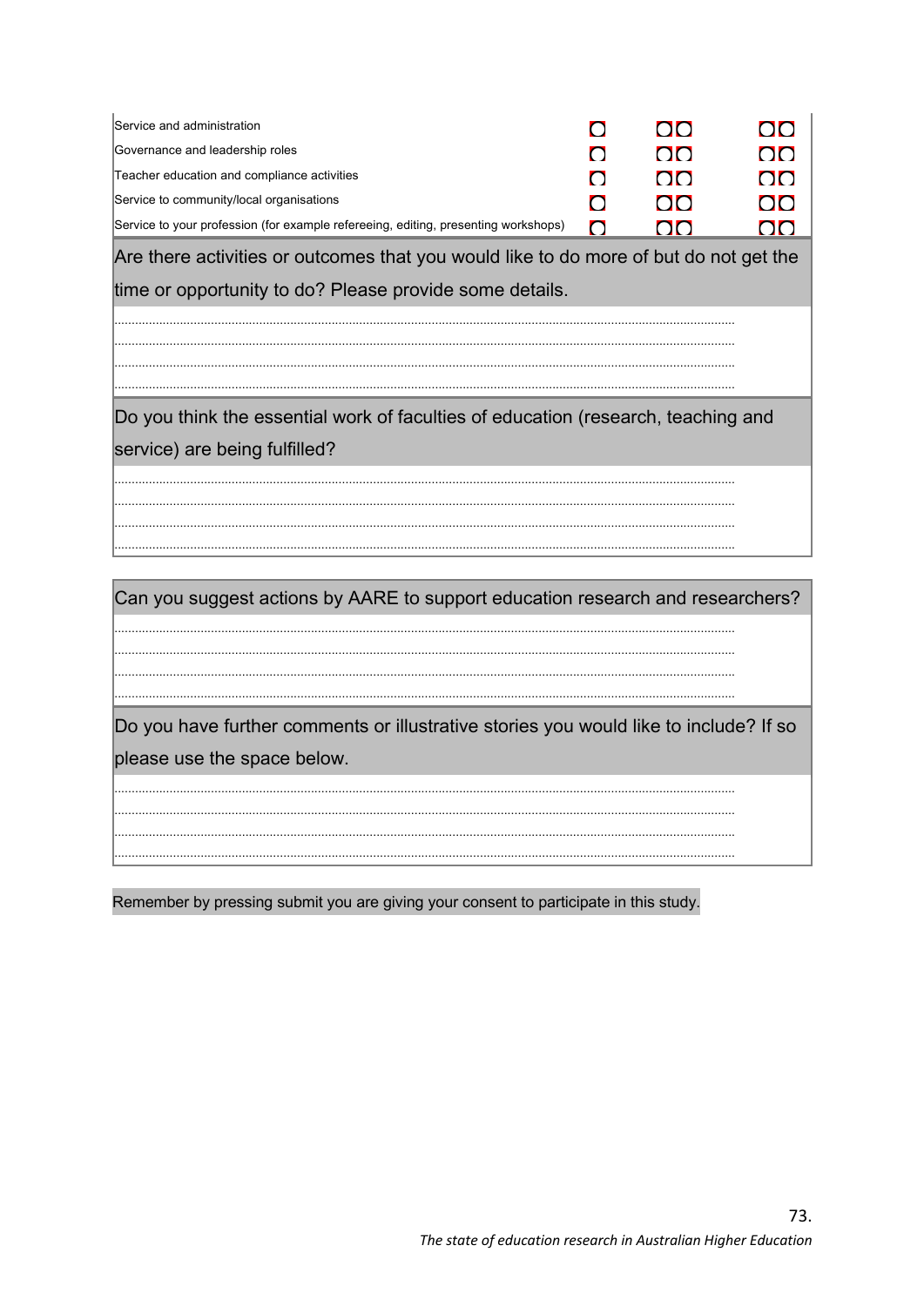| | | | |
|---|---|---|---|
| Service and administration | ○ | ○○ | ○○ |
| Governance and leadership roles | ○ | ○○ | ○○ |
| Teacher education and compliance activities | ○ | ○○ | ○○ |
| Service to community/local organisations | ○ | ○○ | ○○ |
| Service to your profession (for example refereeing, editing, presenting workshops) | ○ | ○○ | ○○ |

Are there activities or outcomes that you would like to do more of but do not get the time or opportunity to do? Please provide some details.

..........................................................................................................................................................................
..........................................................................................................................................................................
..........................................................................................................................................................................
..........................................................................................................................................................................

Do you think the essential work of faculties of education (research, teaching and service) are being fulfilled?

..........................................................................................................................................................................
..........................................................................................................................................................................
..........................................................................................................................................................................
..........................................................................................................................................................................

Can you suggest actions by AARE to support education research and researchers?

..........................................................................................................................................................................
..........................................................................................................................................................................
..........................................................................................................................................................................
..........................................................................................................................................................................

Do you have further comments or illustrative stories you would like to include? If so please use the space below.

..........................................................................................................................................................................
..........................................................................................................................................................................
..........................................................................................................................................................................
..........................................................................................................................................................................

Remember by pressing submit you are giving your consent to participate in this study.